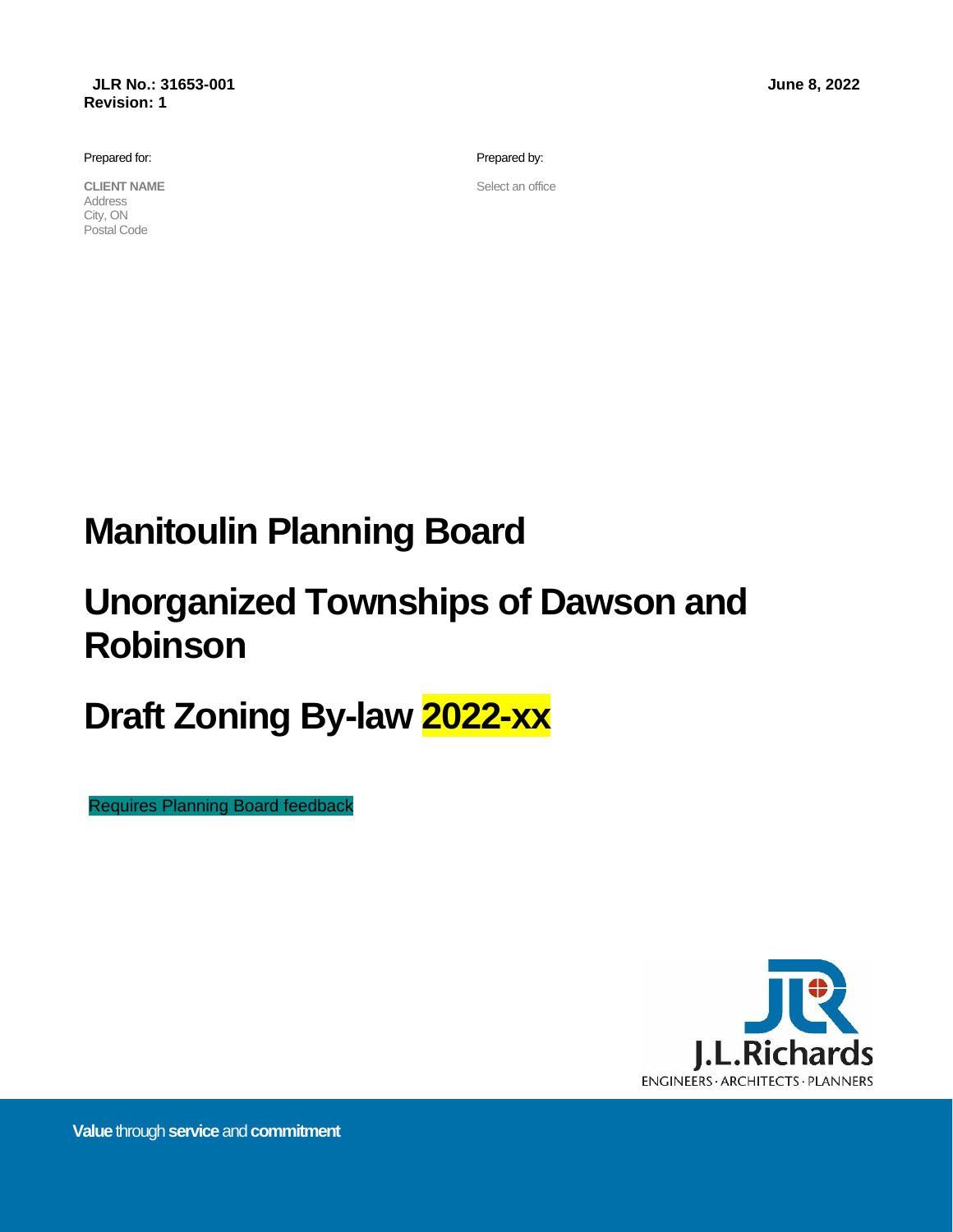**JLR No.: 31653-001**
**Revision: 1**

**June 8, 2022**

Prepared for:

**CLIENT NAME**
Address
City, ON
Postal Code

Prepared by:

Select an office

# Manitoulin Planning Board

# Unorganized Townships of Dawson and Robinson

# Draft Zoning By-law 2022-xx

Requires Planning Board feedback

J.L.Richards
ENGINEERS · ARCHITECTS · PLANNERS

**Value** through **service** and **commitment**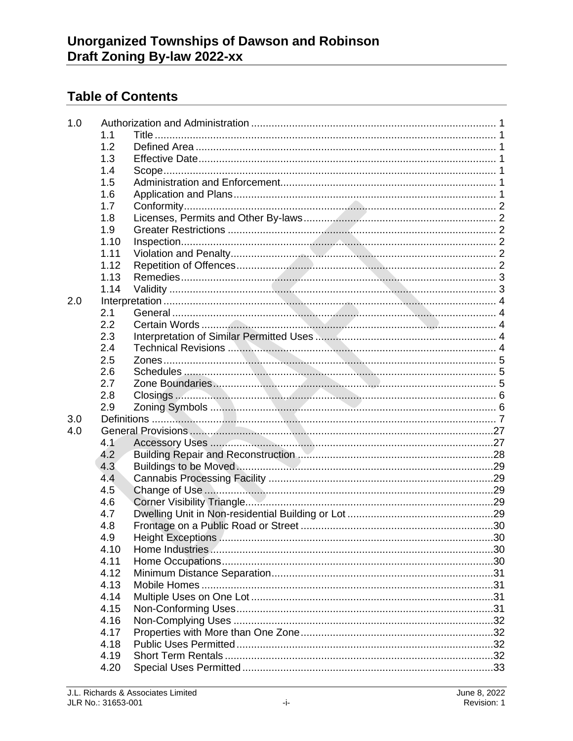## Table of Contents

| | | | |
|---|---|---|---|
| 1.0 | Authorization and Administration | | 1 |
| | 1.1 | Title | 1 |
| | 1.2 | Defined Area | 1 |
| | 1.3 | Effective Date | 1 |
| | 1.4 | Scope | 1 |
| | 1.5 | Administration and Enforcement | 1 |
| | 1.6 | Application and Plans | 1 |
| | 1.7 | Conformity | 2 |
| | 1.8 | Licenses, Permits and Other By-laws | 2 |
| | 1.9 | Greater Restrictions | 2 |
| | 1.10 | Inspection | 2 |
| | 1.11 | Violation and Penalty | 2 |
| | 1.12 | Repetition of Offences | 2 |
| | 1.13 | Remedies | 3 |
| | 1.14 | Validity | 3 |
| 2.0 | Interpretation | | 4 |
| | 2.1 | General | 4 |
| | 2.2 | Certain Words | 4 |
| | 2.3 | Interpretation of Similar Permitted Uses | 4 |
| | 2.4 | Technical Revisions | 4 |
| | 2.5 | Zones | 5 |
| | 2.6 | Schedules | 5 |
| | 2.7 | Zone Boundaries | 5 |
| | 2.8 | Closings | 6 |
| | 2.9 | Zoning Symbols | 6 |
| 3.0 | Definitions | | 7 |
| 4.0 | General Provisions | | 27 |
| | 4.1 | Accessory Uses | 27 |
| | 4.2 | Building Repair and Reconstruction | 28 |
| | 4.3 | Buildings to be Moved | 29 |
| | 4.4 | Cannabis Processing Facility | 29 |
| | 4.5 | Change of Use | 29 |
| | 4.6 | Corner Visibility Triangle | 29 |
| | 4.7 | Dwelling Unit in Non-residential Building or Lot | 29 |
| | 4.8 | Frontage on a Public Road or Street | 30 |
| | 4.9 | Height Exceptions | 30 |
| | 4.10 | Home Industries | 30 |
| | 4.11 | Home Occupations | 30 |
| | 4.12 | Minimum Distance Separation | 31 |
| | 4.13 | Mobile Homes | 31 |
| | 4.14 | Multiple Uses on One Lot | 31 |
| | 4.15 | Non-Conforming Uses | 31 |
| | 4.16 | Non-Complying Uses | 32 |
| | 4.17 | Properties with More than One Zone | 32 |
| | 4.18 | Public Uses Permitted | 32 |
| | 4.19 | Short Term Rentals | 32 |
| | 4.20 | Special Uses Permitted | 33 |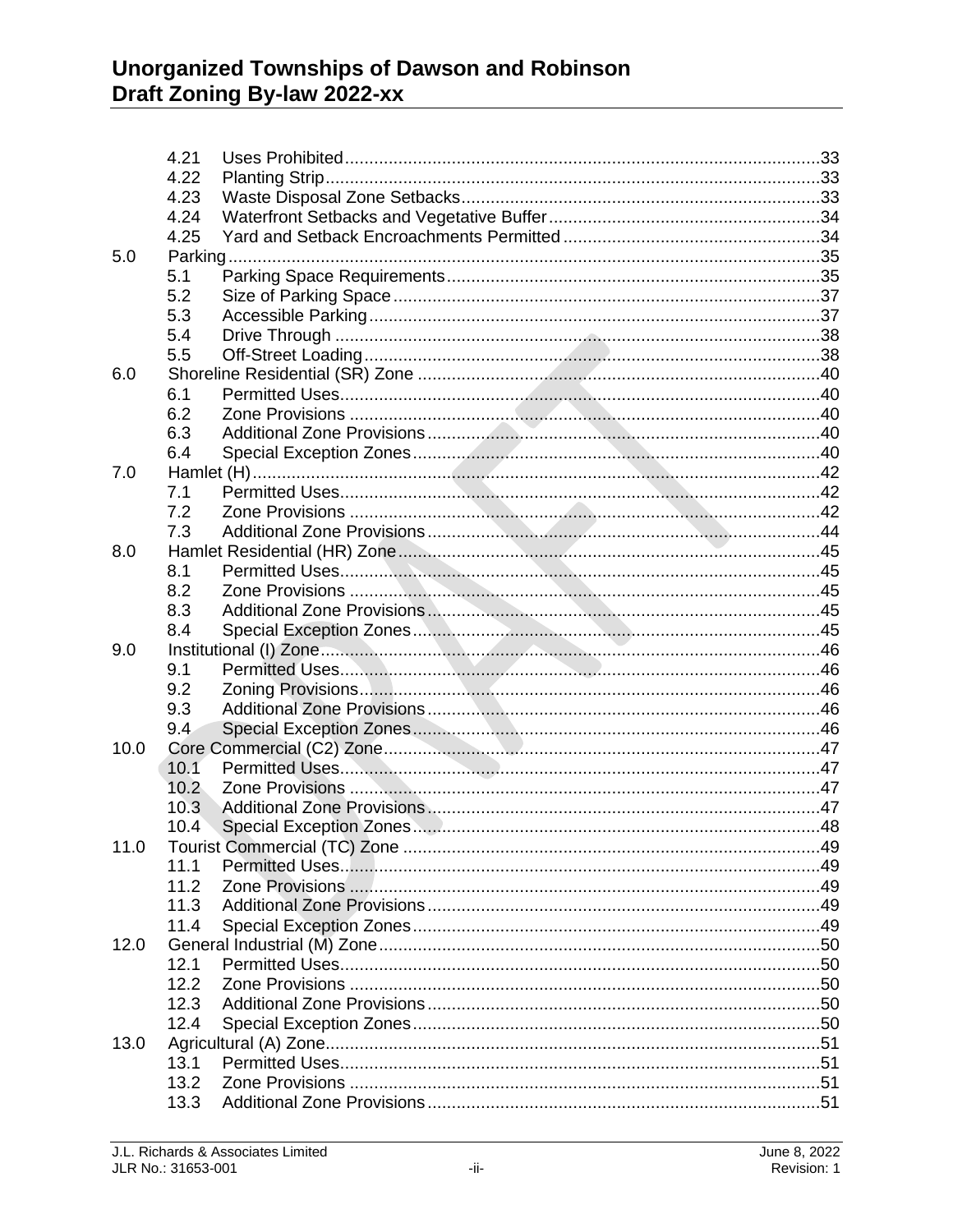- 4.21 Uses Prohibited ..... 33
- 4.22 Planting Strip ..... 33
- 4.23 Waste Disposal Zone Setbacks ..... 33
- 4.24 Waterfront Setbacks and Vegetative Buffer ..... 34
- 4.25 Yard and Setback Encroachments Permitted ..... 34

5.0 Parking ..... 35
- 5.1 Parking Space Requirements ..... 35
- 5.2 Size of Parking Space ..... 37
- 5.3 Accessible Parking ..... 37
- 5.4 Drive Through ..... 38
- 5.5 Off-Street Loading ..... 38

6.0 Shoreline Residential (SR) Zone ..... 40
- 6.1 Permitted Uses ..... 40
- 6.2 Zone Provisions ..... 40
- 6.3 Additional Zone Provisions ..... 40
- 6.4 Special Exception Zones ..... 40

7.0 Hamlet (H) ..... 42
- 7.1 Permitted Uses ..... 42
- 7.2 Zone Provisions ..... 42
- 7.3 Additional Zone Provisions ..... 44

8.0 Hamlet Residential (HR) Zone ..... 45
- 8.1 Permitted Uses ..... 45
- 8.2 Zone Provisions ..... 45
- 8.3 Additional Zone Provisions ..... 45
- 8.4 Special Exception Zones ..... 45

9.0 Institutional (I) Zone ..... 46
- 9.1 Permitted Uses ..... 46
- 9.2 Zoning Provisions ..... 46
- 9.3 Additional Zone Provisions ..... 46
- 9.4 Special Exception Zones ..... 46

10.0 Core Commercial (C2) Zone ..... 47
- 10.1 Permitted Uses ..... 47
- 10.2 Zone Provisions ..... 47
- 10.3 Additional Zone Provisions ..... 47
- 10.4 Special Exception Zones ..... 48

11.0 Tourist Commercial (TC) Zone ..... 49
- 11.1 Permitted Uses ..... 49
- 11.2 Zone Provisions ..... 49
- 11.3 Additional Zone Provisions ..... 49
- 11.4 Special Exception Zones ..... 49

12.0 General Industrial (M) Zone ..... 50
- 12.1 Permitted Uses ..... 50
- 12.2 Zone Provisions ..... 50
- 12.3 Additional Zone Provisions ..... 50
- 12.4 Special Exception Zones ..... 50

13.0 Agricultural (A) Zone ..... 51
- 13.1 Permitted Uses ..... 51
- 13.2 Zone Provisions ..... 51
- 13.3 Additional Zone Provisions ..... 51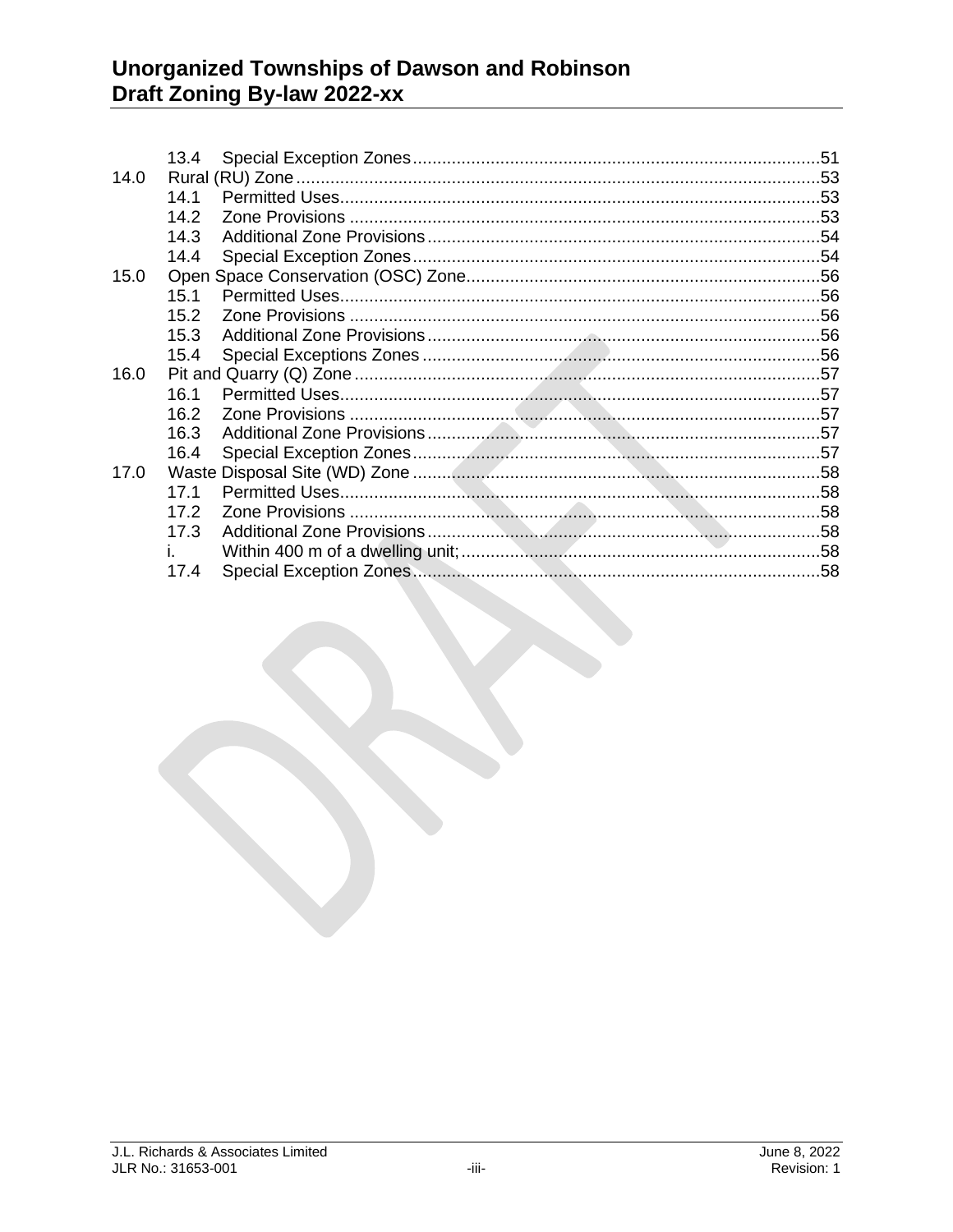13.4 Special Exception Zones ...................................................................................51

14.0 Rural (RU) Zone ...........................................................................................................53

14.1 Permitted Uses..................................................................................................53

14.2 Zone Provisions ................................................................................................53

14.3 Additional Zone Provisions ................................................................................54

14.4 Special Exception Zones ...................................................................................54

15.0 Open Space Conservation (OSC) Zone........................................................................56

15.1 Permitted Uses..................................................................................................56

15.2 Zone Provisions ................................................................................................56

15.3 Additional Zone Provisions ................................................................................56

15.4 Special Exceptions Zones .................................................................................56

16.0 Pit and Quarry (Q) Zone ................................................................................................57

16.1 Permitted Uses..................................................................................................57

16.2 Zone Provisions ................................................................................................57

16.3 Additional Zone Provisions ................................................................................57

16.4 Special Exception Zones ...................................................................................57

17.0 Waste Disposal Site (WD) Zone ....................................................................................58

17.1 Permitted Uses..................................................................................................58

17.2 Zone Provisions ................................................................................................58

17.3 Additional Zone Provisions ................................................................................58

i. Within 400 m of a dwelling unit;........................................................................58

17.4 Special Exception Zones ...................................................................................58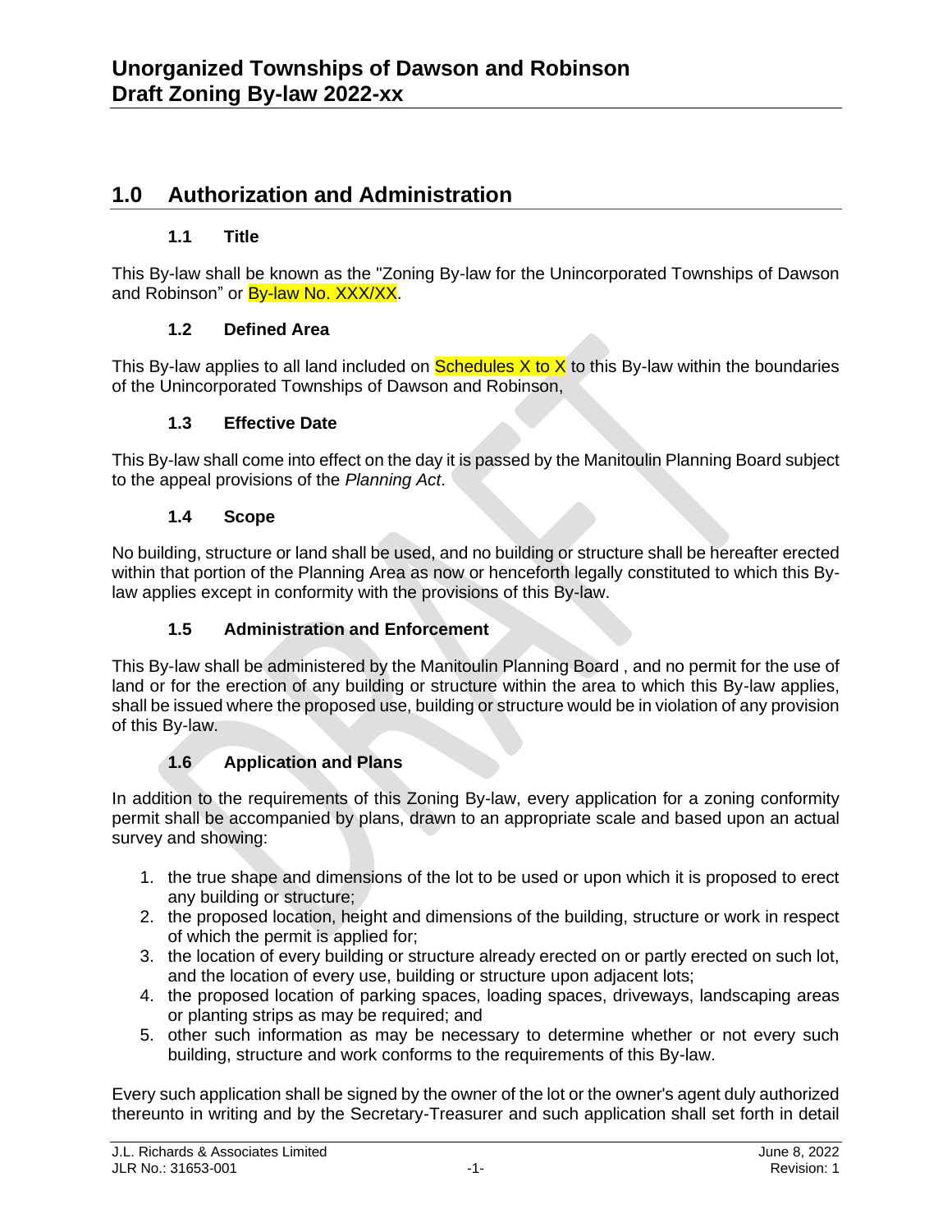## 1.0 Authorization and Administration

### 1.1 Title

This By-law shall be known as the "Zoning By-law for the Unincorporated Townships of Dawson and Robinson" or By-law No. XXX/XX.

### 1.2 Defined Area

This By-law applies to all land included on Schedules X to X to this By-law within the boundaries of the Unincorporated Townships of Dawson and Robinson,

### 1.3 Effective Date

This By-law shall come into effect on the day it is passed by the Manitoulin Planning Board subject to the appeal provisions of the *Planning Act*.

### 1.4 Scope

No building, structure or land shall be used, and no building or structure shall be hereafter erected within that portion of the Planning Area as now or henceforth legally constituted to which this By-law applies except in conformity with the provisions of this By-law.

### 1.5 Administration and Enforcement

This By-law shall be administered by the Manitoulin Planning Board , and no permit for the use of land or for the erection of any building or structure within the area to which this By-law applies, shall be issued where the proposed use, building or structure would be in violation of any provision of this By-law.

### 1.6 Application and Plans

In addition to the requirements of this Zoning By-law, every application for a zoning conformity permit shall be accompanied by plans, drawn to an appropriate scale and based upon an actual survey and showing:

1. the true shape and dimensions of the lot to be used or upon which it is proposed to erect any building or structure;
2. the proposed location, height and dimensions of the building, structure or work in respect of which the permit is applied for;
3. the location of every building or structure already erected on or partly erected on such lot, and the location of every use, building or structure upon adjacent lots;
4. the proposed location of parking spaces, loading spaces, driveways, landscaping areas or planting strips as may be required; and
5. other such information as may be necessary to determine whether or not every such building, structure and work conforms to the requirements of this By-law.

Every such application shall be signed by the owner of the lot or the owner's agent duly authorized thereunto in writing and by the Secretary-Treasurer and such application shall set forth in detail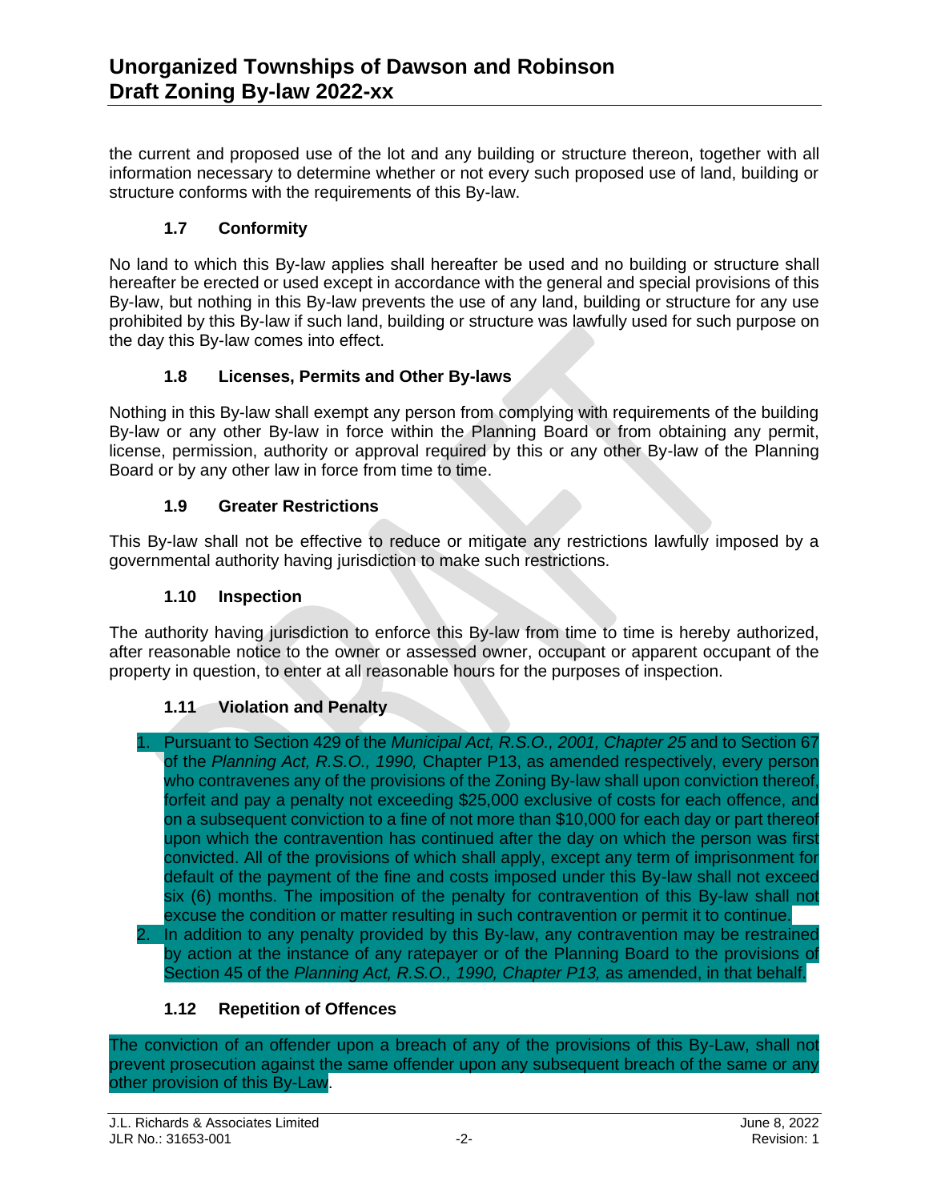the current and proposed use of the lot and any building or structure thereon, together with all information necessary to determine whether or not every such proposed use of land, building or structure conforms with the requirements of this By-law.

### 1.7 Conformity

No land to which this By-law applies shall hereafter be used and no building or structure shall hereafter be erected or used except in accordance with the general and special provisions of this By-law, but nothing in this By-law prevents the use of any land, building or structure for any use prohibited by this By-law if such land, building or structure was lawfully used for such purpose on the day this By-law comes into effect.

### 1.8 Licenses, Permits and Other By-laws

Nothing in this By-law shall exempt any person from complying with requirements of the building By-law or any other By-law in force within the Planning Board or from obtaining any permit, license, permission, authority or approval required by this or any other By-law of the Planning Board or by any other law in force from time to time.

### 1.9 Greater Restrictions

This By-law shall not be effective to reduce or mitigate any restrictions lawfully imposed by a governmental authority having jurisdiction to make such restrictions.

### 1.10 Inspection

The authority having jurisdiction to enforce this By-law from time to time is hereby authorized, after reasonable notice to the owner or assessed owner, occupant or apparent occupant of the property in question, to enter at all reasonable hours for the purposes of inspection.

### 1.11 Violation and Penalty

1. Pursuant to Section 429 of the *Municipal Act, R.S.O., 2001, Chapter 25* and to Section 67 of the *Planning Act, R.S.O., 1990,* Chapter P13, as amended respectively, every person who contravenes any of the provisions of the Zoning By-law shall upon conviction thereof, forfeit and pay a penalty not exceeding $25,000 exclusive of costs for each offence, and on a subsequent conviction to a fine of not more than $10,000 for each day or part thereof upon which the contravention has continued after the day on which the person was first convicted. All of the provisions of which shall apply, except any term of imprisonment for default of the payment of the fine and costs imposed under this By-law shall not exceed six (6) months. The imposition of the penalty for contravention of this By-law shall not excuse the condition or matter resulting in such contravention or permit it to continue.
2. In addition to any penalty provided by this By-law, any contravention may be restrained by action at the instance of any ratepayer or of the Planning Board to the provisions of Section 45 of the *Planning Act, R.S.O., 1990, Chapter P13,* as amended, in that behalf.

### 1.12 Repetition of Offences

The conviction of an offender upon a breach of any of the provisions of this By-Law, shall not prevent prosecution against the same offender upon any subsequent breach of the same or any other provision of this By-Law.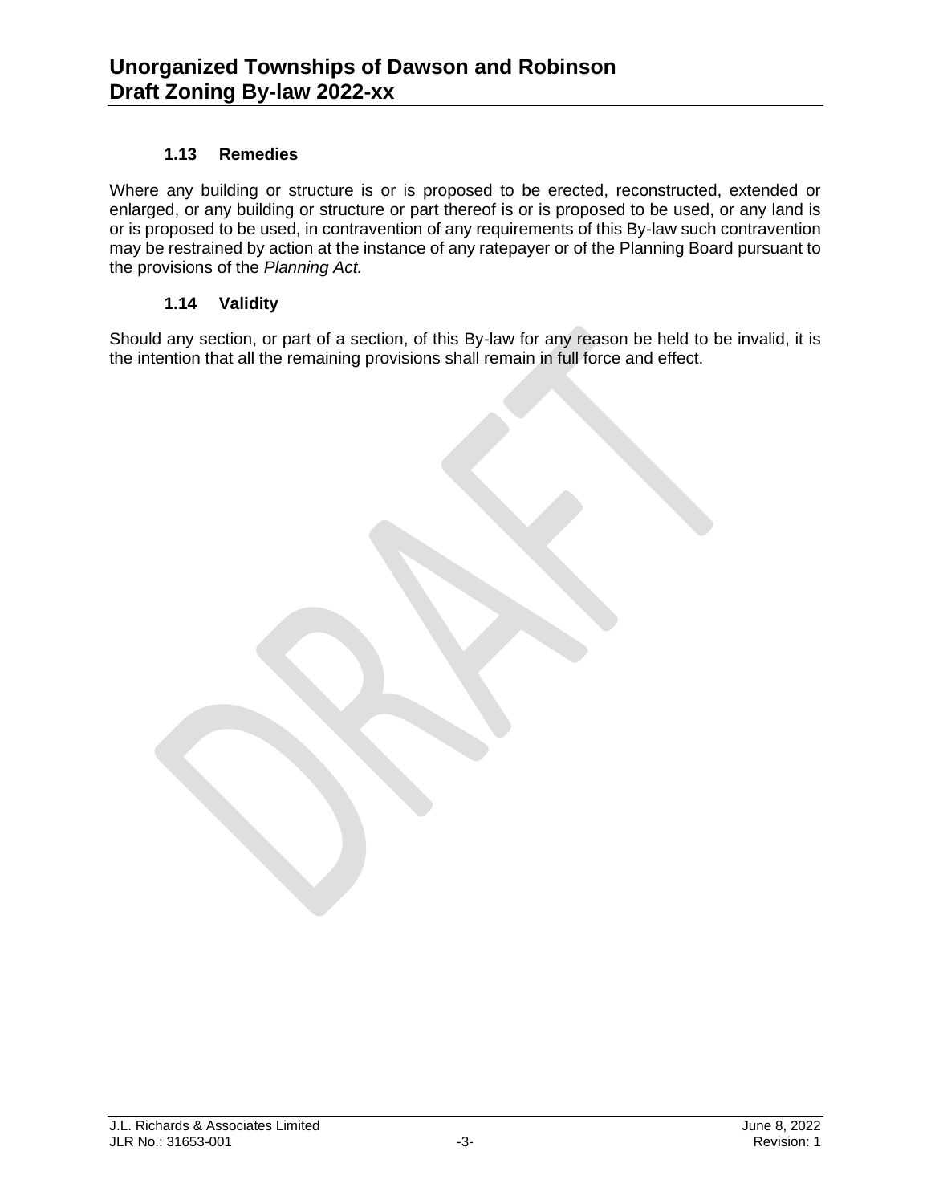### 1.13 Remedies

Where any building or structure is or is proposed to be erected, reconstructed, extended or enlarged, or any building or structure or part thereof is or is proposed to be used, or any land is or is proposed to be used, in contravention of any requirements of this By-law such contravention may be restrained by action at the instance of any ratepayer or of the Planning Board pursuant to the provisions of the *Planning Act.*

### 1.14 Validity

Should any section, or part of a section, of this By-law for any reason be held to be invalid, it is the intention that all the remaining provisions shall remain in full force and effect.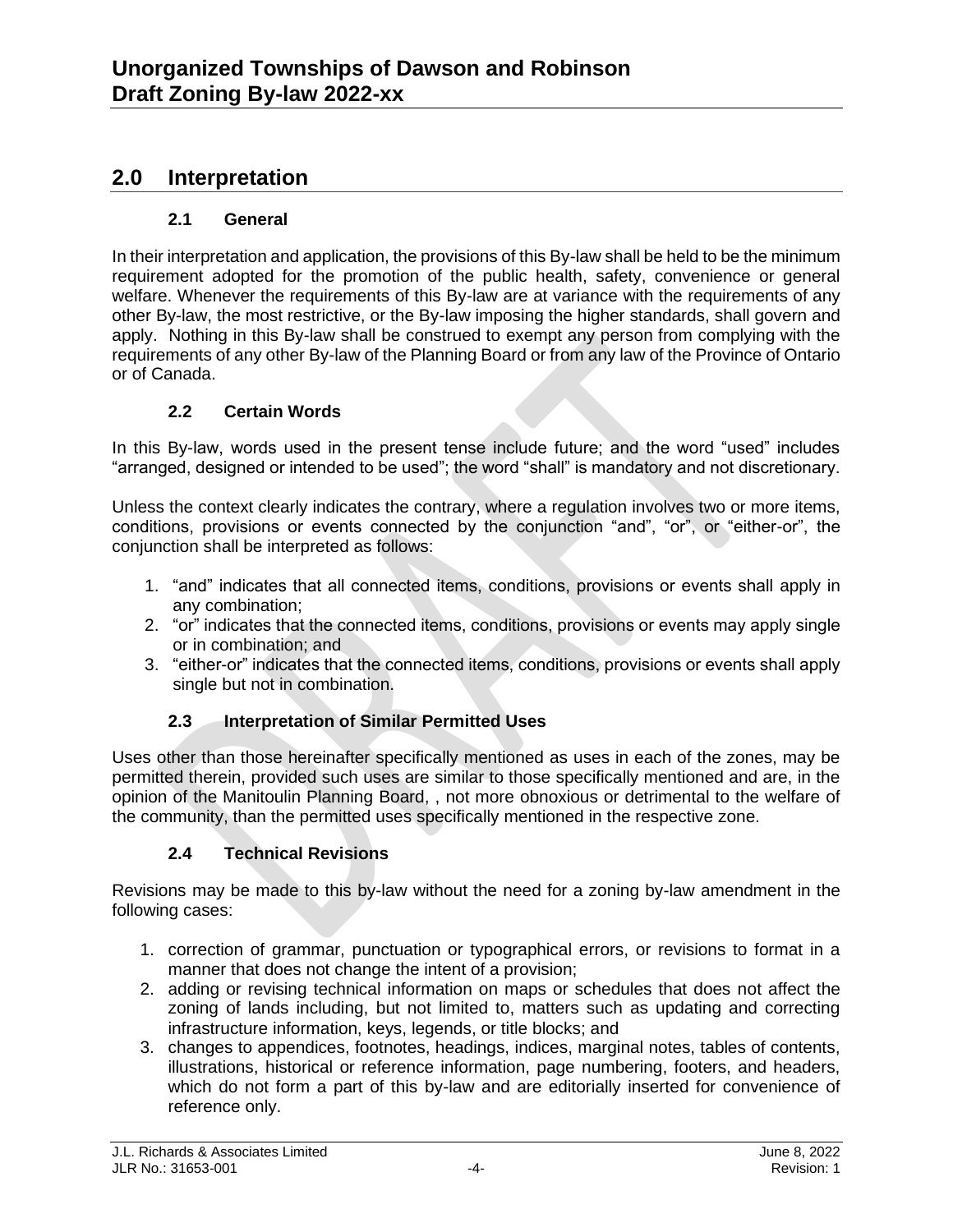## 2.0 Interpretation

### 2.1 General

In their interpretation and application, the provisions of this By-law shall be held to be the minimum requirement adopted for the promotion of the public health, safety, convenience or general welfare. Whenever the requirements of this By-law are at variance with the requirements of any other By-law, the most restrictive, or the By-law imposing the higher standards, shall govern and apply. Nothing in this By-law shall be construed to exempt any person from complying with the requirements of any other By-law of the Planning Board or from any law of the Province of Ontario or of Canada.

### 2.2 Certain Words

In this By-law, words used in the present tense include future; and the word "used" includes "arranged, designed or intended to be used"; the word "shall" is mandatory and not discretionary.

Unless the context clearly indicates the contrary, where a regulation involves two or more items, conditions, provisions or events connected by the conjunction "and", "or", or "either-or", the conjunction shall be interpreted as follows:

1. "and" indicates that all connected items, conditions, provisions or events shall apply in any combination;
2. "or" indicates that the connected items, conditions, provisions or events may apply single or in combination; and
3. "either-or" indicates that the connected items, conditions, provisions or events shall apply single but not in combination.

### 2.3 Interpretation of Similar Permitted Uses

Uses other than those hereinafter specifically mentioned as uses in each of the zones, may be permitted therein, provided such uses are similar to those specifically mentioned and are, in the opinion of the Manitoulin Planning Board, , not more obnoxious or detrimental to the welfare of the community, than the permitted uses specifically mentioned in the respective zone.

### 2.4 Technical Revisions

Revisions may be made to this by-law without the need for a zoning by-law amendment in the following cases:

1. correction of grammar, punctuation or typographical errors, or revisions to format in a manner that does not change the intent of a provision;
2. adding or revising technical information on maps or schedules that does not affect the zoning of lands including, but not limited to, matters such as updating and correcting infrastructure information, keys, legends, or title blocks; and
3. changes to appendices, footnotes, headings, indices, marginal notes, tables of contents, illustrations, historical or reference information, page numbering, footers, and headers, which do not form a part of this by-law and are editorially inserted for convenience of reference only.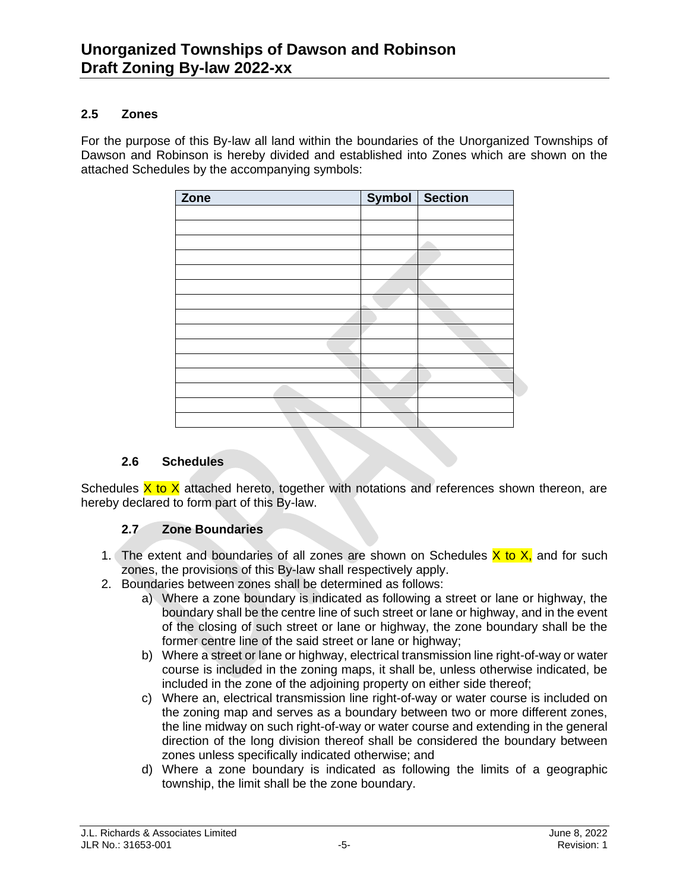### 2.5 Zones

For the purpose of this By-law all land within the boundaries of the Unorganized Townships of Dawson and Robinson is hereby divided and established into Zones which are shown on the attached Schedules by the accompanying symbols:

| Zone | Symbol | Section |
|---|---|---|
| | | |
| | | |
| | | |
| | | |
| | | |
| | | |
| | | |
| | | |
| | | |
| | | |
| | | |
| | | |
| | | |
| | | |
| | | |

### 2.6 Schedules

Schedules X to X attached hereto, together with notations and references shown thereon, are hereby declared to form part of this By-law.

### 2.7 Zone Boundaries

1. The extent and boundaries of all zones are shown on Schedules X to X, and for such zones, the provisions of this By-law shall respectively apply.
2. Boundaries between zones shall be determined as follows:
   a) Where a zone boundary is indicated as following a street or lane or highway, the boundary shall be the centre line of such street or lane or highway, and in the event of the closing of such street or lane or highway, the zone boundary shall be the former centre line of the said street or lane or highway;
   b) Where a street or lane or highway, electrical transmission line right-of-way or water course is included in the zoning maps, it shall be, unless otherwise indicated, be included in the zone of the adjoining property on either side thereof;
   c) Where an, electrical transmission line right-of-way or water course is included on the zoning map and serves as a boundary between two or more different zones, the line midway on such right-of-way or water course and extending in the general direction of the long division thereof shall be considered the boundary between zones unless specifically indicated otherwise; and
   d) Where a zone boundary is indicated as following the limits of a geographic township, the limit shall be the zone boundary.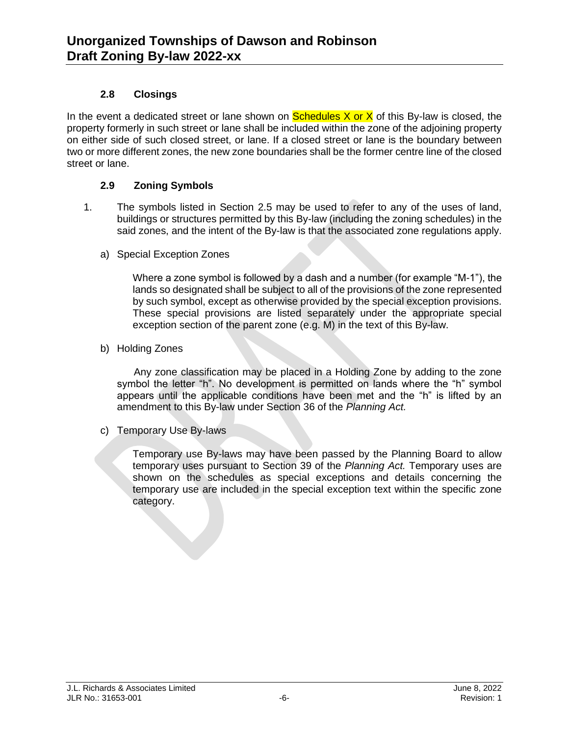### 2.8 Closings

In the event a dedicated street or lane shown on Schedules X or X of this By-law is closed, the property formerly in such street or lane shall be included within the zone of the adjoining property on either side of such closed street, or lane. If a closed street or lane is the boundary between two or more different zones, the new zone boundaries shall be the former centre line of the closed street or lane.

### 2.9 Zoning Symbols

1. The symbols listed in Section 2.5 may be used to refer to any of the uses of land, buildings or structures permitted by this By-law (including the zoning schedules) in the said zones, and the intent of the By-law is that the associated zone regulations apply.

   a) Special Exception Zones

      Where a zone symbol is followed by a dash and a number (for example "M-1"), the lands so designated shall be subject to all of the provisions of the zone represented by such symbol, except as otherwise provided by the special exception provisions. These special provisions are listed separately under the appropriate special exception section of the parent zone (e.g. M) in the text of this By-law.

   b) Holding Zones

      Any zone classification may be placed in a Holding Zone by adding to the zone symbol the letter "h". No development is permitted on lands where the "h" symbol appears until the applicable conditions have been met and the "h" is lifted by an amendment to this By-law under Section 36 of the *Planning Act.*

   c) Temporary Use By-laws

      Temporary use By-laws may have been passed by the Planning Board to allow temporary uses pursuant to Section 39 of the *Planning Act.* Temporary uses are shown on the schedules as special exceptions and details concerning the temporary use are included in the special exception text within the specific zone category.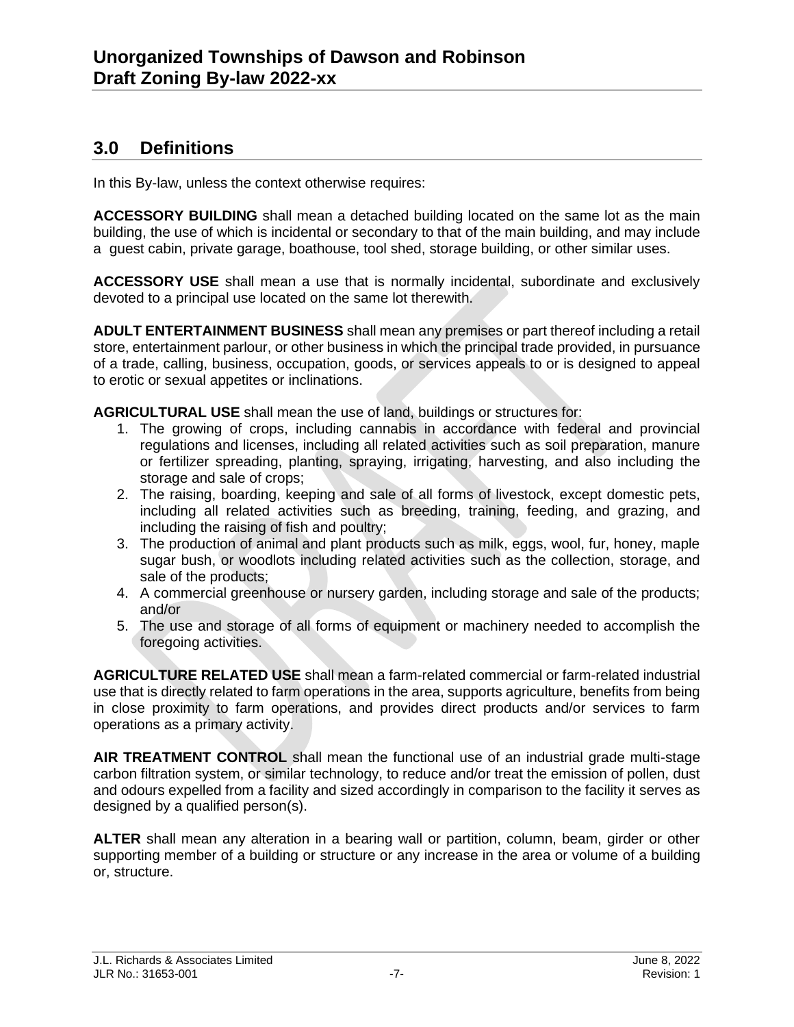## 3.0 Definitions

In this By-law, unless the context otherwise requires:

**ACCESSORY BUILDING** shall mean a detached building located on the same lot as the main building, the use of which is incidental or secondary to that of the main building, and may include a guest cabin, private garage, boathouse, tool shed, storage building, or other similar uses.

**ACCESSORY USE** shall mean a use that is normally incidental, subordinate and exclusively devoted to a principal use located on the same lot therewith.

**ADULT ENTERTAINMENT BUSINESS** shall mean any premises or part thereof including a retail store, entertainment parlour, or other business in which the principal trade provided, in pursuance of a trade, calling, business, occupation, goods, or services appeals to or is designed to appeal to erotic or sexual appetites or inclinations.

**AGRICULTURAL USE** shall mean the use of land, buildings or structures for:

1. The growing of crops, including cannabis in accordance with federal and provincial regulations and licenses, including all related activities such as soil preparation, manure or fertilizer spreading, planting, spraying, irrigating, harvesting, and also including the storage and sale of crops;
2. The raising, boarding, keeping and sale of all forms of livestock, except domestic pets, including all related activities such as breeding, training, feeding, and grazing, and including the raising of fish and poultry;
3. The production of animal and plant products such as milk, eggs, wool, fur, honey, maple sugar bush, or woodlots including related activities such as the collection, storage, and sale of the products;
4. A commercial greenhouse or nursery garden, including storage and sale of the products; and/or
5. The use and storage of all forms of equipment or machinery needed to accomplish the foregoing activities.

**AGRICULTURE RELATED USE** shall mean a farm-related commercial or farm-related industrial use that is directly related to farm operations in the area, supports agriculture, benefits from being in close proximity to farm operations, and provides direct products and/or services to farm operations as a primary activity.

**AIR TREATMENT CONTROL** shall mean the functional use of an industrial grade multi-stage carbon filtration system, or similar technology, to reduce and/or treat the emission of pollen, dust and odours expelled from a facility and sized accordingly in comparison to the facility it serves as designed by a qualified person(s).

**ALTER** shall mean any alteration in a bearing wall or partition, column, beam, girder or other supporting member of a building or structure or any increase in the area or volume of a building or, structure.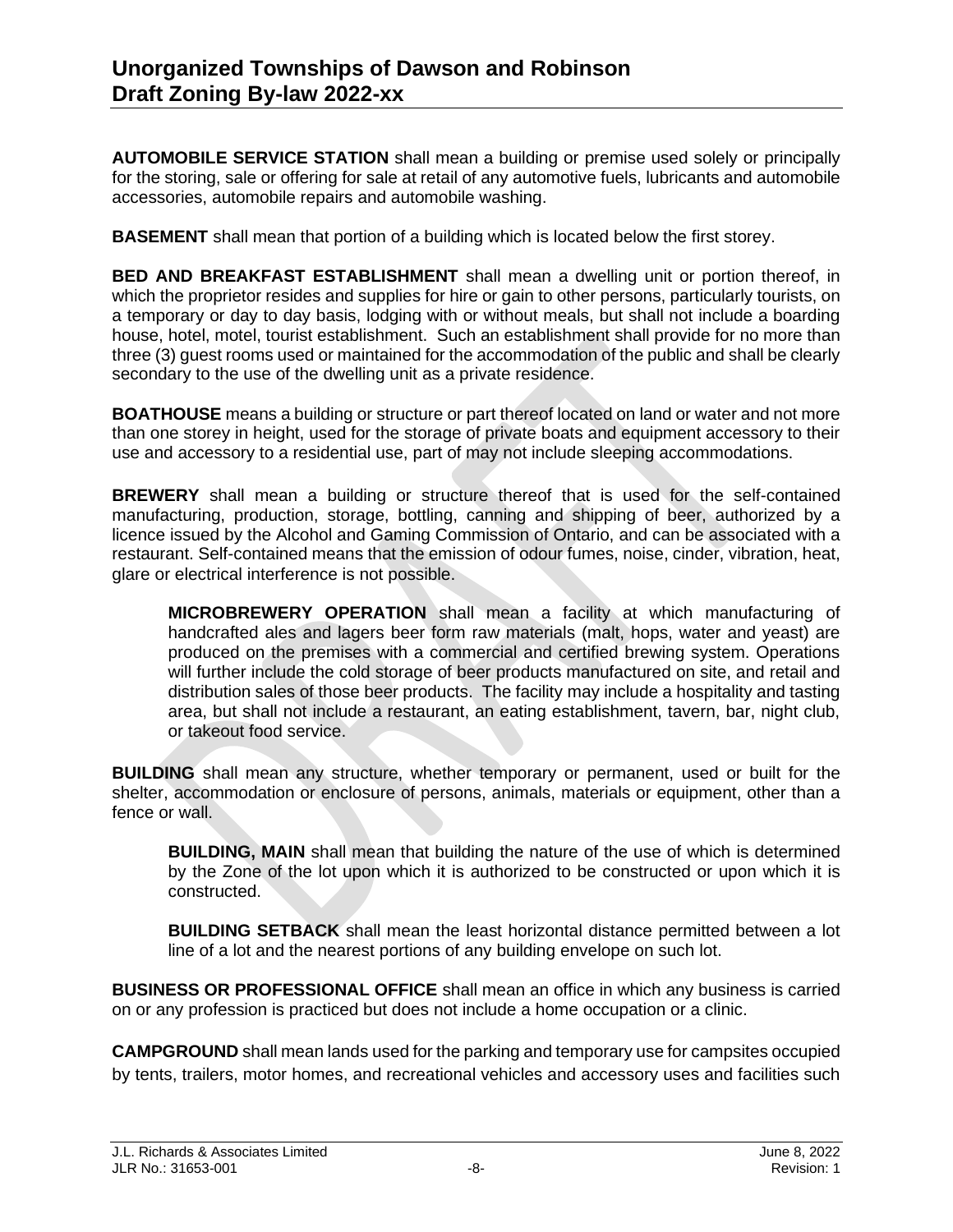**AUTOMOBILE SERVICE STATION** shall mean a building or premise used solely or principally for the storing, sale or offering for sale at retail of any automotive fuels, lubricants and automobile accessories, automobile repairs and automobile washing.

**BASEMENT** shall mean that portion of a building which is located below the first storey.

**BED AND BREAKFAST ESTABLISHMENT** shall mean a dwelling unit or portion thereof, in which the proprietor resides and supplies for hire or gain to other persons, particularly tourists, on a temporary or day to day basis, lodging with or without meals, but shall not include a boarding house, hotel, motel, tourist establishment. Such an establishment shall provide for no more than three (3) guest rooms used or maintained for the accommodation of the public and shall be clearly secondary to the use of the dwelling unit as a private residence.

**BOATHOUSE** means a building or structure or part thereof located on land or water and not more than one storey in height, used for the storage of private boats and equipment accessory to their use and accessory to a residential use, part of may not include sleeping accommodations.

**BREWERY** shall mean a building or structure thereof that is used for the self-contained manufacturing, production, storage, bottling, canning and shipping of beer, authorized by a licence issued by the Alcohol and Gaming Commission of Ontario, and can be associated with a restaurant. Self-contained means that the emission of odour fumes, noise, cinder, vibration, heat, glare or electrical interference is not possible.

> **MICROBREWERY OPERATION** shall mean a facility at which manufacturing of handcrafted ales and lagers beer form raw materials (malt, hops, water and yeast) are produced on the premises with a commercial and certified brewing system. Operations will further include the cold storage of beer products manufactured on site, and retail and distribution sales of those beer products. The facility may include a hospitality and tasting area, but shall not include a restaurant, an eating establishment, tavern, bar, night club, or takeout food service.

**BUILDING** shall mean any structure, whether temporary or permanent, used or built for the shelter, accommodation or enclosure of persons, animals, materials or equipment, other than a fence or wall.

> **BUILDING, MAIN** shall mean that building the nature of the use of which is determined by the Zone of the lot upon which it is authorized to be constructed or upon which it is constructed.

> **BUILDING SETBACK** shall mean the least horizontal distance permitted between a lot line of a lot and the nearest portions of any building envelope on such lot.

**BUSINESS OR PROFESSIONAL OFFICE** shall mean an office in which any business is carried on or any profession is practiced but does not include a home occupation or a clinic.

**CAMPGROUND** shall mean lands used for the parking and temporary use for campsites occupied by tents, trailers, motor homes, and recreational vehicles and accessory uses and facilities such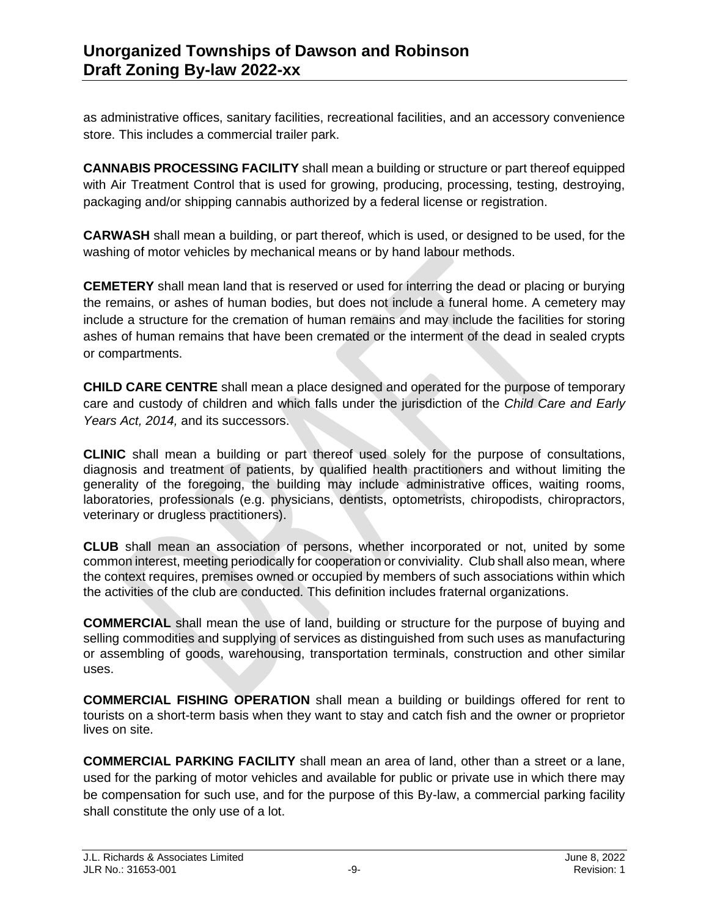as administrative offices, sanitary facilities, recreational facilities, and an accessory convenience store. This includes a commercial trailer park.

**CANNABIS PROCESSING FACILITY** shall mean a building or structure or part thereof equipped with Air Treatment Control that is used for growing, producing, processing, testing, destroying, packaging and/or shipping cannabis authorized by a federal license or registration.

**CARWASH** shall mean a building, or part thereof, which is used, or designed to be used, for the washing of motor vehicles by mechanical means or by hand labour methods.

**CEMETERY** shall mean land that is reserved or used for interring the dead or placing or burying the remains, or ashes of human bodies, but does not include a funeral home. A cemetery may include a structure for the cremation of human remains and may include the facilities for storing ashes of human remains that have been cremated or the interment of the dead in sealed crypts or compartments.

**CHILD CARE CENTRE** shall mean a place designed and operated for the purpose of temporary care and custody of children and which falls under the jurisdiction of the *Child Care and Early Years Act, 2014,* and its successors.

**CLINIC** shall mean a building or part thereof used solely for the purpose of consultations, diagnosis and treatment of patients, by qualified health practitioners and without limiting the generality of the foregoing, the building may include administrative offices, waiting rooms, laboratories, professionals (e.g. physicians, dentists, optometrists, chiropodists, chiropractors, veterinary or drugless practitioners).

**CLUB** shall mean an association of persons, whether incorporated or not, united by some common interest, meeting periodically for cooperation or conviviality. Club shall also mean, where the context requires, premises owned or occupied by members of such associations within which the activities of the club are conducted. This definition includes fraternal organizations.

**COMMERCIAL** shall mean the use of land, building or structure for the purpose of buying and selling commodities and supplying of services as distinguished from such uses as manufacturing or assembling of goods, warehousing, transportation terminals, construction and other similar uses.

**COMMERCIAL FISHING OPERATION** shall mean a building or buildings offered for rent to tourists on a short-term basis when they want to stay and catch fish and the owner or proprietor lives on site.

**COMMERCIAL PARKING FACILITY** shall mean an area of land, other than a street or a lane, used for the parking of motor vehicles and available for public or private use in which there may be compensation for such use, and for the purpose of this By-law, a commercial parking facility shall constitute the only use of a lot.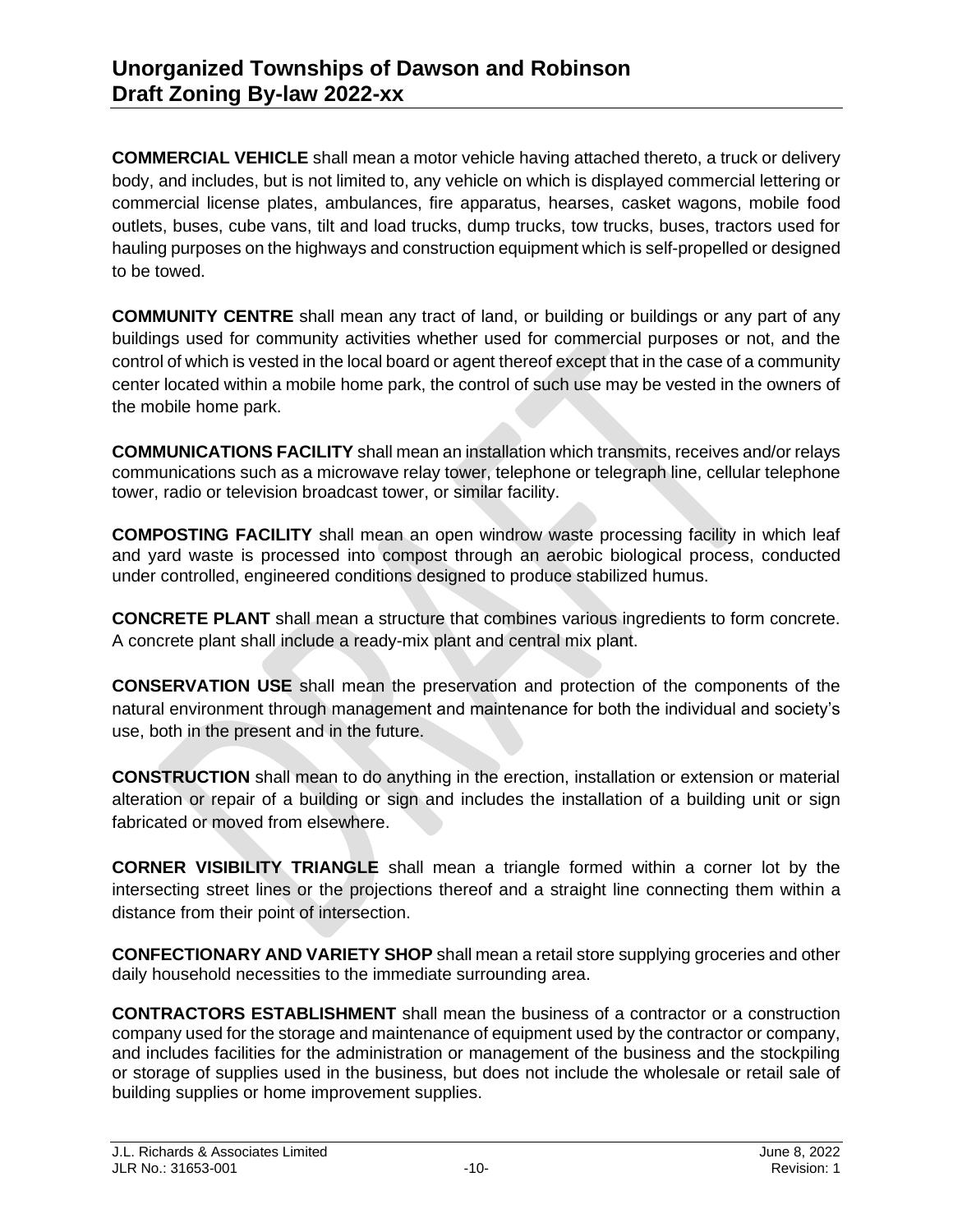**COMMERCIAL VEHICLE** shall mean a motor vehicle having attached thereto, a truck or delivery body, and includes, but is not limited to, any vehicle on which is displayed commercial lettering or commercial license plates, ambulances, fire apparatus, hearses, casket wagons, mobile food outlets, buses, cube vans, tilt and load trucks, dump trucks, tow trucks, buses, tractors used for hauling purposes on the highways and construction equipment which is self-propelled or designed to be towed.

**COMMUNITY CENTRE** shall mean any tract of land, or building or buildings or any part of any buildings used for community activities whether used for commercial purposes or not, and the control of which is vested in the local board or agent thereof except that in the case of a community center located within a mobile home park, the control of such use may be vested in the owners of the mobile home park.

**COMMUNICATIONS FACILITY** shall mean an installation which transmits, receives and/or relays communications such as a microwave relay tower, telephone or telegraph line, cellular telephone tower, radio or television broadcast tower, or similar facility.

**COMPOSTING FACILITY** shall mean an open windrow waste processing facility in which leaf and yard waste is processed into compost through an aerobic biological process, conducted under controlled, engineered conditions designed to produce stabilized humus.

**CONCRETE PLANT** shall mean a structure that combines various ingredients to form concrete. A concrete plant shall include a ready-mix plant and central mix plant.

**CONSERVATION USE** shall mean the preservation and protection of the components of the natural environment through management and maintenance for both the individual and society's use, both in the present and in the future.

**CONSTRUCTION** shall mean to do anything in the erection, installation or extension or material alteration or repair of a building or sign and includes the installation of a building unit or sign fabricated or moved from elsewhere.

**CORNER VISIBILITY TRIANGLE** shall mean a triangle formed within a corner lot by the intersecting street lines or the projections thereof and a straight line connecting them within a distance from their point of intersection.

**CONFECTIONARY AND VARIETY SHOP** shall mean a retail store supplying groceries and other daily household necessities to the immediate surrounding area.

**CONTRACTORS ESTABLISHMENT** shall mean the business of a contractor or a construction company used for the storage and maintenance of equipment used by the contractor or company, and includes facilities for the administration or management of the business and the stockpiling or storage of supplies used in the business, but does not include the wholesale or retail sale of building supplies or home improvement supplies.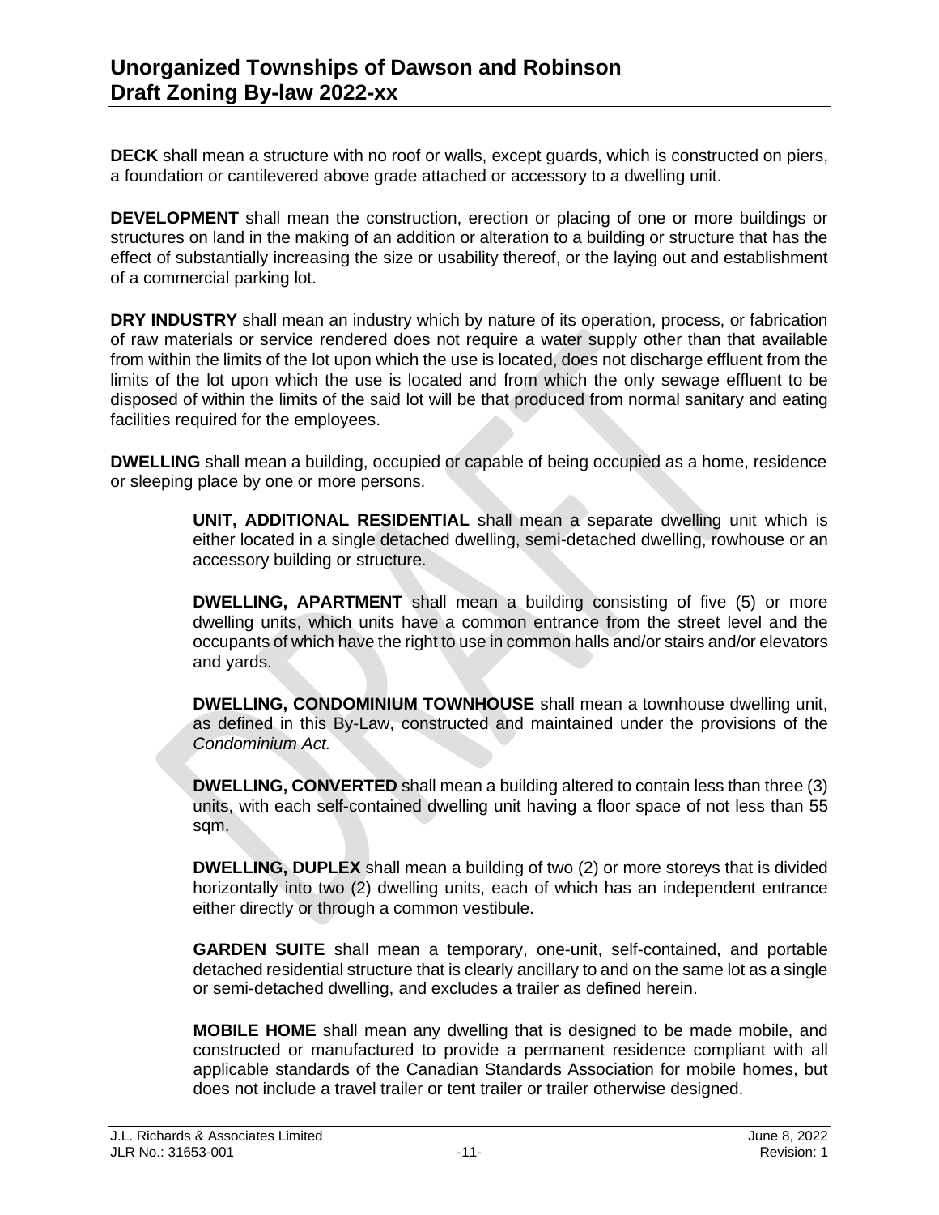**DECK** shall mean a structure with no roof or walls, except guards, which is constructed on piers, a foundation or cantilevered above grade attached or accessory to a dwelling unit.

**DEVELOPMENT** shall mean the construction, erection or placing of one or more buildings or structures on land in the making of an addition or alteration to a building or structure that has the effect of substantially increasing the size or usability thereof, or the laying out and establishment of a commercial parking lot.

**DRY INDUSTRY** shall mean an industry which by nature of its operation, process, or fabrication of raw materials or service rendered does not require a water supply other than that available from within the limits of the lot upon which the use is located, does not discharge effluent from the limits of the lot upon which the use is located and from which the only sewage effluent to be disposed of within the limits of the said lot will be that produced from normal sanitary and eating facilities required for the employees.

**DWELLING** shall mean a building, occupied or capable of being occupied as a home, residence or sleeping place by one or more persons.

> **UNIT, ADDITIONAL RESIDENTIAL** shall mean a separate dwelling unit which is either located in a single detached dwelling, semi-detached dwelling, rowhouse or an accessory building or structure.
>
> **DWELLING, APARTMENT** shall mean a building consisting of five (5) or more dwelling units, which units have a common entrance from the street level and the occupants of which have the right to use in common halls and/or stairs and/or elevators and yards.
>
> **DWELLING, CONDOMINIUM TOWNHOUSE** shall mean a townhouse dwelling unit, as defined in this By-Law, constructed and maintained under the provisions of the *Condominium Act.*
>
> **DWELLING, CONVERTED** shall mean a building altered to contain less than three (3) units, with each self-contained dwelling unit having a floor space of not less than 55 sqm.
>
> **DWELLING, DUPLEX** shall mean a building of two (2) or more storeys that is divided horizontally into two (2) dwelling units, each of which has an independent entrance either directly or through a common vestibule.
>
> **GARDEN SUITE** shall mean a temporary, one-unit, self-contained, and portable detached residential structure that is clearly ancillary to and on the same lot as a single or semi-detached dwelling, and excludes a trailer as defined herein.
>
> **MOBILE HOME** shall mean any dwelling that is designed to be made mobile, and constructed or manufactured to provide a permanent residence compliant with all applicable standards of the Canadian Standards Association for mobile homes, but does not include a travel trailer or tent trailer or trailer otherwise designed.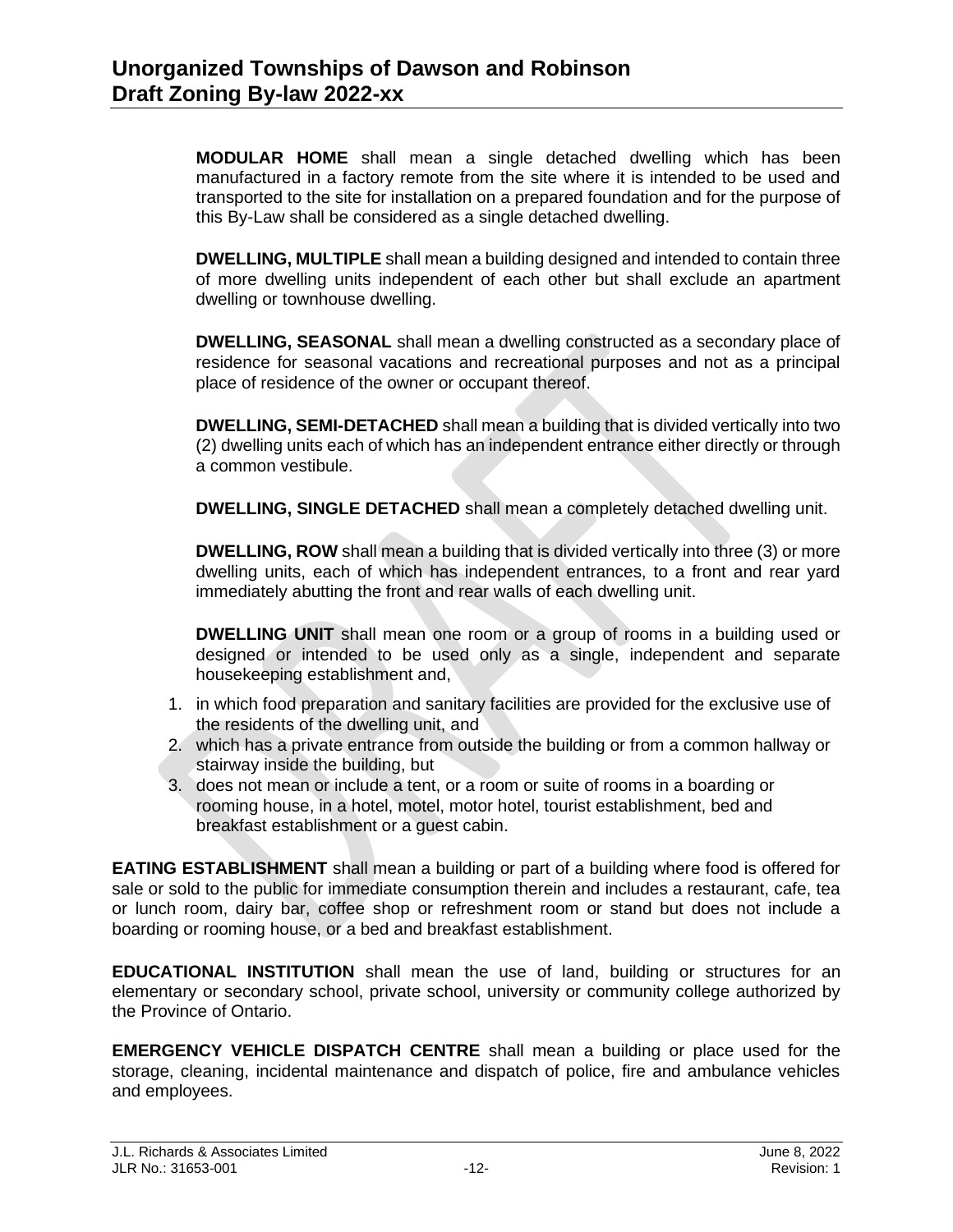**MODULAR HOME** shall mean a single detached dwelling which has been manufactured in a factory remote from the site where it is intended to be used and transported to the site for installation on a prepared foundation and for the purpose of this By-Law shall be considered as a single detached dwelling.

**DWELLING, MULTIPLE** shall mean a building designed and intended to contain three of more dwelling units independent of each other but shall exclude an apartment dwelling or townhouse dwelling.

**DWELLING, SEASONAL** shall mean a dwelling constructed as a secondary place of residence for seasonal vacations and recreational purposes and not as a principal place of residence of the owner or occupant thereof.

**DWELLING, SEMI-DETACHED** shall mean a building that is divided vertically into two (2) dwelling units each of which has an independent entrance either directly or through a common vestibule.

**DWELLING, SINGLE DETACHED** shall mean a completely detached dwelling unit.

**DWELLING, ROW** shall mean a building that is divided vertically into three (3) or more dwelling units, each of which has independent entrances, to a front and rear yard immediately abutting the front and rear walls of each dwelling unit.

**DWELLING UNIT** shall mean one room or a group of rooms in a building used or designed or intended to be used only as a single, independent and separate housekeeping establishment and,

1. in which food preparation and sanitary facilities are provided for the exclusive use of the residents of the dwelling unit, and
2. which has a private entrance from outside the building or from a common hallway or stairway inside the building, but
3. does not mean or include a tent, or a room or suite of rooms in a boarding or rooming house, in a hotel, motel, motor hotel, tourist establishment, bed and breakfast establishment or a guest cabin.

**EATING ESTABLISHMENT** shall mean a building or part of a building where food is offered for sale or sold to the public for immediate consumption therein and includes a restaurant, cafe, tea or lunch room, dairy bar, coffee shop or refreshment room or stand but does not include a boarding or rooming house, or a bed and breakfast establishment.

**EDUCATIONAL INSTITUTION** shall mean the use of land, building or structures for an elementary or secondary school, private school, university or community college authorized by the Province of Ontario.

**EMERGENCY VEHICLE DISPATCH CENTRE** shall mean a building or place used for the storage, cleaning, incidental maintenance and dispatch of police, fire and ambulance vehicles and employees.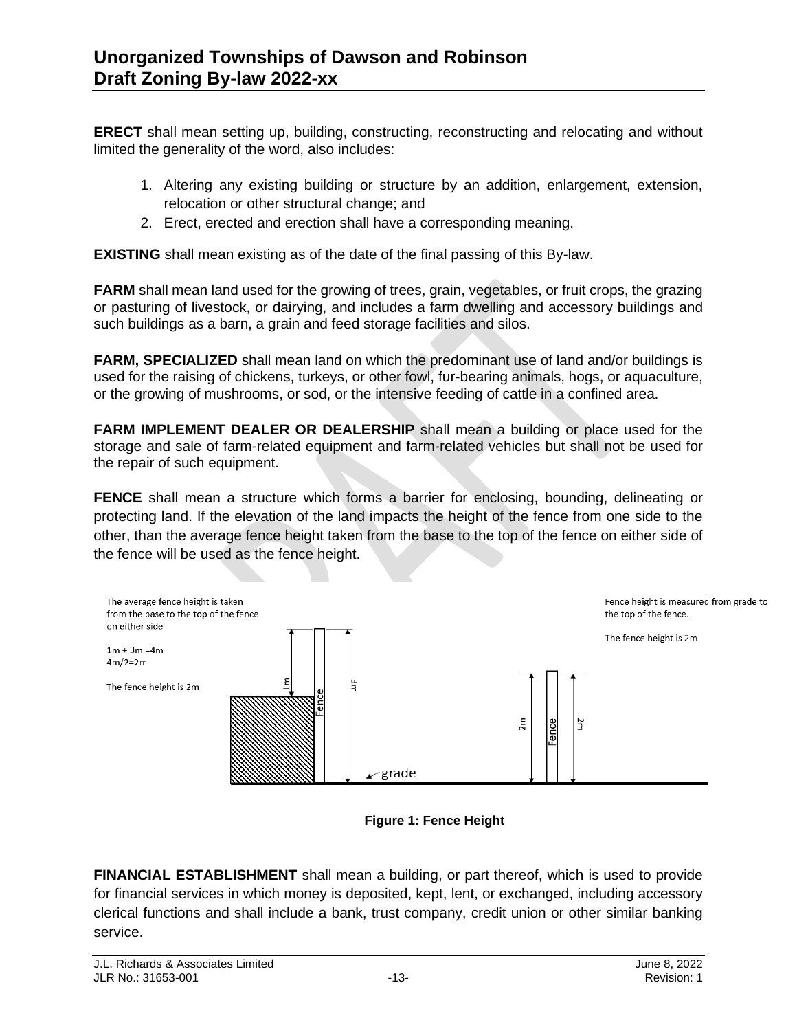**ERECT** shall mean setting up, building, constructing, reconstructing and relocating and without limited the generality of the word, also includes:

1. Altering any existing building or structure by an addition, enlargement, extension, relocation or other structural change; and
2. Erect, erected and erection shall have a corresponding meaning.

**EXISTING** shall mean existing as of the date of the final passing of this By-law.

**FARM** shall mean land used for the growing of trees, grain, vegetables, or fruit crops, the grazing or pasturing of livestock, or dairying, and includes a farm dwelling and accessory buildings and such buildings as a barn, a grain and feed storage facilities and silos.

**FARM, SPECIALIZED** shall mean land on which the predominant use of land and/or buildings is used for the raising of chickens, turkeys, or other fowl, fur-bearing animals, hogs, or aquaculture, or the growing of mushrooms, or sod, or the intensive feeding of cattle in a confined area.

**FARM IMPLEMENT DEALER OR DEALERSHIP** shall mean a building or place used for the storage and sale of farm-related equipment and farm-related vehicles but shall not be used for the repair of such equipment.

**FENCE** shall mean a structure which forms a barrier for enclosing, bounding, delineating or protecting land. If the elevation of the land impacts the height of the fence from one side to the other, than the average fence height taken from the base to the top of the fence on either side of the fence will be used as the fence height.

The average fence height is taken from the base to the top of the fence on either side

1m + 3m =4m
4m/2=2m

The fence height is 2m

Fence height is measured from grade to the top of the fence.

The fence height is 2m

**Figure 1: Fence Height**

**FINANCIAL ESTABLISHMENT** shall mean a building, or part thereof, which is used to provide for financial services in which money is deposited, kept, lent, or exchanged, including accessory clerical functions and shall include a bank, trust company, credit union or other similar banking service.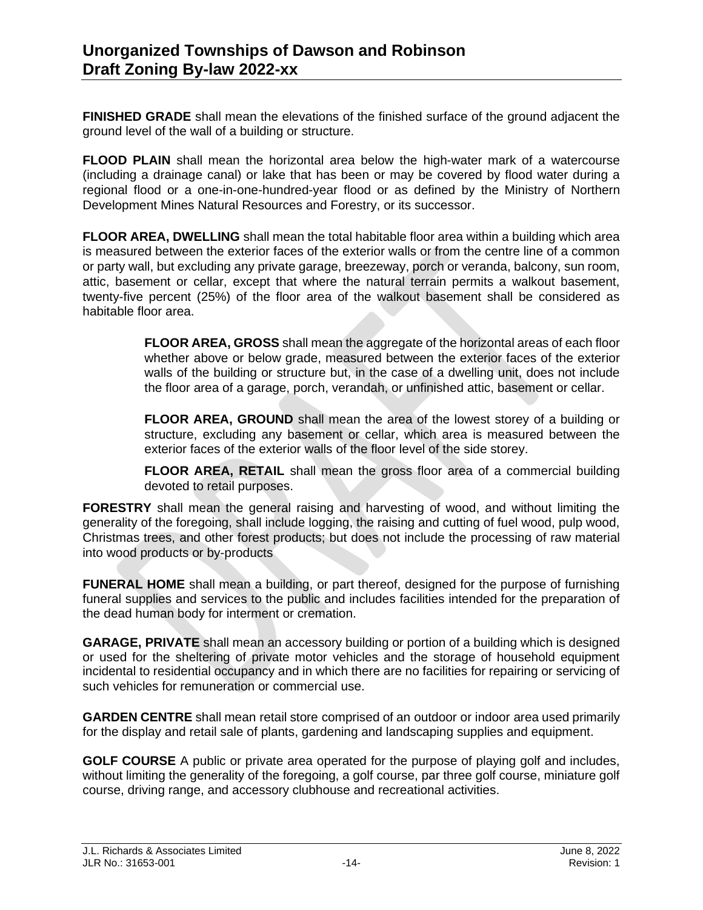**FINISHED GRADE** shall mean the elevations of the finished surface of the ground adjacent the ground level of the wall of a building or structure.

**FLOOD PLAIN** shall mean the horizontal area below the high-water mark of a watercourse (including a drainage canal) or lake that has been or may be covered by flood water during a regional flood or a one-in-one-hundred-year flood or as defined by the Ministry of Northern Development Mines Natural Resources and Forestry, or its successor.

**FLOOR AREA, DWELLING** shall mean the total habitable floor area within a building which area is measured between the exterior faces of the exterior walls or from the centre line of a common or party wall, but excluding any private garage, breezeway, porch or veranda, balcony, sun room, attic, basement or cellar, except that where the natural terrain permits a walkout basement, twenty-five percent (25%) of the floor area of the walkout basement shall be considered as habitable floor area.

> **FLOOR AREA, GROSS** shall mean the aggregate of the horizontal areas of each floor whether above or below grade, measured between the exterior faces of the exterior walls of the building or structure but, in the case of a dwelling unit, does not include the floor area of a garage, porch, verandah, or unfinished attic, basement or cellar.
>
> **FLOOR AREA, GROUND** shall mean the area of the lowest storey of a building or structure, excluding any basement or cellar, which area is measured between the exterior faces of the exterior walls of the floor level of the side storey.
>
> **FLOOR AREA, RETAIL** shall mean the gross floor area of a commercial building devoted to retail purposes.

**FORESTRY** shall mean the general raising and harvesting of wood, and without limiting the generality of the foregoing, shall include logging, the raising and cutting of fuel wood, pulp wood, Christmas trees, and other forest products; but does not include the processing of raw material into wood products or by-products

**FUNERAL HOME** shall mean a building, or part thereof, designed for the purpose of furnishing funeral supplies and services to the public and includes facilities intended for the preparation of the dead human body for interment or cremation.

**GARAGE, PRIVATE** shall mean an accessory building or portion of a building which is designed or used for the sheltering of private motor vehicles and the storage of household equipment incidental to residential occupancy and in which there are no facilities for repairing or servicing of such vehicles for remuneration or commercial use.

**GARDEN CENTRE** shall mean retail store comprised of an outdoor or indoor area used primarily for the display and retail sale of plants, gardening and landscaping supplies and equipment.

**GOLF COURSE** A public or private area operated for the purpose of playing golf and includes, without limiting the generality of the foregoing, a golf course, par three golf course, miniature golf course, driving range, and accessory clubhouse and recreational activities.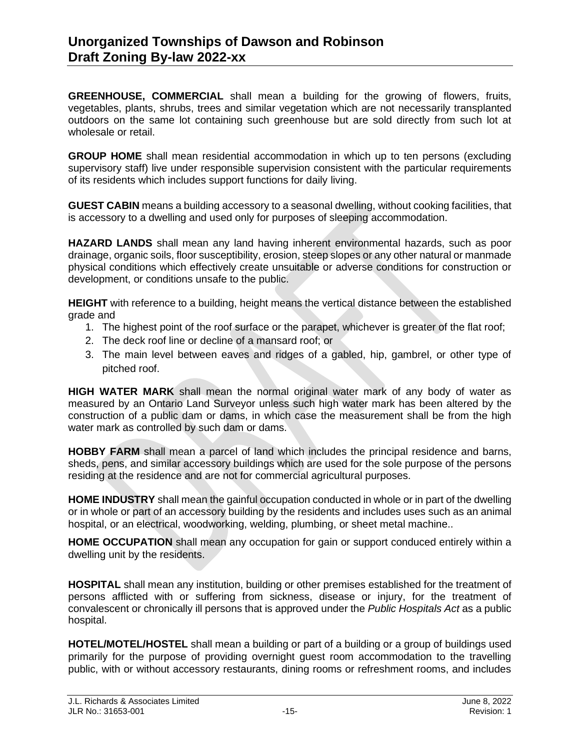**GREENHOUSE, COMMERCIAL** shall mean a building for the growing of flowers, fruits, vegetables, plants, shrubs, trees and similar vegetation which are not necessarily transplanted outdoors on the same lot containing such greenhouse but are sold directly from such lot at wholesale or retail.

**GROUP HOME** shall mean residential accommodation in which up to ten persons (excluding supervisory staff) live under responsible supervision consistent with the particular requirements of its residents which includes support functions for daily living.

**GUEST CABIN** means a building accessory to a seasonal dwelling, without cooking facilities, that is accessory to a dwelling and used only for purposes of sleeping accommodation.

**HAZARD LANDS** shall mean any land having inherent environmental hazards, such as poor drainage, organic soils, floor susceptibility, erosion, steep slopes or any other natural or manmade physical conditions which effectively create unsuitable or adverse conditions for construction or development, or conditions unsafe to the public.

**HEIGHT** with reference to a building, height means the vertical distance between the established grade and

1. The highest point of the roof surface or the parapet, whichever is greater of the flat roof;
2. The deck roof line or decline of a mansard roof; or
3. The main level between eaves and ridges of a gabled, hip, gambrel, or other type of pitched roof.

**HIGH WATER MARK** shall mean the normal original water mark of any body of water as measured by an Ontario Land Surveyor unless such high water mark has been altered by the construction of a public dam or dams, in which case the measurement shall be from the high water mark as controlled by such dam or dams.

**HOBBY FARM** shall mean a parcel of land which includes the principal residence and barns, sheds, pens, and similar accessory buildings which are used for the sole purpose of the persons residing at the residence and are not for commercial agricultural purposes.

**HOME INDUSTRY** shall mean the gainful occupation conducted in whole or in part of the dwelling or in whole or part of an accessory building by the residents and includes uses such as an animal hospital, or an electrical, woodworking, welding, plumbing, or sheet metal machine..

**HOME OCCUPATION** shall mean any occupation for gain or support conduced entirely within a dwelling unit by the residents.

**HOSPITAL** shall mean any institution, building or other premises established for the treatment of persons afflicted with or suffering from sickness, disease or injury, for the treatment of convalescent or chronically ill persons that is approved under the *Public Hospitals Act* as a public hospital.

**HOTEL/MOTEL/HOSTEL** shall mean a building or part of a building or a group of buildings used primarily for the purpose of providing overnight guest room accommodation to the travelling public, with or without accessory restaurants, dining rooms or refreshment rooms, and includes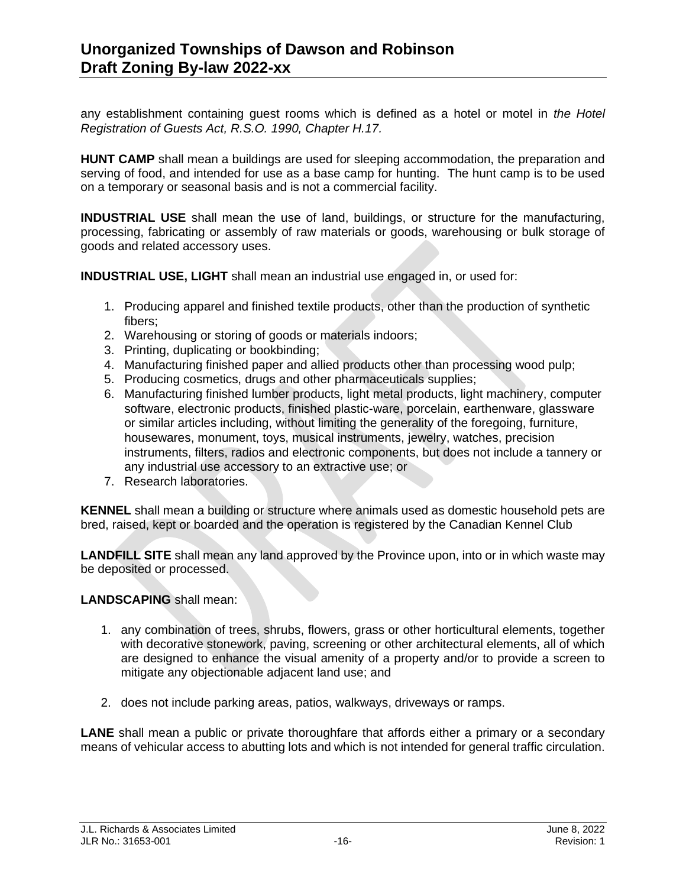any establishment containing guest rooms which is defined as a hotel or motel in *the Hotel Registration of Guests Act, R.S.O. 1990, Chapter H.17.*

**HUNT CAMP** shall mean a buildings are used for sleeping accommodation, the preparation and serving of food, and intended for use as a base camp for hunting. The hunt camp is to be used on a temporary or seasonal basis and is not a commercial facility.

**INDUSTRIAL USE** shall mean the use of land, buildings, or structure for the manufacturing, processing, fabricating or assembly of raw materials or goods, warehousing or bulk storage of goods and related accessory uses.

**INDUSTRIAL USE, LIGHT** shall mean an industrial use engaged in, or used for:

1. Producing apparel and finished textile products, other than the production of synthetic fibers;
2. Warehousing or storing of goods or materials indoors;
3. Printing, duplicating or bookbinding;
4. Manufacturing finished paper and allied products other than processing wood pulp;
5. Producing cosmetics, drugs and other pharmaceuticals supplies;
6. Manufacturing finished lumber products, light metal products, light machinery, computer software, electronic products, finished plastic-ware, porcelain, earthenware, glassware or similar articles including, without limiting the generality of the foregoing, furniture, housewares, monument, toys, musical instruments, jewelry, watches, precision instruments, filters, radios and electronic components, but does not include a tannery or any industrial use accessory to an extractive use; or
7. Research laboratories.

**KENNEL** shall mean a building or structure where animals used as domestic household pets are bred, raised, kept or boarded and the operation is registered by the Canadian Kennel Club

**LANDFILL SITE** shall mean any land approved by the Province upon, into or in which waste may be deposited or processed.

**LANDSCAPING** shall mean:

1. any combination of trees, shrubs, flowers, grass or other horticultural elements, together with decorative stonework, paving, screening or other architectural elements, all of which are designed to enhance the visual amenity of a property and/or to provide a screen to mitigate any objectionable adjacent land use; and

2. does not include parking areas, patios, walkways, driveways or ramps.

**LANE** shall mean a public or private thoroughfare that affords either a primary or a secondary means of vehicular access to abutting lots and which is not intended for general traffic circulation.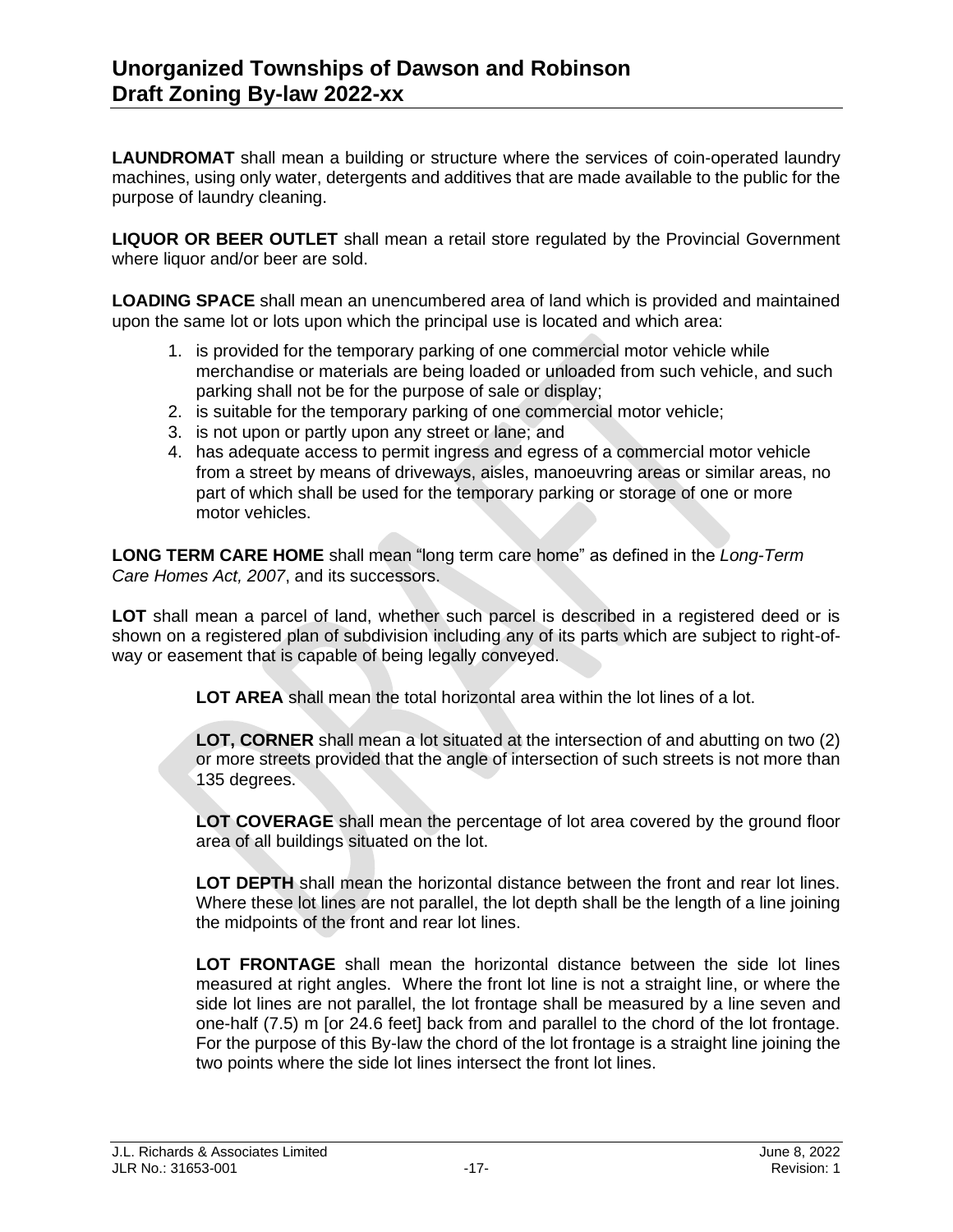**LAUNDROMAT** shall mean a building or structure where the services of coin-operated laundry machines, using only water, detergents and additives that are made available to the public for the purpose of laundry cleaning.

**LIQUOR OR BEER OUTLET** shall mean a retail store regulated by the Provincial Government where liquor and/or beer are sold.

**LOADING SPACE** shall mean an unencumbered area of land which is provided and maintained upon the same lot or lots upon which the principal use is located and which area:

1. is provided for the temporary parking of one commercial motor vehicle while merchandise or materials are being loaded or unloaded from such vehicle, and such parking shall not be for the purpose of sale or display;
2. is suitable for the temporary parking of one commercial motor vehicle;
3. is not upon or partly upon any street or lane; and
4. has adequate access to permit ingress and egress of a commercial motor vehicle from a street by means of driveways, aisles, manoeuvring areas or similar areas, no part of which shall be used for the temporary parking or storage of one or more motor vehicles.

**LONG TERM CARE HOME** shall mean "long term care home" as defined in the *Long-Term Care Homes Act, 2007*, and its successors.

**LOT** shall mean a parcel of land, whether such parcel is described in a registered deed or is shown on a registered plan of subdivision including any of its parts which are subject to right-of-way or easement that is capable of being legally conveyed.

**LOT AREA** shall mean the total horizontal area within the lot lines of a lot.

**LOT, CORNER** shall mean a lot situated at the intersection of and abutting on two (2) or more streets provided that the angle of intersection of such streets is not more than 135 degrees.

**LOT COVERAGE** shall mean the percentage of lot area covered by the ground floor area of all buildings situated on the lot.

**LOT DEPTH** shall mean the horizontal distance between the front and rear lot lines. Where these lot lines are not parallel, the lot depth shall be the length of a line joining the midpoints of the front and rear lot lines.

**LOT FRONTAGE** shall mean the horizontal distance between the side lot lines measured at right angles. Where the front lot line is not a straight line, or where the side lot lines are not parallel, the lot frontage shall be measured by a line seven and one-half (7.5) m [or 24.6 feet] back from and parallel to the chord of the lot frontage. For the purpose of this By-law the chord of the lot frontage is a straight line joining the two points where the side lot lines intersect the front lot lines.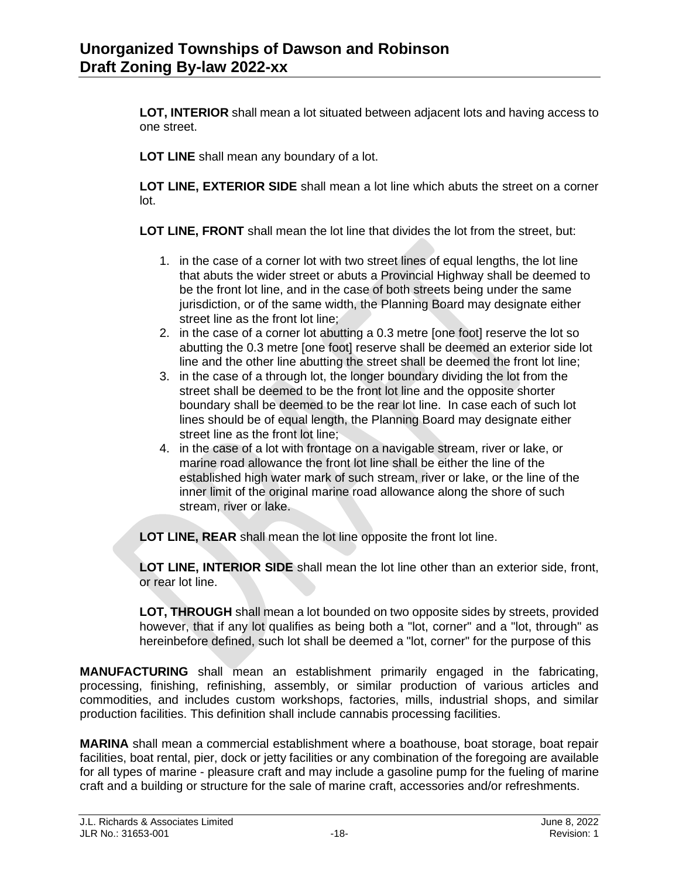**LOT, INTERIOR** shall mean a lot situated between adjacent lots and having access to one street.

**LOT LINE** shall mean any boundary of a lot.

**LOT LINE, EXTERIOR SIDE** shall mean a lot line which abuts the street on a corner lot.

**LOT LINE, FRONT** shall mean the lot line that divides the lot from the street, but:

1. in the case of a corner lot with two street lines of equal lengths, the lot line that abuts the wider street or abuts a Provincial Highway shall be deemed to be the front lot line, and in the case of both streets being under the same jurisdiction, or of the same width, the Planning Board may designate either street line as the front lot line;
2. in the case of a corner lot abutting a 0.3 metre [one foot] reserve the lot so abutting the 0.3 metre [one foot] reserve shall be deemed an exterior side lot line and the other line abutting the street shall be deemed the front lot line;
3. in the case of a through lot, the longer boundary dividing the lot from the street shall be deemed to be the front lot line and the opposite shorter boundary shall be deemed to be the rear lot line. In case each of such lot lines should be of equal length, the Planning Board may designate either street line as the front lot line;
4. in the case of a lot with frontage on a navigable stream, river or lake, or marine road allowance the front lot line shall be either the line of the established high water mark of such stream, river or lake, or the line of the inner limit of the original marine road allowance along the shore of such stream, river or lake.

**LOT LINE, REAR** shall mean the lot line opposite the front lot line.

**LOT LINE, INTERIOR SIDE** shall mean the lot line other than an exterior side, front, or rear lot line.

**LOT, THROUGH** shall mean a lot bounded on two opposite sides by streets, provided however, that if any lot qualifies as being both a "lot, corner" and a "lot, through" as hereinbefore defined, such lot shall be deemed a "lot, corner" for the purpose of this

**MANUFACTURING** shall mean an establishment primarily engaged in the fabricating, processing, finishing, refinishing, assembly, or similar production of various articles and commodities, and includes custom workshops, factories, mills, industrial shops, and similar production facilities. This definition shall include cannabis processing facilities.

**MARINA** shall mean a commercial establishment where a boathouse, boat storage, boat repair facilities, boat rental, pier, dock or jetty facilities or any combination of the foregoing are available for all types of marine - pleasure craft and may include a gasoline pump for the fueling of marine craft and a building or structure for the sale of marine craft, accessories and/or refreshments.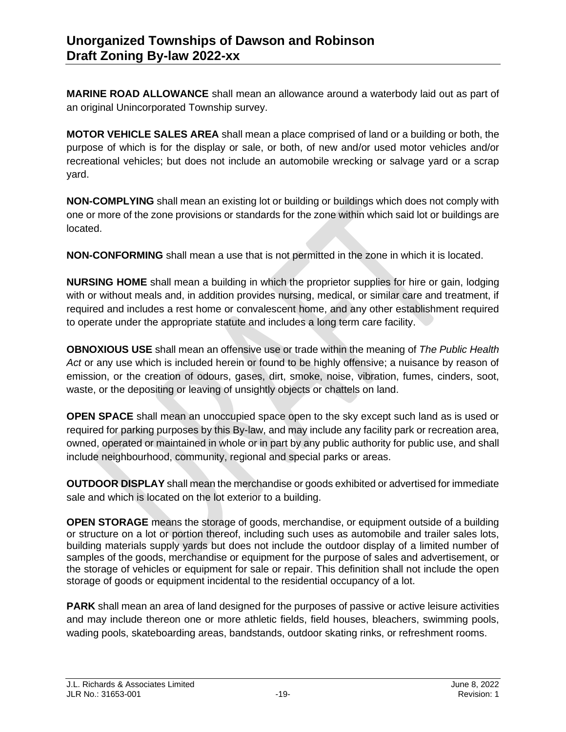**MARINE ROAD ALLOWANCE** shall mean an allowance around a waterbody laid out as part of an original Unincorporated Township survey.

**MOTOR VEHICLE SALES AREA** shall mean a place comprised of land or a building or both, the purpose of which is for the display or sale, or both, of new and/or used motor vehicles and/or recreational vehicles; but does not include an automobile wrecking or salvage yard or a scrap yard.

**NON-COMPLYING** shall mean an existing lot or building or buildings which does not comply with one or more of the zone provisions or standards for the zone within which said lot or buildings are located.

**NON-CONFORMING** shall mean a use that is not permitted in the zone in which it is located.

**NURSING HOME** shall mean a building in which the proprietor supplies for hire or gain, lodging with or without meals and, in addition provides nursing, medical, or similar care and treatment, if required and includes a rest home or convalescent home, and any other establishment required to operate under the appropriate statute and includes a long term care facility.

**OBNOXIOUS USE** shall mean an offensive use or trade within the meaning of *The Public Health Act* or any use which is included herein or found to be highly offensive; a nuisance by reason of emission, or the creation of odours, gases, dirt, smoke, noise, vibration, fumes, cinders, soot, waste, or the depositing or leaving of unsightly objects or chattels on land.

**OPEN SPACE** shall mean an unoccupied space open to the sky except such land as is used or required for parking purposes by this By-law, and may include any facility park or recreation area, owned, operated or maintained in whole or in part by any public authority for public use, and shall include neighbourhood, community, regional and special parks or areas.

**OUTDOOR DISPLAY** shall mean the merchandise or goods exhibited or advertised for immediate sale and which is located on the lot exterior to a building.

**OPEN STORAGE** means the storage of goods, merchandise, or equipment outside of a building or structure on a lot or portion thereof, including such uses as automobile and trailer sales lots, building materials supply yards but does not include the outdoor display of a limited number of samples of the goods, merchandise or equipment for the purpose of sales and advertisement, or the storage of vehicles or equipment for sale or repair. This definition shall not include the open storage of goods or equipment incidental to the residential occupancy of a lot.

**PARK** shall mean an area of land designed for the purposes of passive or active leisure activities and may include thereon one or more athletic fields, field houses, bleachers, swimming pools, wading pools, skateboarding areas, bandstands, outdoor skating rinks, or refreshment rooms.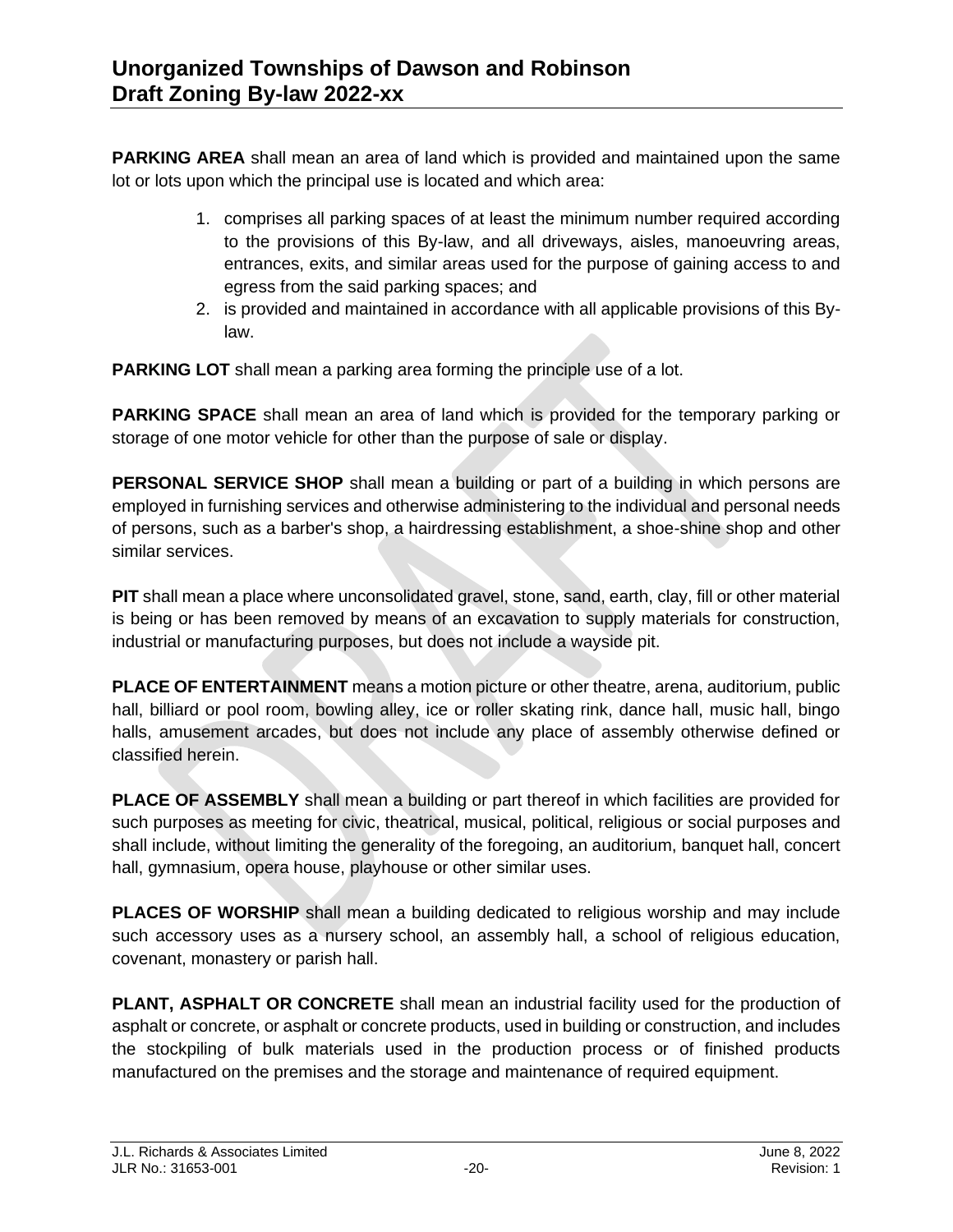**PARKING AREA** shall mean an area of land which is provided and maintained upon the same lot or lots upon which the principal use is located and which area:

1. comprises all parking spaces of at least the minimum number required according to the provisions of this By-law, and all driveways, aisles, manoeuvring areas, entrances, exits, and similar areas used for the purpose of gaining access to and egress from the said parking spaces; and
2. is provided and maintained in accordance with all applicable provisions of this By-law.

**PARKING LOT** shall mean a parking area forming the principle use of a lot.

**PARKING SPACE** shall mean an area of land which is provided for the temporary parking or storage of one motor vehicle for other than the purpose of sale or display.

**PERSONAL SERVICE SHOP** shall mean a building or part of a building in which persons are employed in furnishing services and otherwise administering to the individual and personal needs of persons, such as a barber's shop, a hairdressing establishment, a shoe-shine shop and other similar services.

**PIT** shall mean a place where unconsolidated gravel, stone, sand, earth, clay, fill or other material is being or has been removed by means of an excavation to supply materials for construction, industrial or manufacturing purposes, but does not include a wayside pit.

**PLACE OF ENTERTAINMENT** means a motion picture or other theatre, arena, auditorium, public hall, billiard or pool room, bowling alley, ice or roller skating rink, dance hall, music hall, bingo halls, amusement arcades, but does not include any place of assembly otherwise defined or classified herein.

**PLACE OF ASSEMBLY** shall mean a building or part thereof in which facilities are provided for such purposes as meeting for civic, theatrical, musical, political, religious or social purposes and shall include, without limiting the generality of the foregoing, an auditorium, banquet hall, concert hall, gymnasium, opera house, playhouse or other similar uses.

**PLACES OF WORSHIP** shall mean a building dedicated to religious worship and may include such accessory uses as a nursery school, an assembly hall, a school of religious education, covenant, monastery or parish hall.

**PLANT, ASPHALT OR CONCRETE** shall mean an industrial facility used for the production of asphalt or concrete, or asphalt or concrete products, used in building or construction, and includes the stockpiling of bulk materials used in the production process or of finished products manufactured on the premises and the storage and maintenance of required equipment.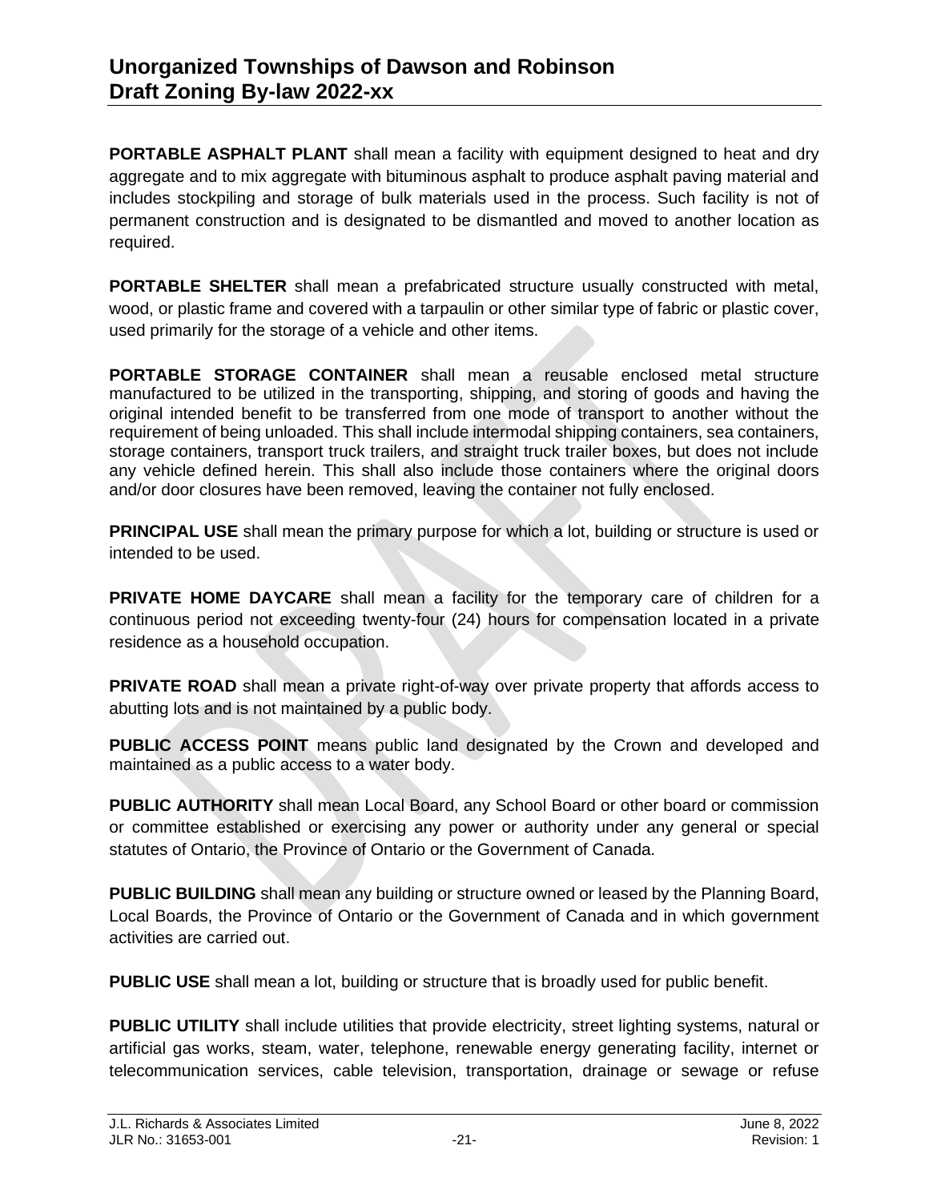**PORTABLE ASPHALT PLANT** shall mean a facility with equipment designed to heat and dry aggregate and to mix aggregate with bituminous asphalt to produce asphalt paving material and includes stockpiling and storage of bulk materials used in the process. Such facility is not of permanent construction and is designated to be dismantled and moved to another location as required.

**PORTABLE SHELTER** shall mean a prefabricated structure usually constructed with metal, wood, or plastic frame and covered with a tarpaulin or other similar type of fabric or plastic cover, used primarily for the storage of a vehicle and other items.

**PORTABLE STORAGE CONTAINER** shall mean a reusable enclosed metal structure manufactured to be utilized in the transporting, shipping, and storing of goods and having the original intended benefit to be transferred from one mode of transport to another without the requirement of being unloaded. This shall include intermodal shipping containers, sea containers, storage containers, transport truck trailers, and straight truck trailer boxes, but does not include any vehicle defined herein. This shall also include those containers where the original doors and/or door closures have been removed, leaving the container not fully enclosed.

**PRINCIPAL USE** shall mean the primary purpose for which a lot, building or structure is used or intended to be used.

**PRIVATE HOME DAYCARE** shall mean a facility for the temporary care of children for a continuous period not exceeding twenty-four (24) hours for compensation located in a private residence as a household occupation.

**PRIVATE ROAD** shall mean a private right-of-way over private property that affords access to abutting lots and is not maintained by a public body.

**PUBLIC ACCESS POINT** means public land designated by the Crown and developed and maintained as a public access to a water body.

**PUBLIC AUTHORITY** shall mean Local Board, any School Board or other board or commission or committee established or exercising any power or authority under any general or special statutes of Ontario, the Province of Ontario or the Government of Canada.

**PUBLIC BUILDING** shall mean any building or structure owned or leased by the Planning Board, Local Boards, the Province of Ontario or the Government of Canada and in which government activities are carried out.

**PUBLIC USE** shall mean a lot, building or structure that is broadly used for public benefit.

**PUBLIC UTILITY** shall include utilities that provide electricity, street lighting systems, natural or artificial gas works, steam, water, telephone, renewable energy generating facility, internet or telecommunication services, cable television, transportation, drainage or sewage or refuse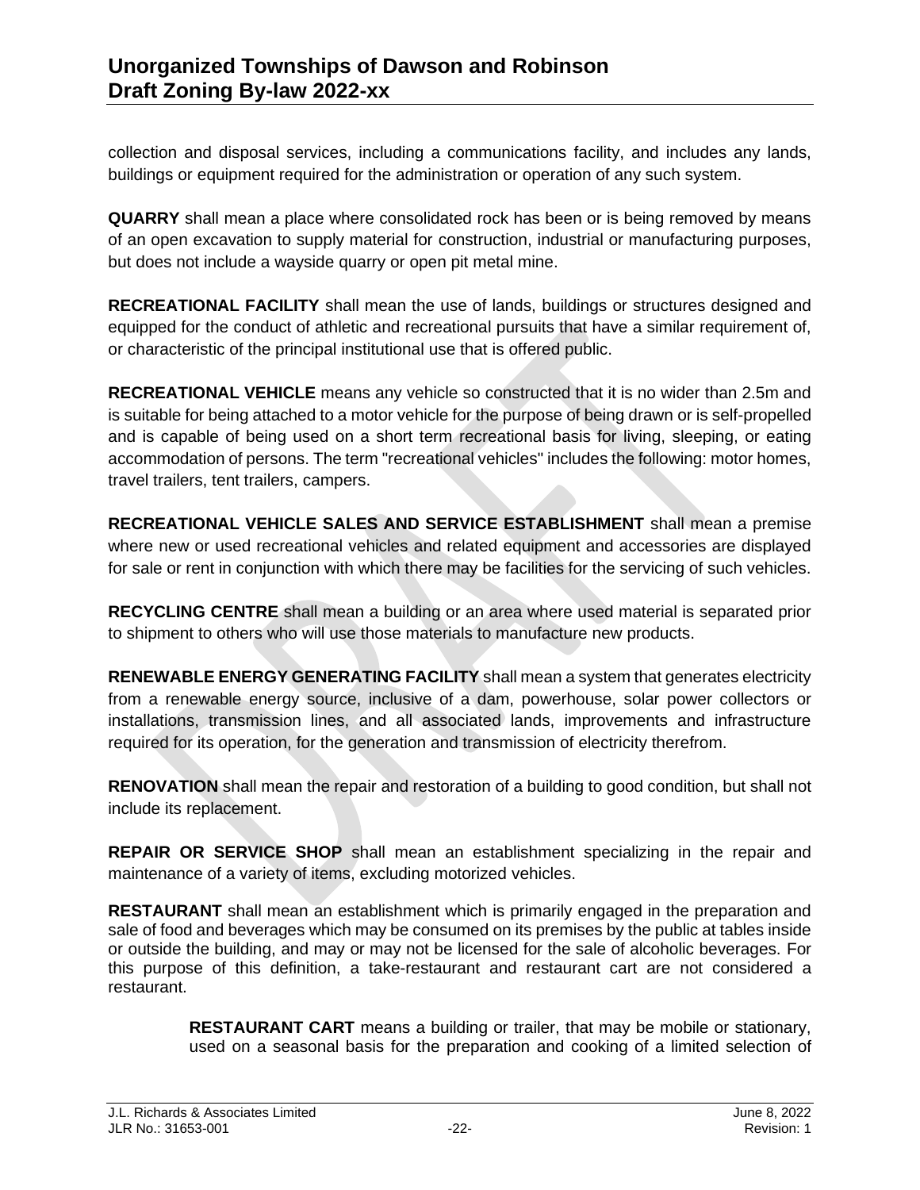collection and disposal services, including a communications facility, and includes any lands, buildings or equipment required for the administration or operation of any such system.

**QUARRY** shall mean a place where consolidated rock has been or is being removed by means of an open excavation to supply material for construction, industrial or manufacturing purposes, but does not include a wayside quarry or open pit metal mine.

**RECREATIONAL FACILITY** shall mean the use of lands, buildings or structures designed and equipped for the conduct of athletic and recreational pursuits that have a similar requirement of, or characteristic of the principal institutional use that is offered public.

**RECREATIONAL VEHICLE** means any vehicle so constructed that it is no wider than 2.5m and is suitable for being attached to a motor vehicle for the purpose of being drawn or is self-propelled and is capable of being used on a short term recreational basis for living, sleeping, or eating accommodation of persons. The term "recreational vehicles" includes the following: motor homes, travel trailers, tent trailers, campers.

**RECREATIONAL VEHICLE SALES AND SERVICE ESTABLISHMENT** shall mean a premise where new or used recreational vehicles and related equipment and accessories are displayed for sale or rent in conjunction with which there may be facilities for the servicing of such vehicles.

**RECYCLING CENTRE** shall mean a building or an area where used material is separated prior to shipment to others who will use those materials to manufacture new products.

**RENEWABLE ENERGY GENERATING FACILITY** shall mean a system that generates electricity from a renewable energy source, inclusive of a dam, powerhouse, solar power collectors or installations, transmission lines, and all associated lands, improvements and infrastructure required for its operation, for the generation and transmission of electricity therefrom.

**RENOVATION** shall mean the repair and restoration of a building to good condition, but shall not include its replacement.

**REPAIR OR SERVICE SHOP** shall mean an establishment specializing in the repair and maintenance of a variety of items, excluding motorized vehicles.

**RESTAURANT** shall mean an establishment which is primarily engaged in the preparation and sale of food and beverages which may be consumed on its premises by the public at tables inside or outside the building, and may or may not be licensed for the sale of alcoholic beverages. For this purpose of this definition, a take-restaurant and restaurant cart are not considered a restaurant.

> **RESTAURANT CART** means a building or trailer, that may be mobile or stationary, used on a seasonal basis for the preparation and cooking of a limited selection of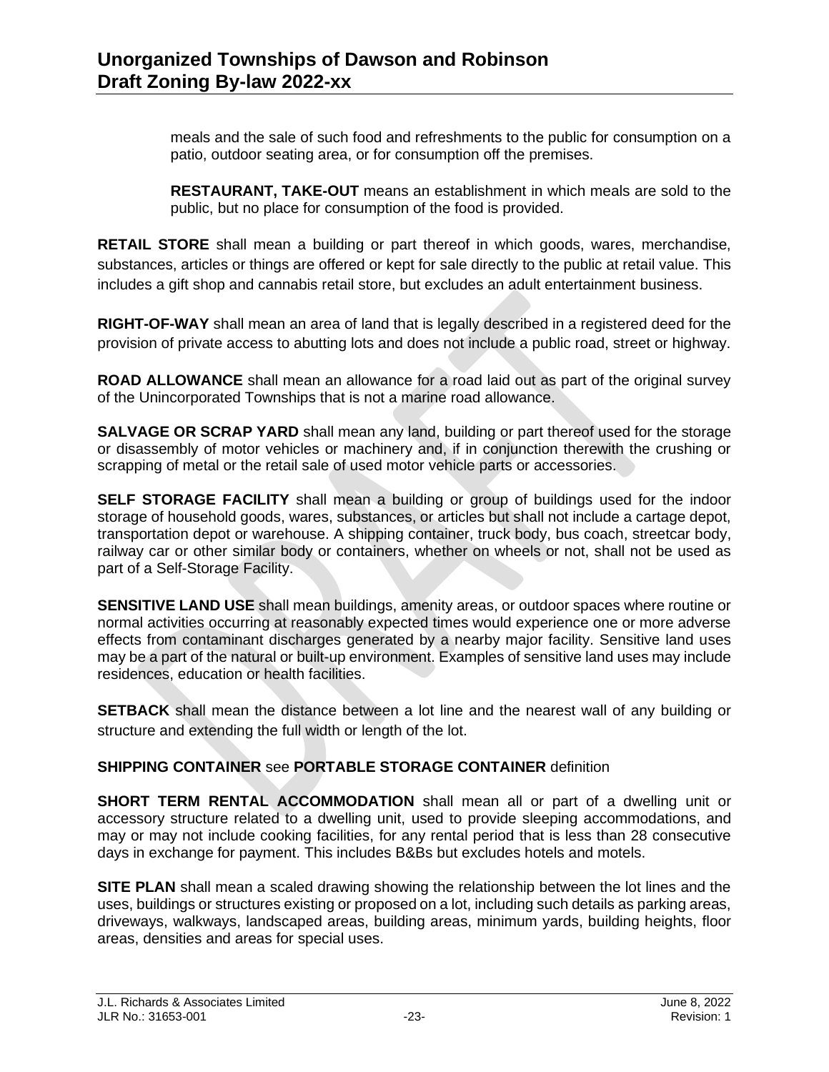meals and the sale of such food and refreshments to the public for consumption on a patio, outdoor seating area, or for consumption off the premises.

**RESTAURANT, TAKE-OUT** means an establishment in which meals are sold to the public, but no place for consumption of the food is provided.

**RETAIL STORE** shall mean a building or part thereof in which goods, wares, merchandise, substances, articles or things are offered or kept for sale directly to the public at retail value. This includes a gift shop and cannabis retail store, but excludes an adult entertainment business.

**RIGHT-OF-WAY** shall mean an area of land that is legally described in a registered deed for the provision of private access to abutting lots and does not include a public road, street or highway.

**ROAD ALLOWANCE** shall mean an allowance for a road laid out as part of the original survey of the Unincorporated Townships that is not a marine road allowance.

**SALVAGE OR SCRAP YARD** shall mean any land, building or part thereof used for the storage or disassembly of motor vehicles or machinery and, if in conjunction therewith the crushing or scrapping of metal or the retail sale of used motor vehicle parts or accessories.

**SELF STORAGE FACILITY** shall mean a building or group of buildings used for the indoor storage of household goods, wares, substances, or articles but shall not include a cartage depot, transportation depot or warehouse. A shipping container, truck body, bus coach, streetcar body, railway car or other similar body or containers, whether on wheels or not, shall not be used as part of a Self-Storage Facility.

**SENSITIVE LAND USE** shall mean buildings, amenity areas, or outdoor spaces where routine or normal activities occurring at reasonably expected times would experience one or more adverse effects from contaminant discharges generated by a nearby major facility. Sensitive land uses may be a part of the natural or built-up environment. Examples of sensitive land uses may include residences, education or health facilities.

**SETBACK** shall mean the distance between a lot line and the nearest wall of any building or structure and extending the full width or length of the lot.

**SHIPPING CONTAINER** see **PORTABLE STORAGE CONTAINER** definition

**SHORT TERM RENTAL ACCOMMODATION** shall mean all or part of a dwelling unit or accessory structure related to a dwelling unit, used to provide sleeping accommodations, and may or may not include cooking facilities, for any rental period that is less than 28 consecutive days in exchange for payment. This includes B&Bs but excludes hotels and motels.

**SITE PLAN** shall mean a scaled drawing showing the relationship between the lot lines and the uses, buildings or structures existing or proposed on a lot, including such details as parking areas, driveways, walkways, landscaped areas, building areas, minimum yards, building heights, floor areas, densities and areas for special uses.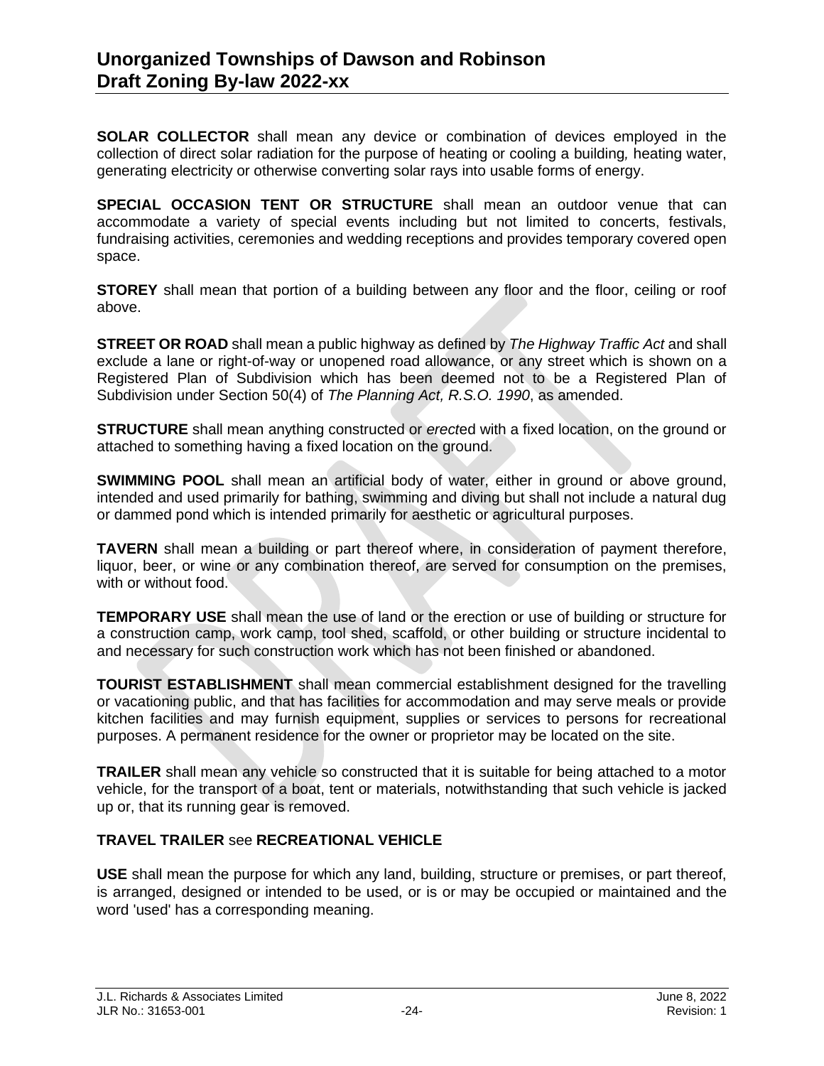**SOLAR COLLECTOR** shall mean any device or combination of devices employed in the collection of direct solar radiation for the purpose of heating or cooling a building, heating water, generating electricity or otherwise converting solar rays into usable forms of energy.

**SPECIAL OCCASION TENT OR STRUCTURE** shall mean an outdoor venue that can accommodate a variety of special events including but not limited to concerts, festivals, fundraising activities, ceremonies and wedding receptions and provides temporary covered open space.

**STOREY** shall mean that portion of a building between any floor and the floor, ceiling or roof above.

**STREET OR ROAD** shall mean a public highway as defined by *The Highway Traffic Act* and shall exclude a lane or right-of-way or unopened road allowance, or any street which is shown on a Registered Plan of Subdivision which has been deemed not to be a Registered Plan of Subdivision under Section 50(4) of *The Planning Act, R.S.O. 1990*, as amended.

**STRUCTURE** shall mean anything constructed or *erect*ed with a fixed location, on the ground or attached to something having a fixed location on the ground.

**SWIMMING POOL** shall mean an artificial body of water, either in ground or above ground, intended and used primarily for bathing, swimming and diving but shall not include a natural dug or dammed pond which is intended primarily for aesthetic or agricultural purposes.

**TAVERN** shall mean a building or part thereof where, in consideration of payment therefore, liquor, beer, or wine or any combination thereof, are served for consumption on the premises, with or without food.

**TEMPORARY USE** shall mean the use of land or the erection or use of building or structure for a construction camp, work camp, tool shed, scaffold, or other building or structure incidental to and necessary for such construction work which has not been finished or abandoned.

**TOURIST ESTABLISHMENT** shall mean commercial establishment designed for the travelling or vacationing public, and that has facilities for accommodation and may serve meals or provide kitchen facilities and may furnish equipment, supplies or services to persons for recreational purposes. A permanent residence for the owner or proprietor may be located on the site.

**TRAILER** shall mean any vehicle so constructed that it is suitable for being attached to a motor vehicle, for the transport of a boat, tent or materials, notwithstanding that such vehicle is jacked up or, that its running gear is removed.

**TRAVEL TRAILER** see **RECREATIONAL VEHICLE**

**USE** shall mean the purpose for which any land, building, structure or premises, or part thereof, is arranged, designed or intended to be used, or is or may be occupied or maintained and the word 'used' has a corresponding meaning.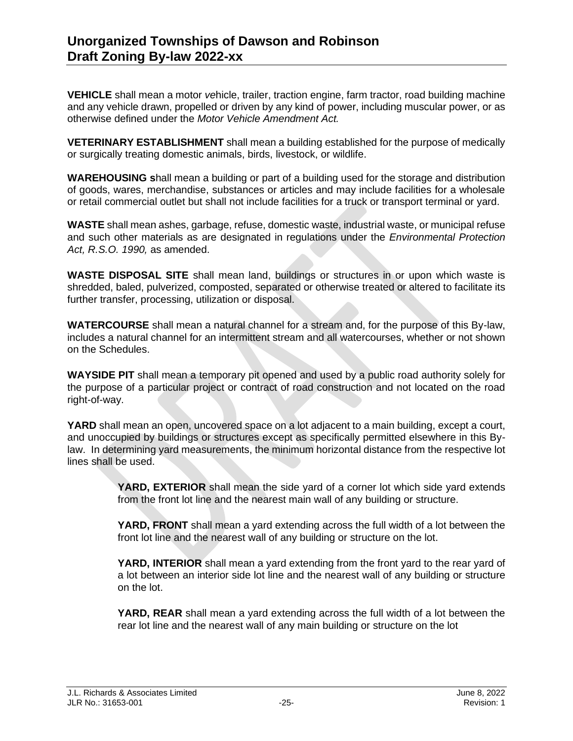**VEHICLE** shall mean a motor vehicle, trailer, traction engine, farm tractor, road building machine and any vehicle drawn, propelled or driven by any kind of power, including muscular power, or as otherwise defined under the *Motor Vehicle Amendment Act.*

**VETERINARY ESTABLISHMENT** shall mean a building established for the purpose of medically or surgically treating domestic animals, birds, livestock, or wildlife.

**WAREHOUSING s**hall mean a building or part of a building used for the storage and distribution of goods, wares, merchandise, substances or articles and may include facilities for a wholesale or retail commercial outlet but shall not include facilities for a truck or transport terminal or yard.

**WASTE** shall mean ashes, garbage, refuse, domestic waste, industrial waste, or municipal refuse and such other materials as are designated in regulations under the *Environmental Protection Act, R.S.O. 1990,* as amended.

**WASTE DISPOSAL SITE** shall mean land, buildings or structures in or upon which waste is shredded, baled, pulverized, composted, separated or otherwise treated or altered to facilitate its further transfer, processing, utilization or disposal.

**WATERCOURSE** shall mean a natural channel for a stream and, for the purpose of this By-law, includes a natural channel for an intermittent stream and all watercourses, whether or not shown on the Schedules.

**WAYSIDE PIT** shall mean a temporary pit opened and used by a public road authority solely for the purpose of a particular project or contract of road construction and not located on the road right-of-way.

**YARD** shall mean an open, uncovered space on a lot adjacent to a main building, except a court, and unoccupied by buildings or structures except as specifically permitted elsewhere in this By-law. In determining yard measurements, the minimum horizontal distance from the respective lot lines shall be used.

> **YARD, EXTERIOR** shall mean the side yard of a corner lot which side yard extends from the front lot line and the nearest main wall of any building or structure.
>
> **YARD, FRONT** shall mean a yard extending across the full width of a lot between the front lot line and the nearest wall of any building or structure on the lot.
>
> **YARD, INTERIOR** shall mean a yard extending from the front yard to the rear yard of a lot between an interior side lot line and the nearest wall of any building or structure on the lot.
>
> **YARD, REAR** shall mean a yard extending across the full width of a lot between the rear lot line and the nearest wall of any main building or structure on the lot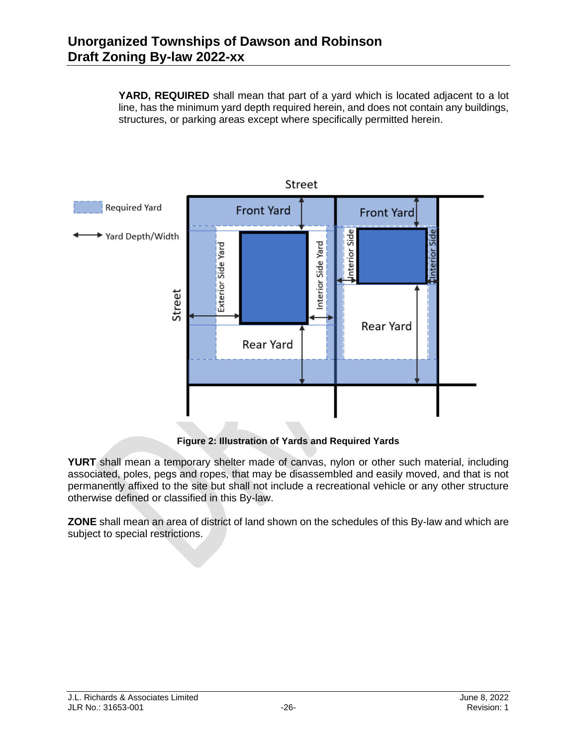**YARD, REQUIRED** shall mean that part of a yard which is located adjacent to a lot line, has the minimum yard depth required herein, and does not contain any buildings, structures, or parking areas except where specifically permitted herein.

**Figure 2: Illustration of Yards and Required Yards**

**YURT** shall mean a temporary shelter made of canvas, nylon or other such material, including associated, poles, pegs and ropes, that may be disassembled and easily moved, and that is not permanently affixed to the site but shall not include a recreational vehicle or any other structure otherwise defined or classified in this By-law.

**ZONE** shall mean an area of district of land shown on the schedules of this By-law and which are subject to special restrictions.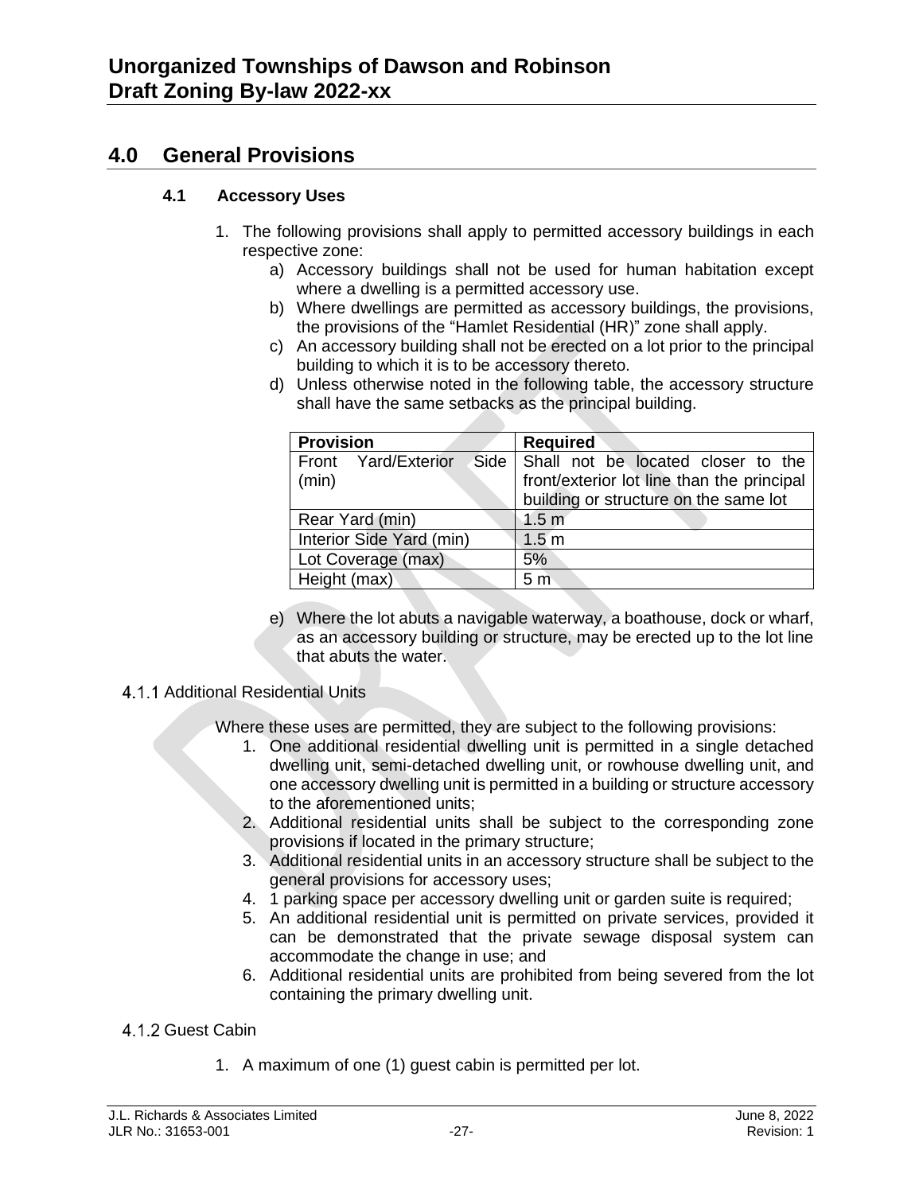## 4.0 General Provisions

### 4.1 Accessory Uses

1. The following provisions shall apply to permitted accessory buildings in each respective zone:
   a) Accessory buildings shall not be used for human habitation except where a dwelling is a permitted accessory use.
   b) Where dwellings are permitted as accessory buildings, the provisions, the provisions of the "Hamlet Residential (HR)" zone shall apply.
   c) An accessory building shall not be erected on a lot prior to the principal building to which it is to be accessory thereto.
   d) Unless otherwise noted in the following table, the accessory structure shall have the same setbacks as the principal building.

| Provision | Required |
|---|---|
| Front Yard/Exterior Side (min) | Shall not be located closer to the front/exterior lot line than the principal building or structure on the same lot |
| Rear Yard (min) | 1.5 m |
| Interior Side Yard (min) | 1.5 m |
| Lot Coverage (max) | 5% |
| Height (max) | 5 m |

   e) Where the lot abuts a navigable waterway, a boathouse, dock or wharf, as an accessory building or structure, may be erected up to the lot line that abuts the water.

#### 4.1.1 Additional Residential Units

Where these uses are permitted, they are subject to the following provisions:

1. One additional residential dwelling unit is permitted in a single detached dwelling unit, semi-detached dwelling unit, or rowhouse dwelling unit, and one accessory dwelling unit is permitted in a building or structure accessory to the aforementioned units;
2. Additional residential units shall be subject to the corresponding zone provisions if located in the primary structure;
3. Additional residential units in an accessory structure shall be subject to the general provisions for accessory uses;
4. 1 parking space per accessory dwelling unit or garden suite is required;
5. An additional residential unit is permitted on private services, provided it can be demonstrated that the private sewage disposal system can accommodate the change in use; and
6. Additional residential units are prohibited from being severed from the lot containing the primary dwelling unit.

#### 4.1.2 Guest Cabin

1. A maximum of one (1) guest cabin is permitted per lot.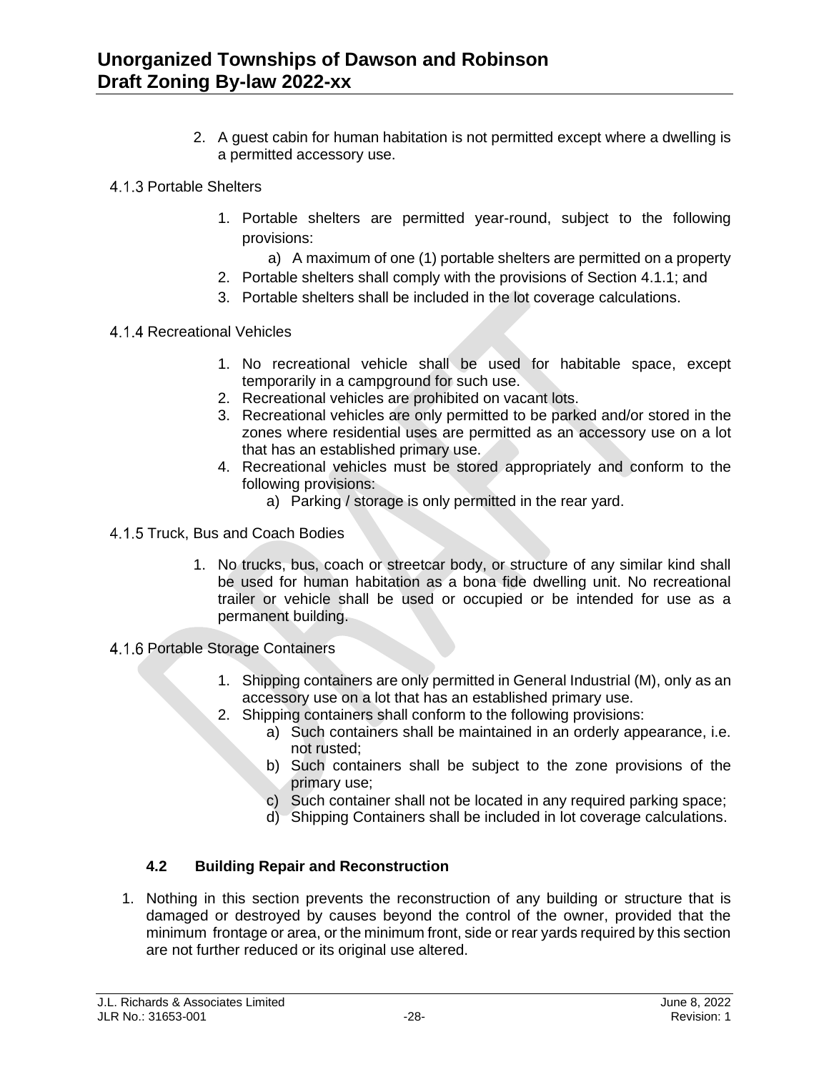2. A guest cabin for human habitation is not permitted except where a dwelling is a permitted accessory use.

### 4.1.3 Portable Shelters

1. Portable shelters are permitted year-round, subject to the following provisions:
   a) A maximum of one (1) portable shelters are permitted on a property
2. Portable shelters shall comply with the provisions of Section 4.1.1; and
3. Portable shelters shall be included in the lot coverage calculations.

### 4.1.4 Recreational Vehicles

1. No recreational vehicle shall be used for habitable space, except temporarily in a campground for such use.
2. Recreational vehicles are prohibited on vacant lots.
3. Recreational vehicles are only permitted to be parked and/or stored in the zones where residential uses are permitted as an accessory use on a lot that has an established primary use.
4. Recreational vehicles must be stored appropriately and conform to the following provisions:
   a) Parking / storage is only permitted in the rear yard.

### 4.1.5 Truck, Bus and Coach Bodies

1. No trucks, bus, coach or streetcar body, or structure of any similar kind shall be used for human habitation as a bona fide dwelling unit. No recreational trailer or vehicle shall be used or occupied or be intended for use as a permanent building.

### 4.1.6 Portable Storage Containers

1. Shipping containers are only permitted in General Industrial (M), only as an accessory use on a lot that has an established primary use.
2. Shipping containers shall conform to the following provisions:
   a) Such containers shall be maintained in an orderly appearance, i.e. not rusted;
   b) Such containers shall be subject to the zone provisions of the primary use;
   c) Such container shall not be located in any required parking space;
   d) Shipping Containers shall be included in lot coverage calculations.

## 4.2 Building Repair and Reconstruction

1. Nothing in this section prevents the reconstruction of any building or structure that is damaged or destroyed by causes beyond the control of the owner, provided that the minimum frontage or area, or the minimum front, side or rear yards required by this section are not further reduced or its original use altered.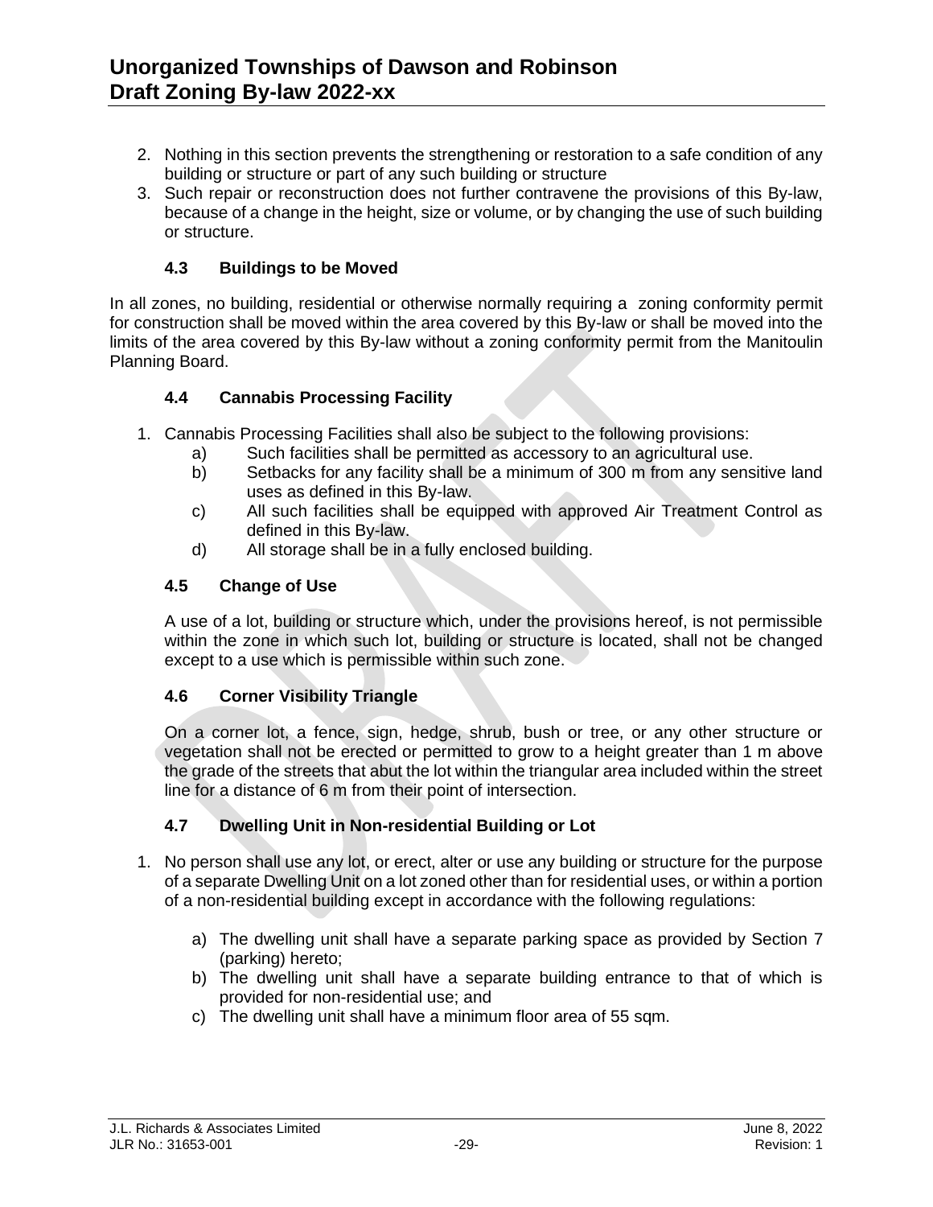2. Nothing in this section prevents the strengthening or restoration to a safe condition of any building or structure or part of any such building or structure
3. Such repair or reconstruction does not further contravene the provisions of this By-law, because of a change in the height, size or volume, or by changing the use of such building or structure.

### 4.3 Buildings to be Moved

In all zones, no building, residential or otherwise normally requiring a zoning conformity permit for construction shall be moved within the area covered by this By-law or shall be moved into the limits of the area covered by this By-law without a zoning conformity permit from the Manitoulin Planning Board.

### 4.4 Cannabis Processing Facility

1. Cannabis Processing Facilities shall also be subject to the following provisions:
   a) Such facilities shall be permitted as accessory to an agricultural use.
   b) Setbacks for any facility shall be a minimum of 300 m from any sensitive land uses as defined in this By-law.
   c) All such facilities shall be equipped with approved Air Treatment Control as defined in this By-law.
   d) All storage shall be in a fully enclosed building.

### 4.5 Change of Use

A use of a lot, building or structure which, under the provisions hereof, is not permissible within the zone in which such lot, building or structure is located, shall not be changed except to a use which is permissible within such zone.

### 4.6 Corner Visibility Triangle

On a corner lot, a fence, sign, hedge, shrub, bush or tree, or any other structure or vegetation shall not be erected or permitted to grow to a height greater than 1 m above the grade of the streets that abut the lot within the triangular area included within the street line for a distance of 6 m from their point of intersection.

### 4.7 Dwelling Unit in Non-residential Building or Lot

1. No person shall use any lot, or erect, alter or use any building or structure for the purpose of a separate Dwelling Unit on a lot zoned other than for residential uses, or within a portion of a non-residential building except in accordance with the following regulations:

   a) The dwelling unit shall have a separate parking space as provided by Section 7 (parking) hereto;
   b) The dwelling unit shall have a separate building entrance to that of which is provided for non-residential use; and
   c) The dwelling unit shall have a minimum floor area of 55 sqm.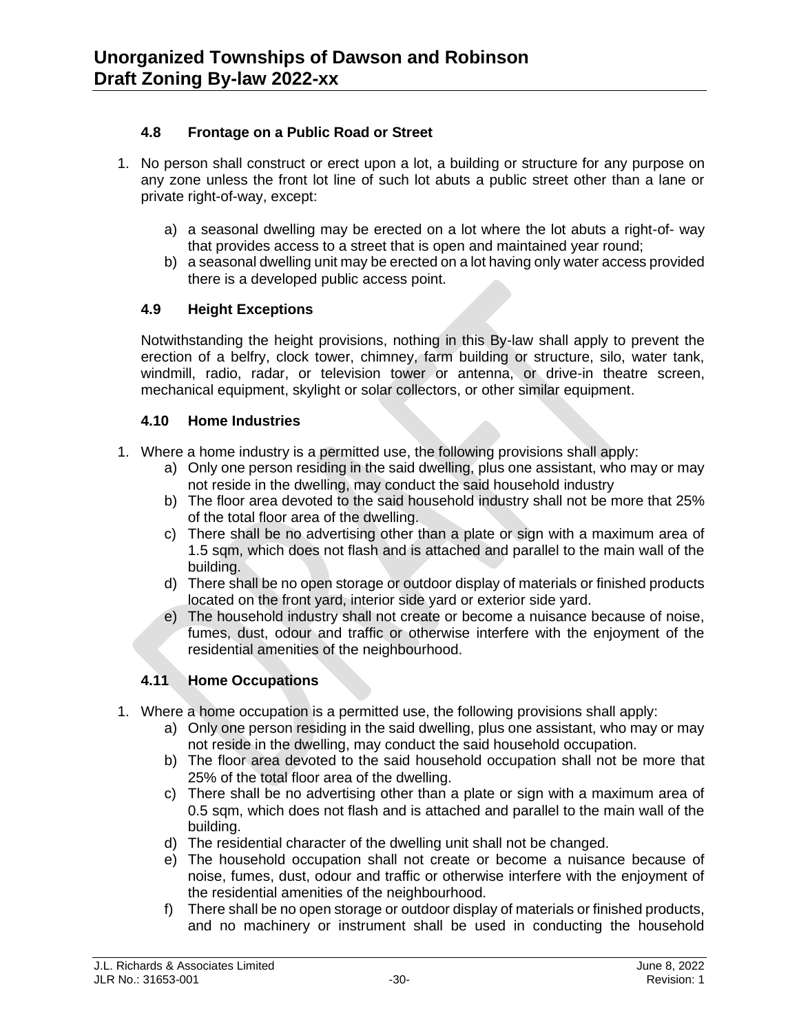### 4.8 Frontage on a Public Road or Street

1. No person shall construct or erect upon a lot, a building or structure for any purpose on any zone unless the front lot line of such lot abuts a public street other than a lane or private right-of-way, except:
   a) a seasonal dwelling may be erected on a lot where the lot abuts a right-of- way that provides access to a street that is open and maintained year round;
   b) a seasonal dwelling unit may be erected on a lot having only water access provided there is a developed public access point.

### 4.9 Height Exceptions

Notwithstanding the height provisions, nothing in this By-law shall apply to prevent the erection of a belfry, clock tower, chimney, farm building or structure, silo, water tank, windmill, radio, radar, or television tower or antenna, or drive-in theatre screen, mechanical equipment, skylight or solar collectors, or other similar equipment.

### 4.10 Home Industries

1. Where a home industry is a permitted use, the following provisions shall apply:
   a) Only one person residing in the said dwelling, plus one assistant, who may or may not reside in the dwelling, may conduct the said household industry
   b) The floor area devoted to the said household industry shall not be more that 25% of the total floor area of the dwelling.
   c) There shall be no advertising other than a plate or sign with a maximum area of 1.5 sqm, which does not flash and is attached and parallel to the main wall of the building.
   d) There shall be no open storage or outdoor display of materials or finished products located on the front yard, interior side yard or exterior side yard.
   e) The household industry shall not create or become a nuisance because of noise, fumes, dust, odour and traffic or otherwise interfere with the enjoyment of the residential amenities of the neighbourhood.

### 4.11 Home Occupations

1. Where a home occupation is a permitted use, the following provisions shall apply:
   a) Only one person residing in the said dwelling, plus one assistant, who may or may not reside in the dwelling, may conduct the said household occupation.
   b) The floor area devoted to the said household occupation shall not be more that 25% of the total floor area of the dwelling.
   c) There shall be no advertising other than a plate or sign with a maximum area of 0.5 sqm, which does not flash and is attached and parallel to the main wall of the building.
   d) The residential character of the dwelling unit shall not be changed.
   e) The household occupation shall not create or become a nuisance because of noise, fumes, dust, odour and traffic or otherwise interfere with the enjoyment of the residential amenities of the neighbourhood.
   f) There shall be no open storage or outdoor display of materials or finished products, and no machinery or instrument shall be used in conducting the household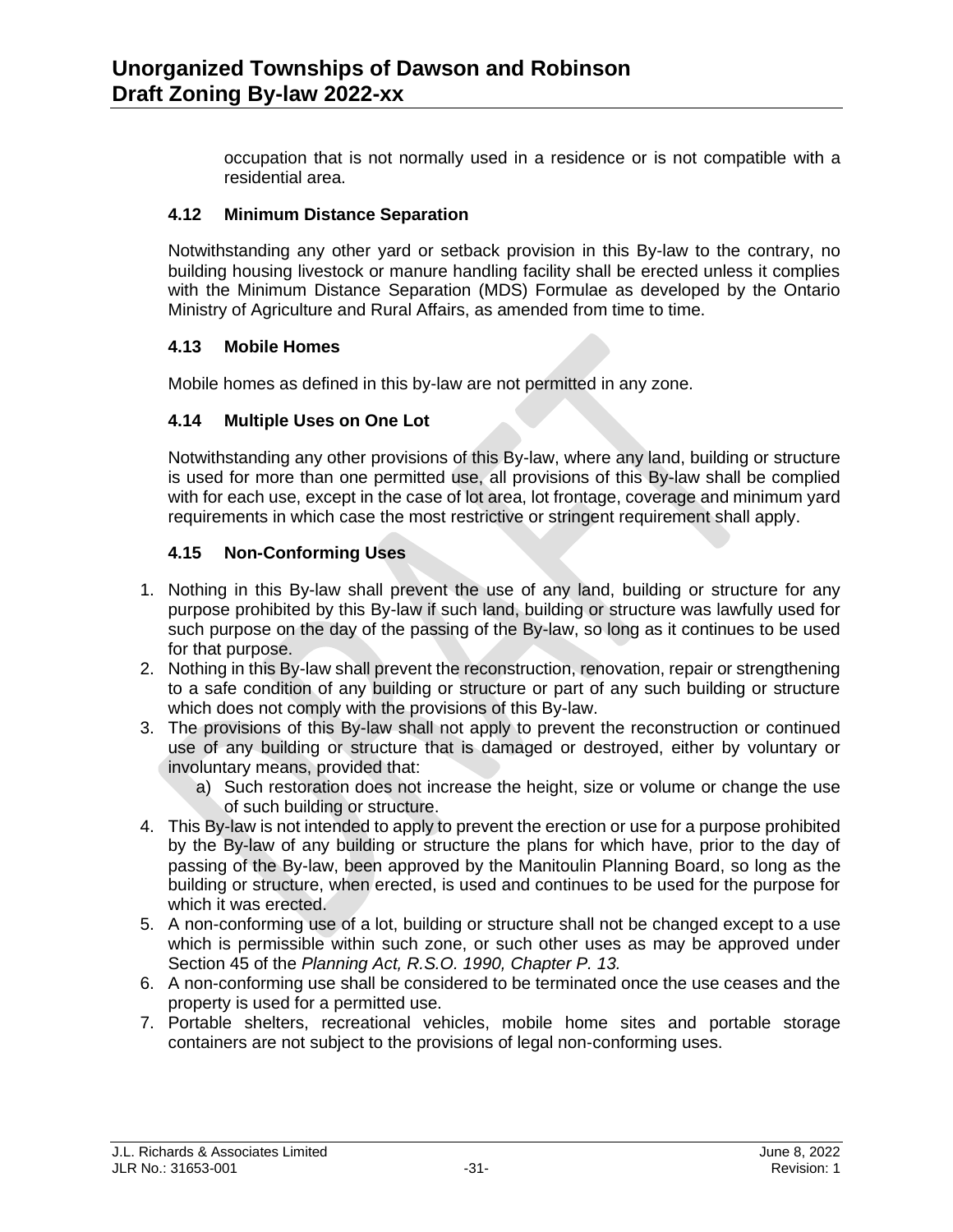occupation that is not normally used in a residence or is not compatible with a residential area.

### 4.12 Minimum Distance Separation

Notwithstanding any other yard or setback provision in this By-law to the contrary, no building housing livestock or manure handling facility shall be erected unless it complies with the Minimum Distance Separation (MDS) Formulae as developed by the Ontario Ministry of Agriculture and Rural Affairs, as amended from time to time.

### 4.13 Mobile Homes

Mobile homes as defined in this by-law are not permitted in any zone.

### 4.14 Multiple Uses on One Lot

Notwithstanding any other provisions of this By-law, where any land, building or structure is used for more than one permitted use, all provisions of this By-law shall be complied with for each use, except in the case of lot area, lot frontage, coverage and minimum yard requirements in which case the most restrictive or stringent requirement shall apply.

### 4.15 Non-Conforming Uses

1. Nothing in this By-law shall prevent the use of any land, building or structure for any purpose prohibited by this By-law if such land, building or structure was lawfully used for such purpose on the day of the passing of the By-law, so long as it continues to be used for that purpose.
2. Nothing in this By-law shall prevent the reconstruction, renovation, repair or strengthening to a safe condition of any building or structure or part of any such building or structure which does not comply with the provisions of this By-law.
3. The provisions of this By-law shall not apply to prevent the reconstruction or continued use of any building or structure that is damaged or destroyed, either by voluntary or involuntary means, provided that:
    a) Such restoration does not increase the height, size or volume or change the use of such building or structure.
4. This By-law is not intended to apply to prevent the erection or use for a purpose prohibited by the By-law of any building or structure the plans for which have, prior to the day of passing of the By-law, been approved by the Manitoulin Planning Board, so long as the building or structure, when erected, is used and continues to be used for the purpose for which it was erected.
5. A non-conforming use of a lot, building or structure shall not be changed except to a use which is permissible within such zone, or such other uses as may be approved under Section 45 of the *Planning Act, R.S.O. 1990, Chapter P. 13.*
6. A non-conforming use shall be considered to be terminated once the use ceases and the property is used for a permitted use.
7. Portable shelters, recreational vehicles, mobile home sites and portable storage containers are not subject to the provisions of legal non-conforming uses.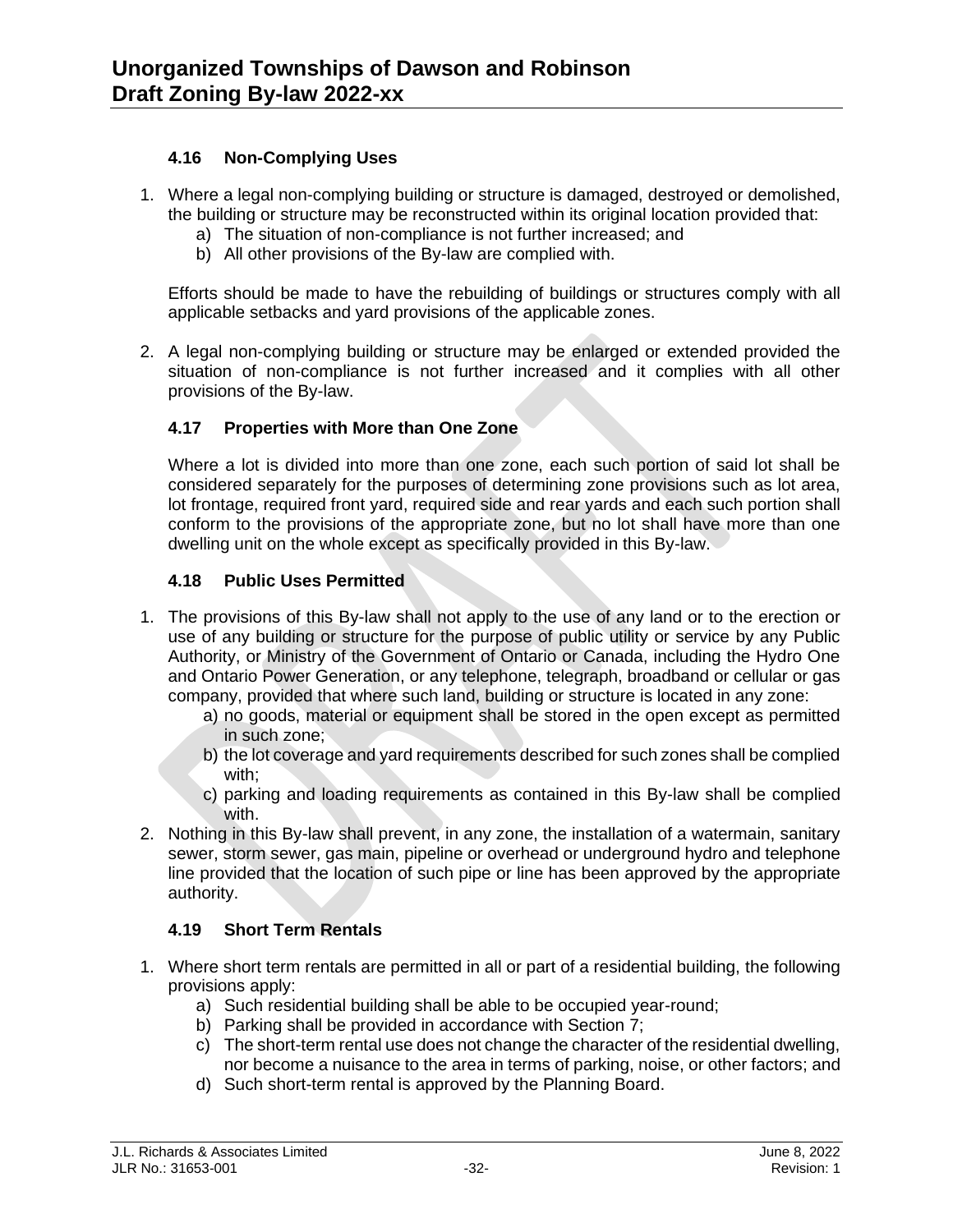### 4.16 Non-Complying Uses

1. Where a legal non-complying building or structure is damaged, destroyed or demolished, the building or structure may be reconstructed within its original location provided that:
   a) The situation of non-compliance is not further increased; and
   b) All other provisions of the By-law are complied with.

   Efforts should be made to have the rebuilding of buildings or structures comply with all applicable setbacks and yard provisions of the applicable zones.

2. A legal non-complying building or structure may be enlarged or extended provided the situation of non-compliance is not further increased and it complies with all other provisions of the By-law.

### 4.17 Properties with More than One Zone

Where a lot is divided into more than one zone, each such portion of said lot shall be considered separately for the purposes of determining zone provisions such as lot area, lot frontage, required front yard, required side and rear yards and each such portion shall conform to the provisions of the appropriate zone, but no lot shall have more than one dwelling unit on the whole except as specifically provided in this By-law.

### 4.18 Public Uses Permitted

1. The provisions of this By-law shall not apply to the use of any land or to the erection or use of any building or structure for the purpose of public utility or service by any Public Authority, or Ministry of the Government of Ontario or Canada, including the Hydro One and Ontario Power Generation, or any telephone, telegraph, broadband or cellular or gas company, provided that where such land, building or structure is located in any zone:
   a) no goods, material or equipment shall be stored in the open except as permitted in such zone;
   b) the lot coverage and yard requirements described for such zones shall be complied with;
   c) parking and loading requirements as contained in this By-law shall be complied with.
2. Nothing in this By-law shall prevent, in any zone, the installation of a watermain, sanitary sewer, storm sewer, gas main, pipeline or overhead or underground hydro and telephone line provided that the location of such pipe or line has been approved by the appropriate authority.

### 4.19 Short Term Rentals

1. Where short term rentals are permitted in all or part of a residential building, the following provisions apply:
   a) Such residential building shall be able to be occupied year-round;
   b) Parking shall be provided in accordance with Section 7;
   c) The short-term rental use does not change the character of the residential dwelling, nor become a nuisance to the area in terms of parking, noise, or other factors; and
   d) Such short-term rental is approved by the Planning Board.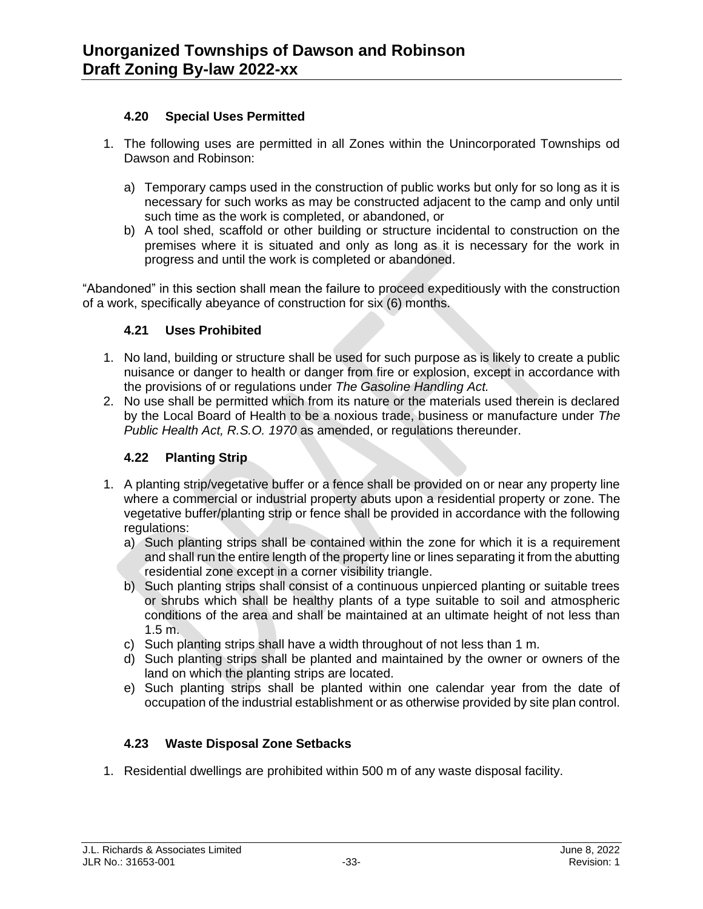### 4.20 Special Uses Permitted

1. The following uses are permitted in all Zones within the Unincorporated Townships od Dawson and Robinson:

   a) Temporary camps used in the construction of public works but only for so long as it is necessary for such works as may be constructed adjacent to the camp and only until such time as the work is completed, or abandoned, or
   b) A tool shed, scaffold or other building or structure incidental to construction on the premises where it is situated and only as long as it is necessary for the work in progress and until the work is completed or abandoned.

"Abandoned" in this section shall mean the failure to proceed expeditiously with the construction of a work, specifically abeyance of construction for six (6) months.

### 4.21 Uses Prohibited

1. No land, building or structure shall be used for such purpose as is likely to create a public nuisance or danger to health or danger from fire or explosion, except in accordance with the provisions of or regulations under *The Gasoline Handling Act.*
2. No use shall be permitted which from its nature or the materials used therein is declared by the Local Board of Health to be a noxious trade, business or manufacture under *The Public Health Act, R.S.O. 1970* as amended, or regulations thereunder.

### 4.22 Planting Strip

1. A planting strip/vegetative buffer or a fence shall be provided on or near any property line where a commercial or industrial property abuts upon a residential property or zone. The vegetative buffer/planting strip or fence shall be provided in accordance with the following regulations:
   a) Such planting strips shall be contained within the zone for which it is a requirement and shall run the entire length of the property line or lines separating it from the abutting residential zone except in a corner visibility triangle.
   b) Such planting strips shall consist of a continuous unpierced planting or suitable trees or shrubs which shall be healthy plants of a type suitable to soil and atmospheric conditions of the area and shall be maintained at an ultimate height of not less than 1.5 m.
   c) Such planting strips shall have a width throughout of not less than 1 m.
   d) Such planting strips shall be planted and maintained by the owner or owners of the land on which the planting strips are located.
   e) Such planting strips shall be planted within one calendar year from the date of occupation of the industrial establishment or as otherwise provided by site plan control.

### 4.23 Waste Disposal Zone Setbacks

1. Residential dwellings are prohibited within 500 m of any waste disposal facility.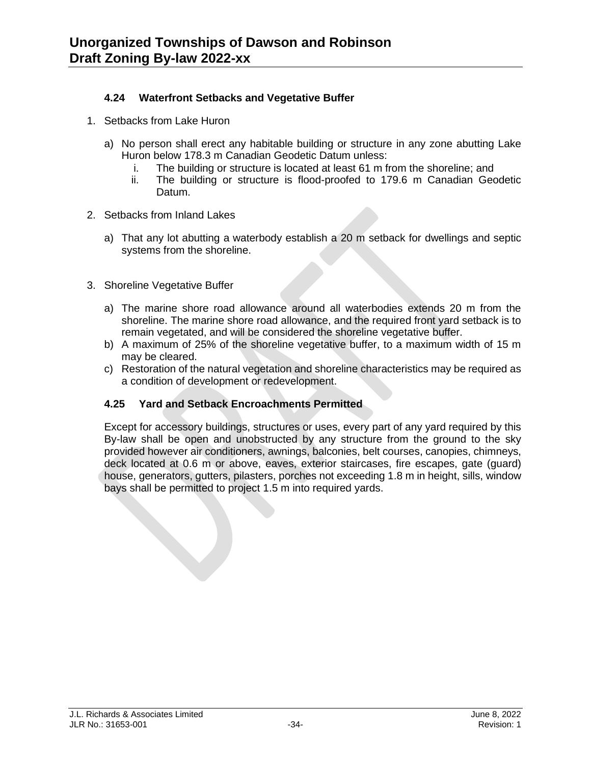### 4.24 Waterfront Setbacks and Vegetative Buffer

1. Setbacks from Lake Huron

   a) No person shall erect any habitable building or structure in any zone abutting Lake Huron below 178.3 m Canadian Geodetic Datum unless:
      i. The building or structure is located at least 61 m from the shoreline; and
      ii. The building or structure is flood-proofed to 179.6 m Canadian Geodetic Datum.

2. Setbacks from Inland Lakes

   a) That any lot abutting a waterbody establish a 20 m setback for dwellings and septic systems from the shoreline.

3. Shoreline Vegetative Buffer

   a) The marine shore road allowance around all waterbodies extends 20 m from the shoreline. The marine shore road allowance, and the required front yard setback is to remain vegetated, and will be considered the shoreline vegetative buffer.
   b) A maximum of 25% of the shoreline vegetative buffer, to a maximum width of 15 m may be cleared.
   c) Restoration of the natural vegetation and shoreline characteristics may be required as a condition of development or redevelopment.

### 4.25 Yard and Setback Encroachments Permitted

Except for accessory buildings, structures or uses, every part of any yard required by this By-law shall be open and unobstructed by any structure from the ground to the sky provided however air conditioners, awnings, balconies, belt courses, canopies, chimneys, deck located at 0.6 m or above, eaves, exterior staircases, fire escapes, gate (guard) house, generators, gutters, pilasters, porches not exceeding 1.8 m in height, sills, window bays shall be permitted to project 1.5 m into required yards.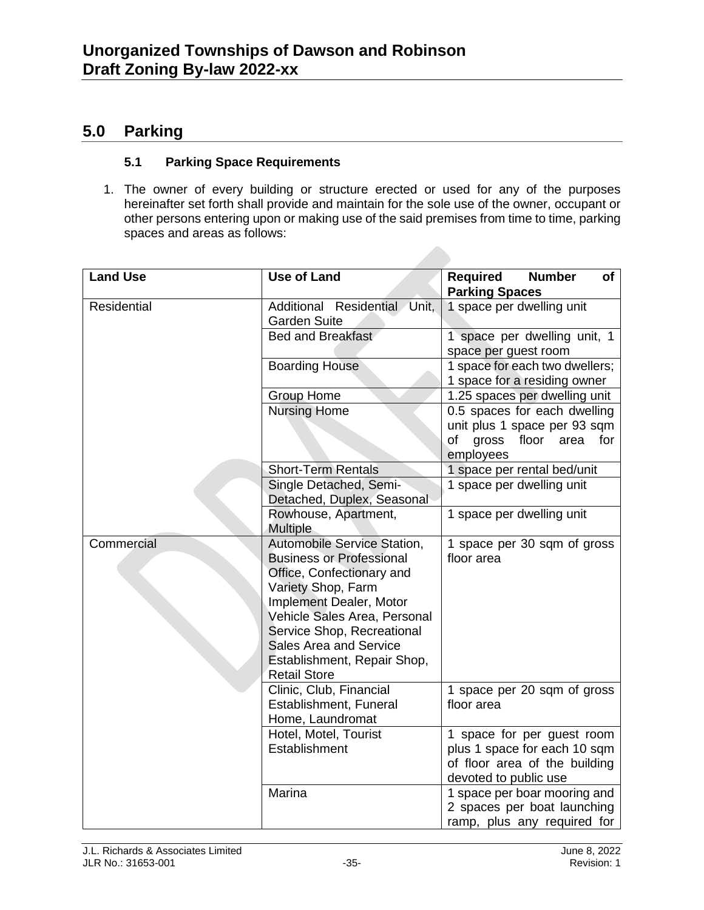## 5.0 Parking

### 5.1 Parking Space Requirements

1. The owner of every building or structure erected or used for any of the purposes hereinafter set forth shall provide and maintain for the sole use of the owner, occupant or other persons entering upon or making use of the said premises from time to time, parking spaces and areas as follows:

| Land Use | Use of Land | Required Number of Parking Spaces |
|---|---|---|
| Residential | Additional Residential Unit, Garden Suite | 1 space per dwelling unit |
| | Bed and Breakfast | 1 space per dwelling unit, 1 space per guest room |
| | Boarding House | 1 space for each two dwellers; 1 space for a residing owner |
| | Group Home | 1.25 spaces per dwelling unit |
| | Nursing Home | 0.5 spaces for each dwelling unit plus 1 space per 93 sqm of gross floor area for employees |
| | Short-Term Rentals | 1 space per rental bed/unit |
| | Single Detached, Semi-Detached, Duplex, Seasonal | 1 space per dwelling unit |
| | Rowhouse, Apartment, Multiple | 1 space per dwelling unit |
| Commercial | Automobile Service Station, Business or Professional Office, Confectionary and Variety Shop, Farm Implement Dealer, Motor Vehicle Sales Area, Personal Service Shop, Recreational Sales Area and Service Establishment, Repair Shop, Retail Store | 1 space per 30 sqm of gross floor area |
| | Clinic, Club, Financial Establishment, Funeral Home, Laundromat | 1 space per 20 sqm of gross floor area |
| | Hotel, Motel, Tourist Establishment | 1 space for per guest room plus 1 space for each 10 sqm of floor area of the building devoted to public use |
| | Marina | 1 space per boar mooring and 2 spaces per boat launching ramp, plus any required for |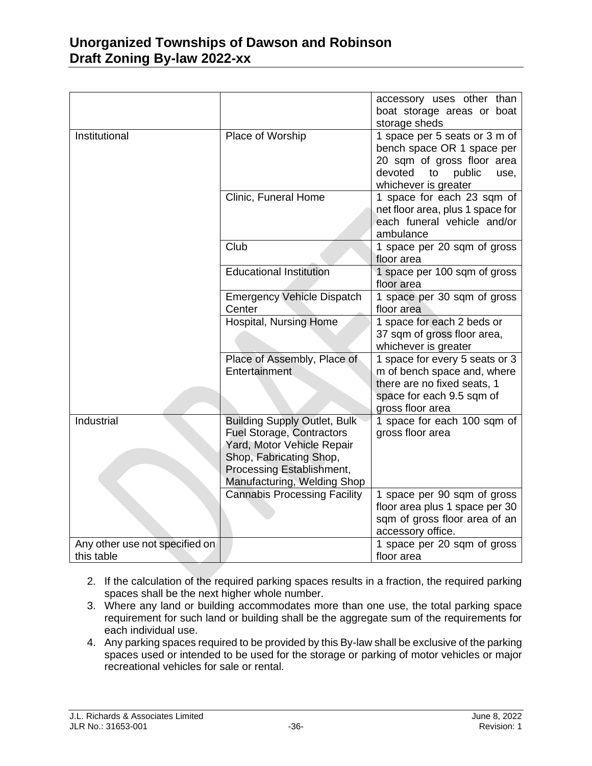| | | accessory uses other than boat storage areas or boat storage sheds |
|---|---|---|
| Institutional | Place of Worship | 1 space per 5 seats or 3 m of bench space OR 1 space per 20 sqm of gross floor area devoted to public use, whichever is greater |
| | Clinic, Funeral Home | 1 space for each 23 sqm of net floor area, plus 1 space for each funeral vehicle and/or ambulance |
| | Club | 1 space per 20 sqm of gross floor area |
| | Educational Institution | 1 space per 100 sqm of gross floor area |
| | Emergency Vehicle Dispatch Center | 1 space per 30 sqm of gross floor area |
| | Hospital, Nursing Home | 1 space for each 2 beds or 37 sqm of gross floor area, whichever is greater |
| | Place of Assembly, Place of Entertainment | 1 space for every 5 seats or 3 m of bench space and, where there are no fixed seats, 1 space for each 9.5 sqm of gross floor area |
| Industrial | Building Supply Outlet, Bulk Fuel Storage, Contractors Yard, Motor Vehicle Repair Shop, Fabricating Shop, Processing Establishment, Manufacturing, Welding Shop | 1 space for each 100 sqm of gross floor area |
| | Cannabis Processing Facility | 1 space per 90 sqm of gross floor area plus 1 space per 30 sqm of gross floor area of an accessory office. |
| Any other use not specified on this table | | 1 space per 20 sqm of gross floor area |

2. If the calculation of the required parking spaces results in a fraction, the required parking spaces shall be the next higher whole number.
3. Where any land or building accommodates more than one use, the total parking space requirement for such land or building shall be the aggregate sum of the requirements for each individual use.
4. Any parking spaces required to be provided by this By-law shall be exclusive of the parking spaces used or intended to be used for the storage or parking of motor vehicles or major recreational vehicles for sale or rental.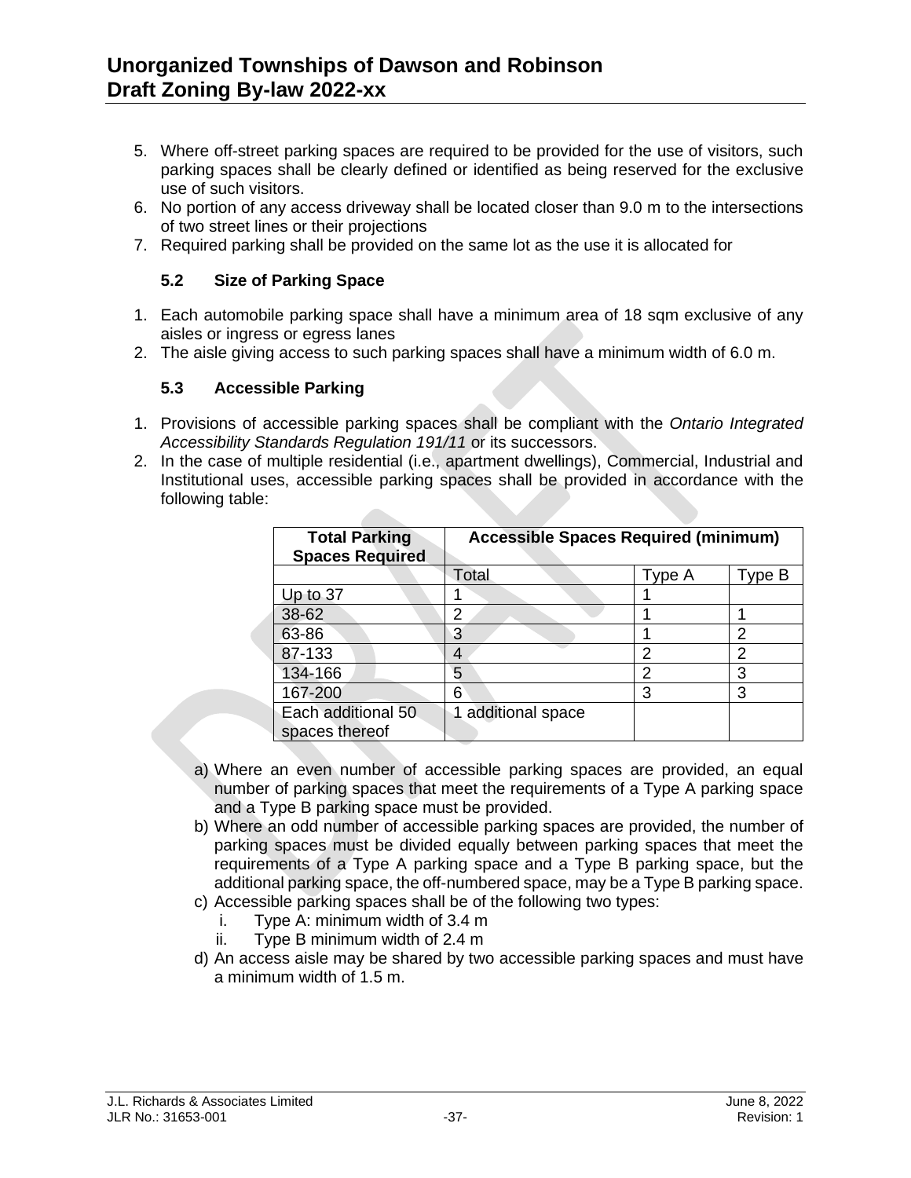5. Where off-street parking spaces are required to be provided for the use of visitors, such parking spaces shall be clearly defined or identified as being reserved for the exclusive use of such visitors.
6. No portion of any access driveway shall be located closer than 9.0 m to the intersections of two street lines or their projections
7. Required parking shall be provided on the same lot as the use it is allocated for

### 5.2 Size of Parking Space

1. Each automobile parking space shall have a minimum area of 18 sqm exclusive of any aisles or ingress or egress lanes
2. The aisle giving access to such parking spaces shall have a minimum width of 6.0 m.

### 5.3 Accessible Parking

1. Provisions of accessible parking spaces shall be compliant with the *Ontario Integrated Accessibility Standards Regulation 191/11* or its successors.
2. In the case of multiple residential (i.e., apartment dwellings), Commercial, Industrial and Institutional uses, accessible parking spaces shall be provided in accordance with the following table:

| **Total Parking Spaces Required** | **Accessible Spaces Required (minimum)** | | |
|---|---|---|---|
| | Total | Type A | Type B |
| Up to 37 | 1 | 1 | |
| 38-62 | 2 | 1 | 1 |
| 63-86 | 3 | 1 | 2 |
| 87-133 | 4 | 2 | 2 |
| 134-166 | 5 | 2 | 3 |
| 167-200 | 6 | 3 | 3 |
| Each additional 50 spaces thereof | 1 additional space | | |

a) Where an even number of accessible parking spaces are provided, an equal number of parking spaces that meet the requirements of a Type A parking space and a Type B parking space must be provided.

b) Where an odd number of accessible parking spaces are provided, the number of parking spaces must be divided equally between parking spaces that meet the requirements of a Type A parking space and a Type B parking space, but the additional parking space, the off-numbered space, may be a Type B parking space.

c) Accessible parking spaces shall be of the following two types:
   i. Type A: minimum width of 3.4 m
   ii. Type B minimum width of 2.4 m

d) An access aisle may be shared by two accessible parking spaces and must have a minimum width of 1.5 m.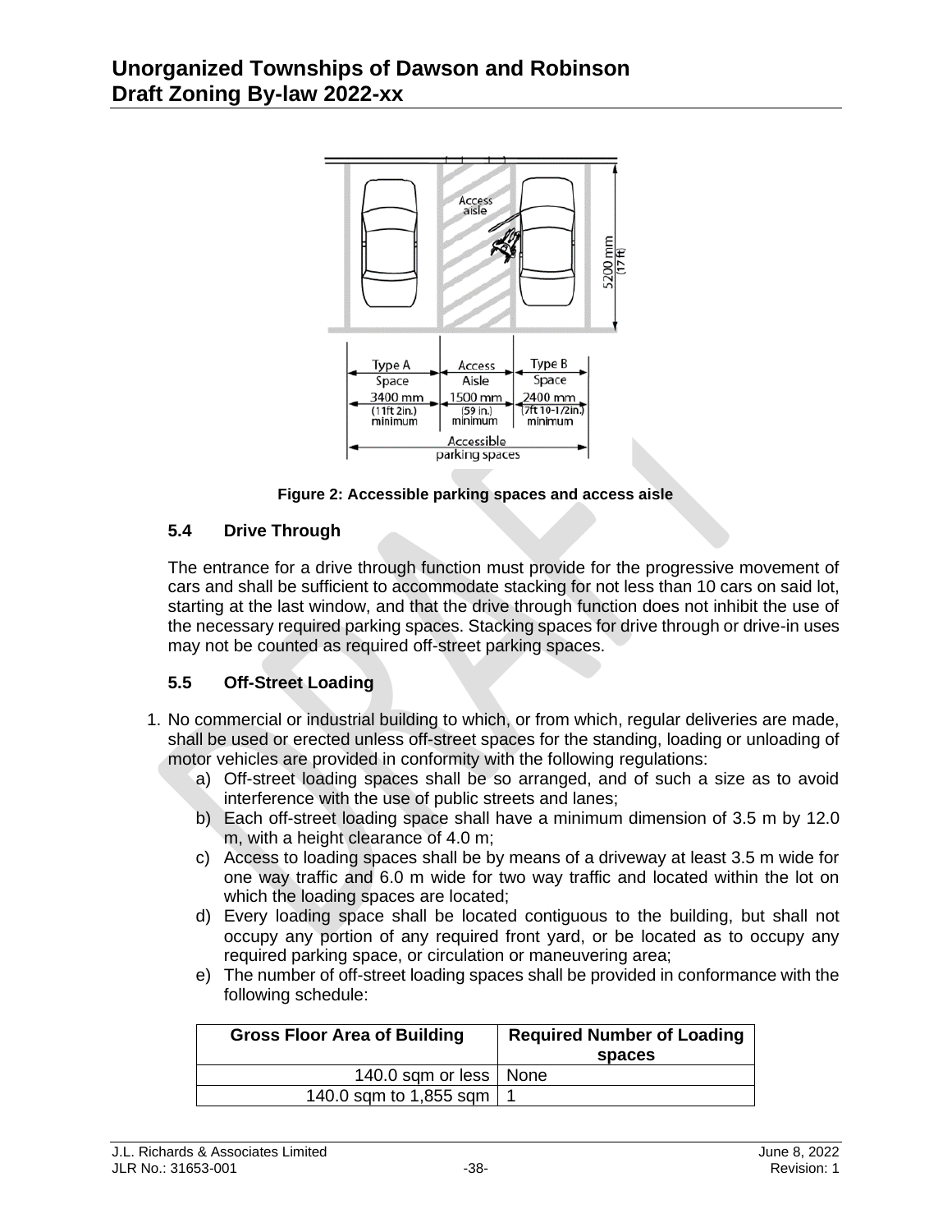Figure 2: Accessible parking spaces and access aisle

### 5.4 Drive Through

The entrance for a drive through function must provide for the progressive movement of cars and shall be sufficient to accommodate stacking for not less than 10 cars on said lot, starting at the last window, and that the drive through function does not inhibit the use of the necessary required parking spaces. Stacking spaces for drive through or drive-in uses may not be counted as required off-street parking spaces.

### 5.5 Off-Street Loading

1. No commercial or industrial building to which, or from which, regular deliveries are made, shall be used or erected unless off-street spaces for the standing, loading or unloading of motor vehicles are provided in conformity with the following regulations:
   a) Off-street loading spaces shall be so arranged, and of such a size as to avoid interference with the use of public streets and lanes;
   b) Each off-street loading space shall have a minimum dimension of 3.5 m by 12.0 m, with a height clearance of 4.0 m;
   c) Access to loading spaces shall be by means of a driveway at least 3.5 m wide for one way traffic and 6.0 m wide for two way traffic and located within the lot on which the loading spaces are located;
   d) Every loading space shall be located contiguous to the building, but shall not occupy any portion of any required front yard, or be located as to occupy any required parking space, or circulation or maneuvering area;
   e) The number of off-street loading spaces shall be provided in conformance with the following schedule:

| Gross Floor Area of Building | Required Number of Loading spaces |
|---|---|
| 140.0 sqm or less | None |
| 140.0 sqm to 1,855 sqm | 1 |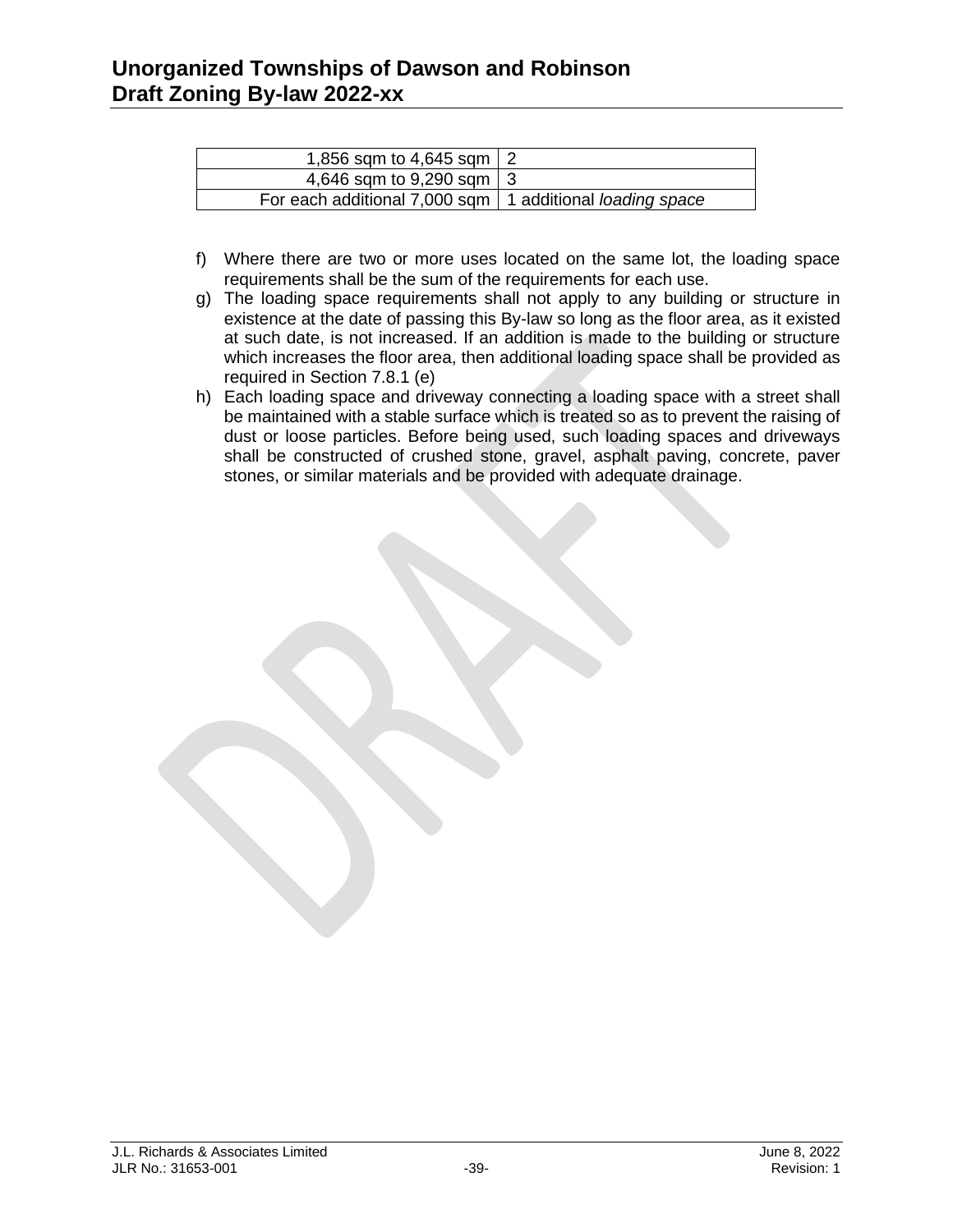| | |
|---|---|
| 1,856 sqm to 4,645 sqm | 2 |
| 4,646 sqm to 9,290 sqm | 3 |
| For each additional 7,000 sqm | 1 additional *loading space* |

f) Where there are two or more uses located on the same lot, the loading space requirements shall be the sum of the requirements for each use.

g) The loading space requirements shall not apply to any building or structure in existence at the date of passing this By-law so long as the floor area, as it existed at such date, is not increased. If an addition is made to the building or structure which increases the floor area, then additional loading space shall be provided as required in Section 7.8.1 (e)

h) Each loading space and driveway connecting a loading space with a street shall be maintained with a stable surface which is treated so as to prevent the raising of dust or loose particles. Before being used, such loading spaces and driveways shall be constructed of crushed stone, gravel, asphalt paving, concrete, paver stones, or similar materials and be provided with adequate drainage.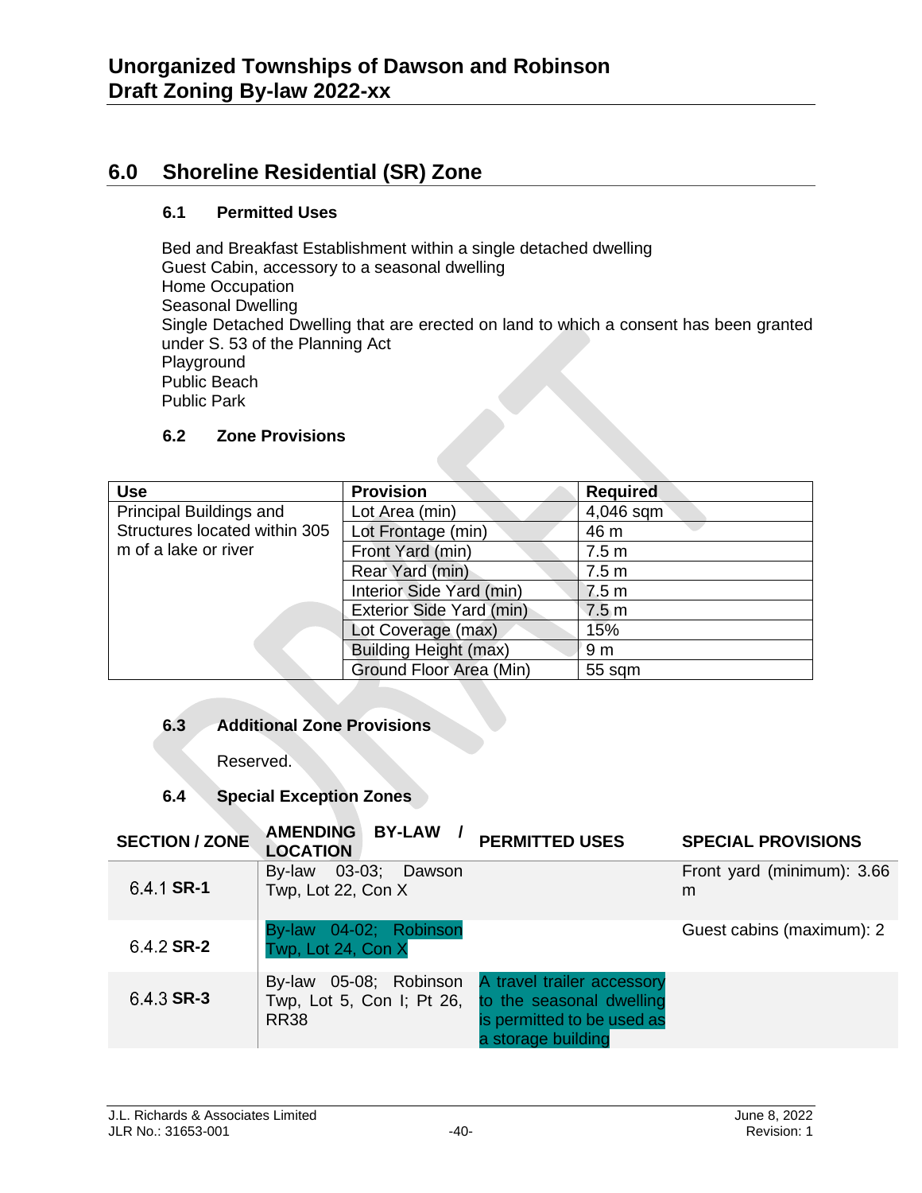# 6.0 Shoreline Residential (SR) Zone

### 6.1 Permitted Uses

Bed and Breakfast Establishment within a single detached dwelling
Guest Cabin, accessory to a seasonal dwelling
Home Occupation
Seasonal Dwelling
Single Detached Dwelling that are erected on land to which a consent has been granted under S. 53 of the Planning Act
Playground
Public Beach
Public Park

### 6.2 Zone Provisions

| Use | Provision | Required |
|---|---|---|
| Principal Buildings and Structures located within 305 m of a lake or river | Lot Area (min) | 4,046 sqm |
| | Lot Frontage (min) | 46 m |
| | Front Yard (min) | 7.5 m |
| | Rear Yard (min) | 7.5 m |
| | Interior Side Yard (min) | 7.5 m |
| | Exterior Side Yard (min) | 7.5 m |
| | Lot Coverage (max) | 15% |
| | Building Height (max) | 9 m |
| | Ground Floor Area (Min) | 55 sqm |

### 6.3 Additional Zone Provisions

Reserved.

### 6.4 Special Exception Zones

| SECTION / ZONE | AMENDING BY-LAW / LOCATION | PERMITTED USES | SPECIAL PROVISIONS |
|---|---|---|---|
| 6.4.1 **SR-1** | By-law 03-03; Dawson Twp, Lot 22, Con X | | Front yard (minimum): 3.66 m |
| 6.4.2 **SR-2** | By-law 04-02; Robinson Twp, Lot 24, Con X | | Guest cabins (maximum): 2 |
| 6.4.3 **SR-3** | By-law 05-08; Robinson Twp, Lot 5, Con I; Pt 26, RR38 | A travel trailer accessory to the seasonal dwelling is permitted to be used as a storage building | |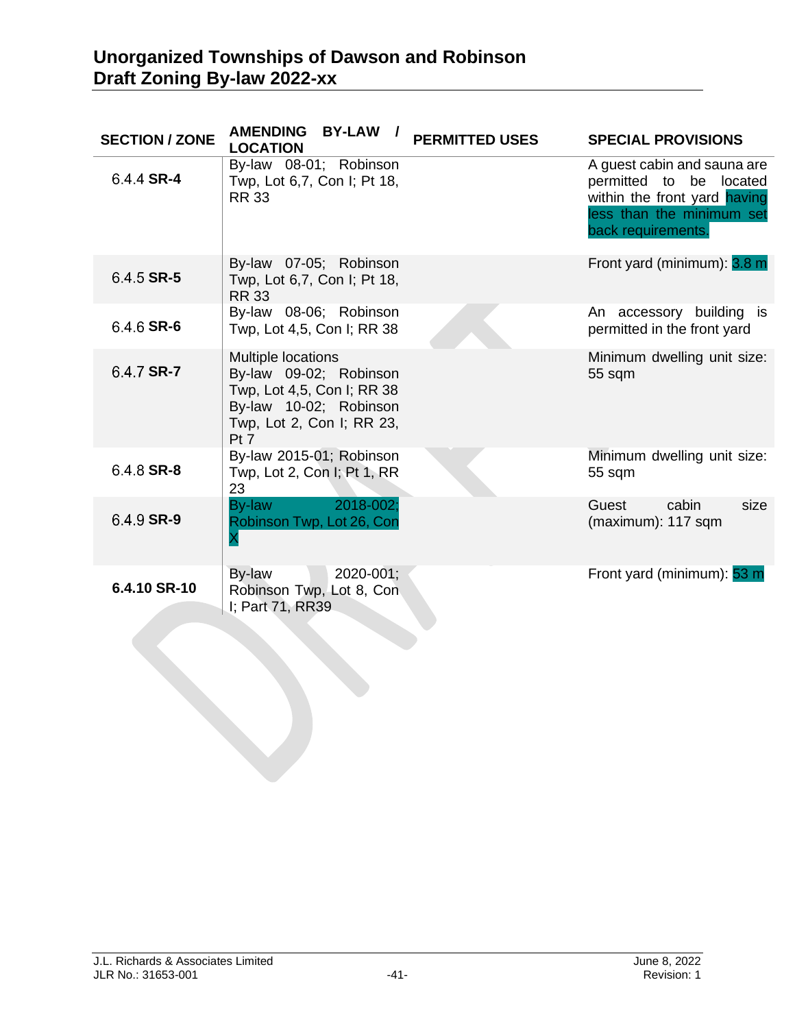| SECTION / ZONE | AMENDING BY-LAW / LOCATION | PERMITTED USES | SPECIAL PROVISIONS |
|---|---|---|---|
| 6.4.4 **SR-4** | By-law 08-01; Robinson Twp, Lot 6,7, Con I; Pt 18, RR 33 | | A guest cabin and sauna are permitted to be located within the front yard having less than the minimum set back requirements. |
| 6.4.5 **SR-5** | By-law 07-05; Robinson Twp, Lot 6,7, Con I; Pt 18, RR 33 | | Front yard (minimum): 3.8 m |
| 6.4.6 **SR-6** | By-law 08-06; Robinson Twp, Lot 4,5, Con I; RR 38 | | An accessory building is permitted in the front yard |
| 6.4.7 **SR-7** | Multiple locations By-law 09-02; Robinson Twp, Lot 4,5, Con I; RR 38 By-law 10-02; Robinson Twp, Lot 2, Con I; RR 23, Pt 7 | | Minimum dwelling unit size: 55 sqm |
| 6.4.8 **SR-8** | By-law 2015-01; Robinson Twp, Lot 2, Con I; Pt 1, RR 23 | | Minimum dwelling unit size: 55 sqm |
| 6.4.9 **SR-9** | By-law 2018-002; Robinson Twp, Lot 26, Con X | | Guest cabin size (maximum): 117 sqm |
| **6.4.10 SR-10** | By-law 2020-001; Robinson Twp, Lot 8, Con I; Part 71, RR39 | | Front yard (minimum): 53 m |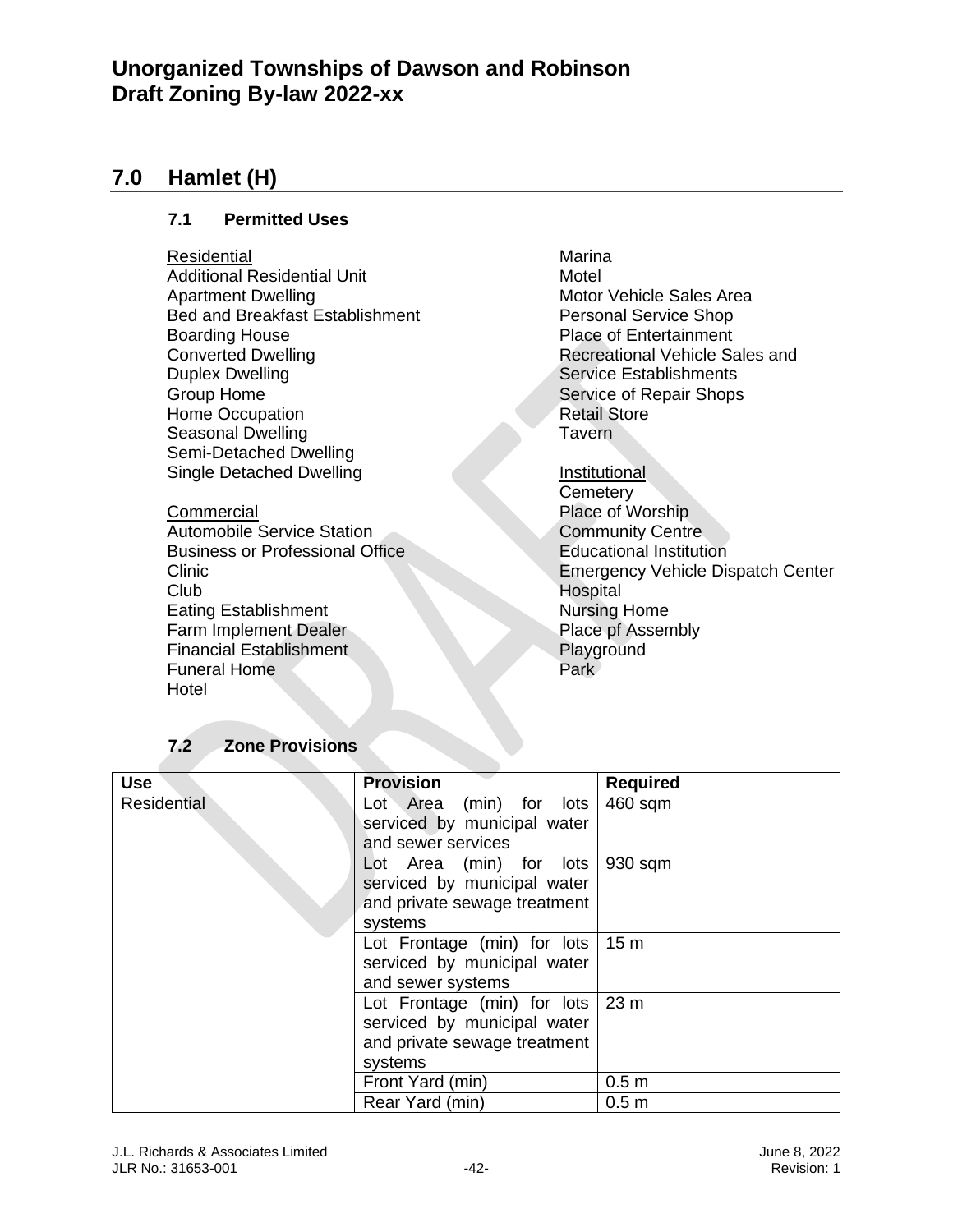## 7.0 Hamlet (H)

### 7.1 Permitted Uses

Residential
Additional Residential Unit
Apartment Dwelling
Bed and Breakfast Establishment
Boarding House
Converted Dwelling
Duplex Dwelling
Group Home
Home Occupation
Seasonal Dwelling
Semi-Detached Dwelling
Single Detached Dwelling

Commercial
Automobile Service Station
Business or Professional Office
Clinic
Club
Eating Establishment
Farm Implement Dealer
Financial Establishment
Funeral Home
Hotel
Marina
Motel
Motor Vehicle Sales Area
Personal Service Shop
Place of Entertainment
Recreational Vehicle Sales and Service Establishments
Service of Repair Shops
Retail Store
Tavern

Institutional
Cemetery
Place of Worship
Community Centre
Educational Institution
Emergency Vehicle Dispatch Center
Hospital
Nursing Home
Place pf Assembly
Playground
Park

### 7.2 Zone Provisions

| Use | Provision | Required |
|---|---|---|
| Residential | Lot Area (min) for lots serviced by municipal water and sewer services | 460 sqm |
| | Lot Area (min) for lots serviced by municipal water and private sewage treatment systems | 930 sqm |
| | Lot Frontage (min) for lots serviced by municipal water and sewer systems | 15 m |
| | Lot Frontage (min) for lots serviced by municipal water and private sewage treatment systems | 23 m |
| | Front Yard (min) | 0.5 m |
| | Rear Yard (min) | 0.5 m |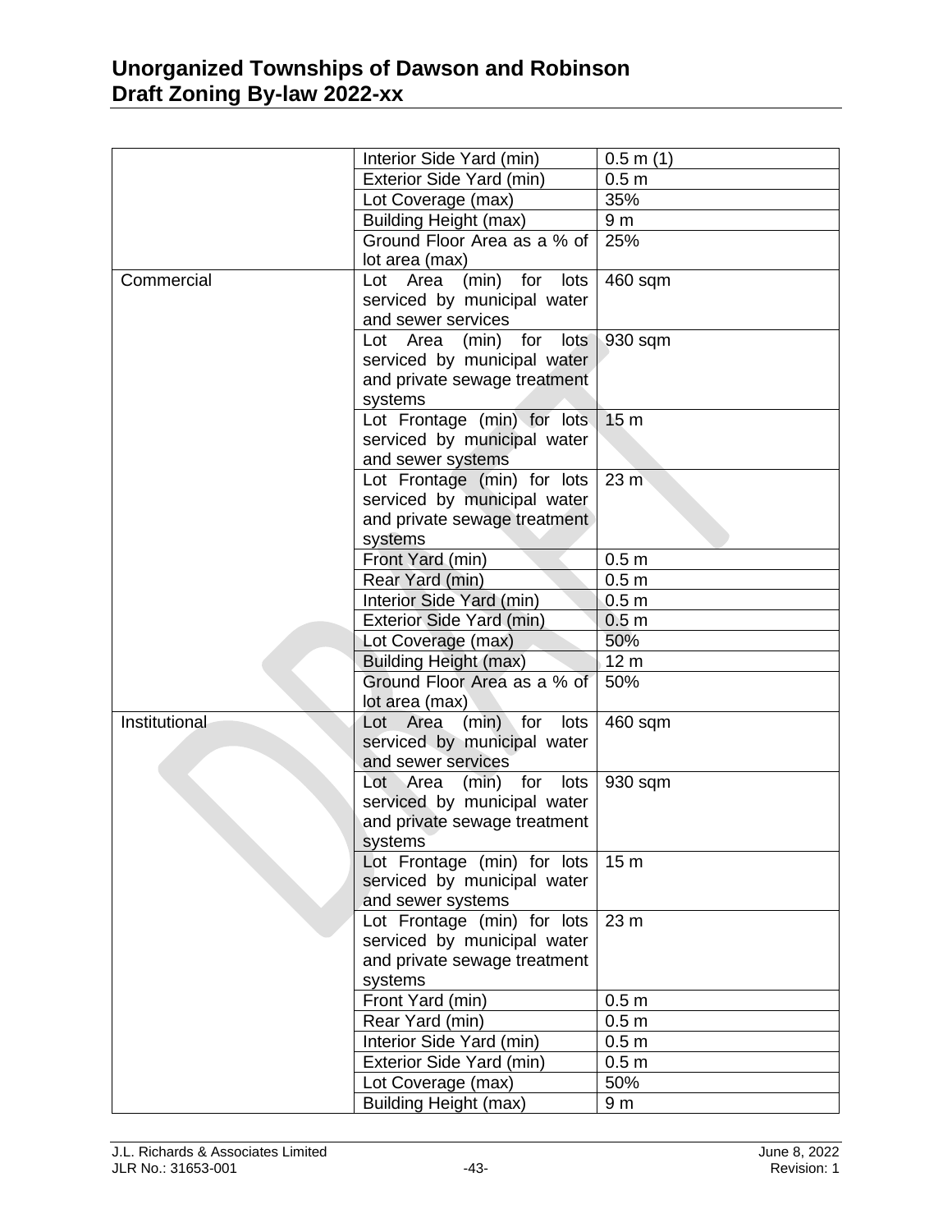| | | |
|---|---|---|
| | Interior Side Yard (min) | 0.5 m (1) |
| | Exterior Side Yard (min) | 0.5 m |
| | Lot Coverage (max) | 35% |
| | Building Height (max) | 9 m |
| | Ground Floor Area as a % of lot area (max) | 25% |
| Commercial | Lot Area (min) for lots serviced by municipal water and sewer services | 460 sqm |
| | Lot Area (min) for lots serviced by municipal water and private sewage treatment systems | 930 sqm |
| | Lot Frontage (min) for lots serviced by municipal water and sewer systems | 15 m |
| | Lot Frontage (min) for lots serviced by municipal water and private sewage treatment systems | 23 m |
| | Front Yard (min) | 0.5 m |
| | Rear Yard (min) | 0.5 m |
| | Interior Side Yard (min) | 0.5 m |
| | Exterior Side Yard (min) | 0.5 m |
| | Lot Coverage (max) | 50% |
| | Building Height (max) | 12 m |
| | Ground Floor Area as a % of lot area (max) | 50% |
| Institutional | Lot Area (min) for lots serviced by municipal water and sewer services | 460 sqm |
| | Lot Area (min) for lots serviced by municipal water and private sewage treatment systems | 930 sqm |
| | Lot Frontage (min) for lots serviced by municipal water and sewer systems | 15 m |
| | Lot Frontage (min) for lots serviced by municipal water and private sewage treatment systems | 23 m |
| | Front Yard (min) | 0.5 m |
| | Rear Yard (min) | 0.5 m |
| | Interior Side Yard (min) | 0.5 m |
| | Exterior Side Yard (min) | 0.5 m |
| | Lot Coverage (max) | 50% |
| | Building Height (max) | 9 m |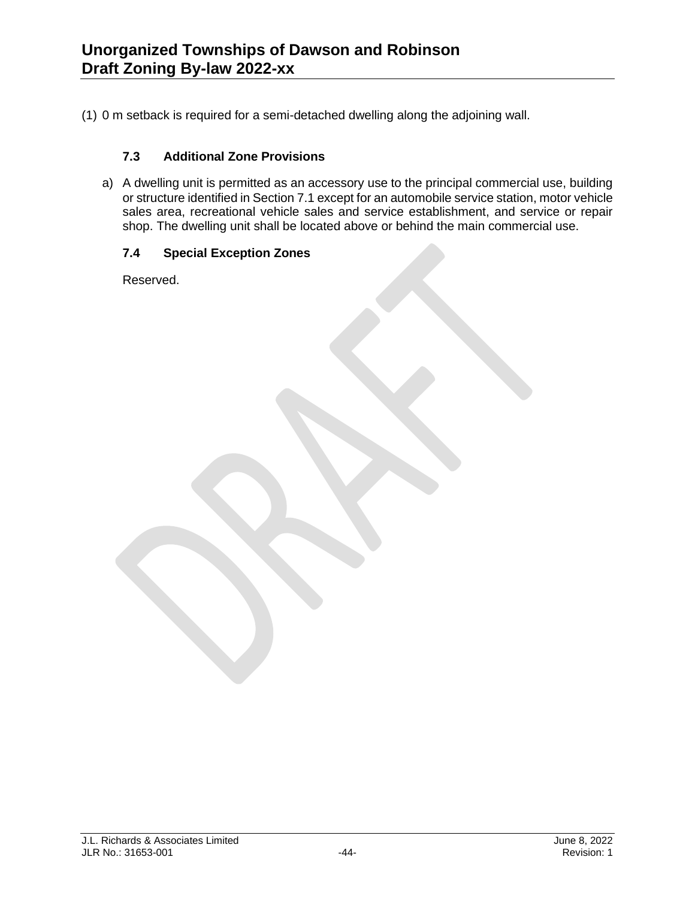(1) 0 m setback is required for a semi-detached dwelling along the adjoining wall.

### 7.3 Additional Zone Provisions

a) A dwelling unit is permitted as an accessory use to the principal commercial use, building or structure identified in Section 7.1 except for an automobile service station, motor vehicle sales area, recreational vehicle sales and service establishment, and service or repair shop. The dwelling unit shall be located above or behind the main commercial use.

### 7.4 Special Exception Zones

Reserved.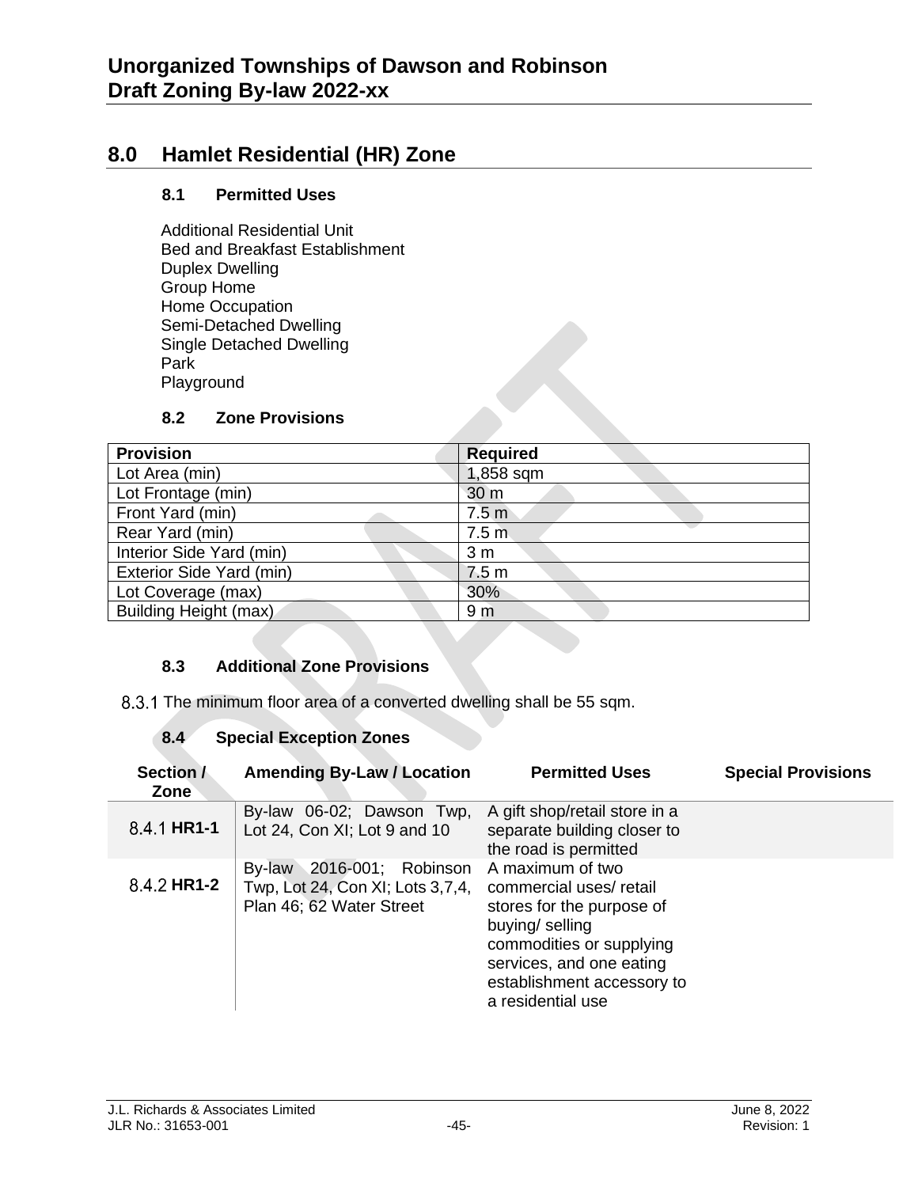# 8.0 Hamlet Residential (HR) Zone

## 8.1 Permitted Uses

Additional Residential Unit
Bed and Breakfast Establishment
Duplex Dwelling
Group Home
Home Occupation
Semi-Detached Dwelling
Single Detached Dwelling
Park
Playground

## 8.2 Zone Provisions

| Provision | Required |
|---|---|
| Lot Area (min) | 1,858 sqm |
| Lot Frontage (min) | 30 m |
| Front Yard (min) | 7.5 m |
| Rear Yard (min) | 7.5 m |
| Interior Side Yard (min) | 3 m |
| Exterior Side Yard (min) | 7.5 m |
| Lot Coverage (max) | 30% |
| Building Height (max) | 9 m |

## 8.3 Additional Zone Provisions

8.3.1 The minimum floor area of a converted dwelling shall be 55 sqm.

## 8.4 Special Exception Zones

| Section / Zone | Amending By-Law / Location | Permitted Uses | Special Provisions |
|---|---|---|---|
| 8.4.1 **HR1-1** | By-law 06-02; Dawson Twp, Lot 24, Con XI; Lot 9 and 10 | A gift shop/retail store in a separate building closer to the road is permitted | |
| 8.4.2 **HR1-2** | By-law 2016-001; Robinson Twp, Lot 24, Con XI; Lots 3,7,4, Plan 46; 62 Water Street | A maximum of two commercial uses/ retail stores for the purpose of buying/ selling commodities or supplying services, and one eating establishment accessory to a residential use | |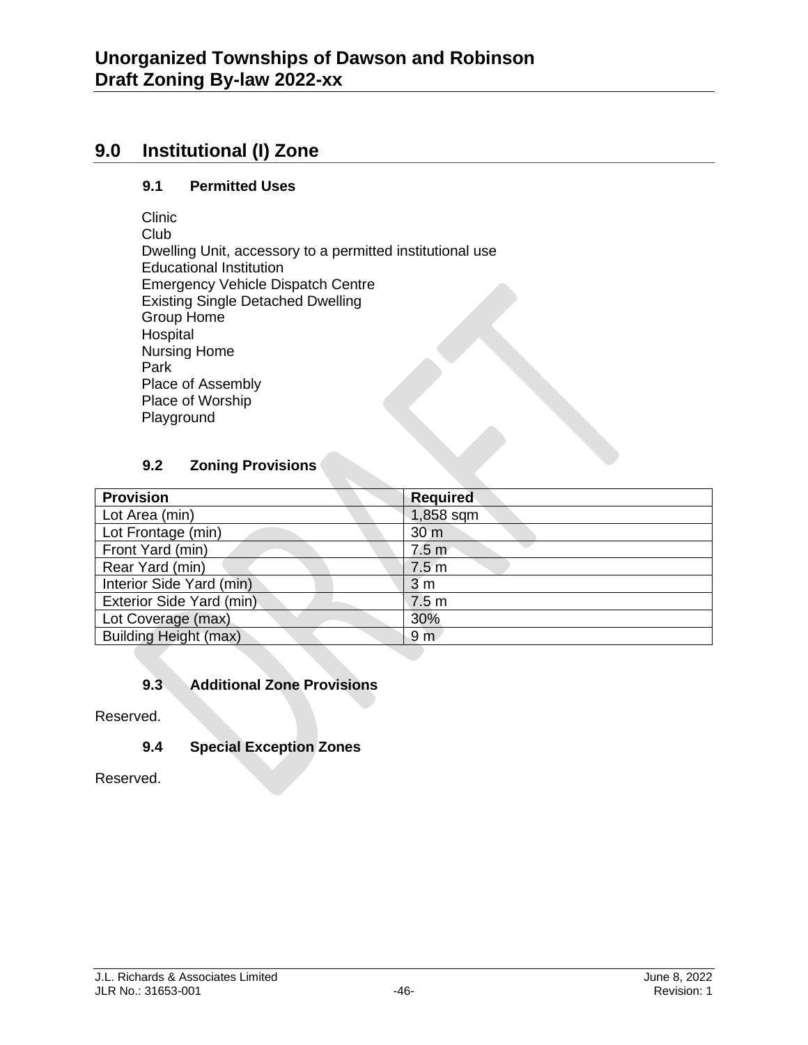# 9.0 Institutional (I) Zone

## 9.1 Permitted Uses

Clinic
Club
Dwelling Unit, accessory to a permitted institutional use
Educational Institution
Emergency Vehicle Dispatch Centre
Existing Single Detached Dwelling
Group Home
Hospital
Nursing Home
Park
Place of Assembly
Place of Worship
Playground

## 9.2 Zoning Provisions

| Provision | Required |
|---|---|
| Lot Area (min) | 1,858 sqm |
| Lot Frontage (min) | 30 m |
| Front Yard (min) | 7.5 m |
| Rear Yard (min) | 7.5 m |
| Interior Side Yard (min) | 3 m |
| Exterior Side Yard (min) | 7.5 m |
| Lot Coverage (max) | 30% |
| Building Height (max) | 9 m |

## 9.3 Additional Zone Provisions

Reserved.

## 9.4 Special Exception Zones

Reserved.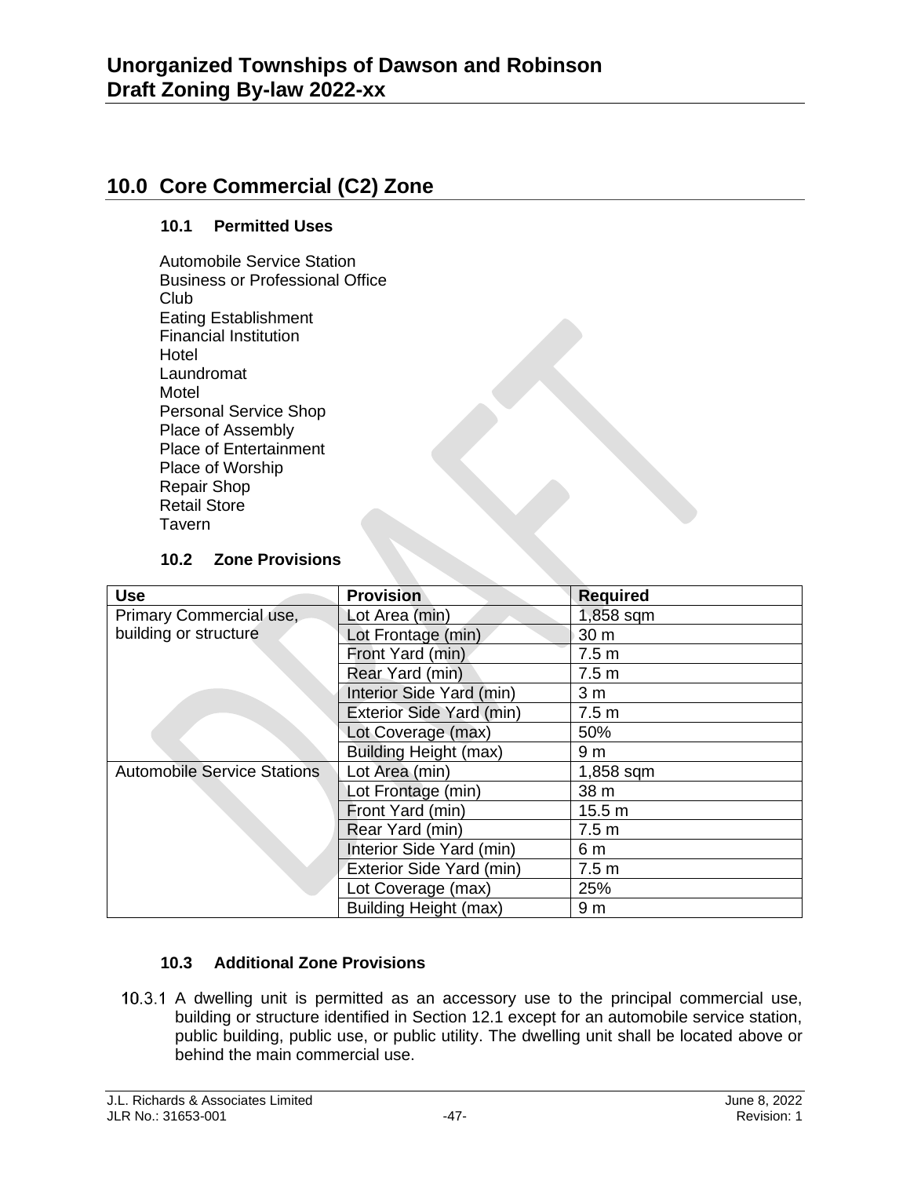# 10.0 Core Commercial (C2) Zone

### 10.1 Permitted Uses

Automobile Service Station
Business or Professional Office
Club
Eating Establishment
Financial Institution
Hotel
Laundromat
Motel
Personal Service Shop
Place of Assembly
Place of Entertainment
Place of Worship
Repair Shop
Retail Store
Tavern

### 10.2 Zone Provisions

| Use | Provision | Required |
|---|---|---|
| Primary Commercial use, building or structure | Lot Area (min) | 1,858 sqm |
| | Lot Frontage (min) | 30 m |
| | Front Yard (min) | 7.5 m |
| | Rear Yard (min) | 7.5 m |
| | Interior Side Yard (min) | 3 m |
| | Exterior Side Yard (min) | 7.5 m |
| | Lot Coverage (max) | 50% |
| | Building Height (max) | 9 m |
| Automobile Service Stations | Lot Area (min) | 1,858 sqm |
| | Lot Frontage (min) | 38 m |
| | Front Yard (min) | 15.5 m |
| | Rear Yard (min) | 7.5 m |
| | Interior Side Yard (min) | 6 m |
| | Exterior Side Yard (min) | 7.5 m |
| | Lot Coverage (max) | 25% |
| | Building Height (max) | 9 m |

### 10.3 Additional Zone Provisions

10.3.1 A dwelling unit is permitted as an accessory use to the principal commercial use, building or structure identified in Section 12.1 except for an automobile service station, public building, public use, or public utility. The dwelling unit shall be located above or behind the main commercial use.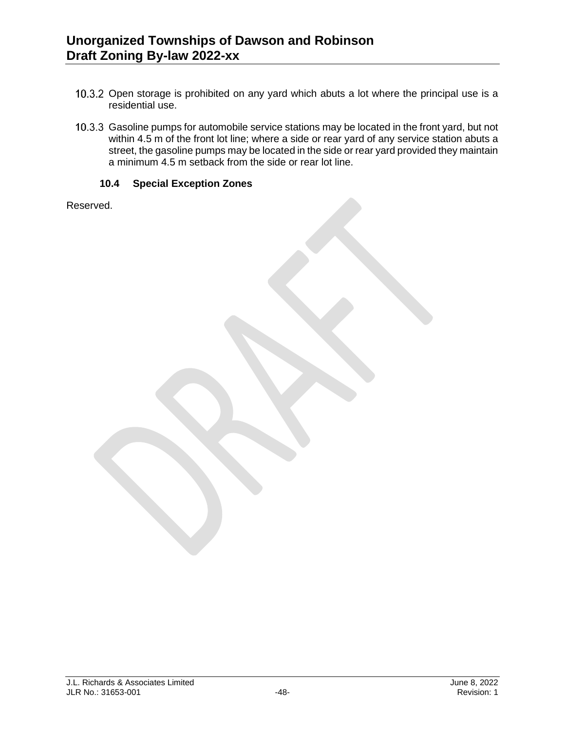10.3.2 Open storage is prohibited on any yard which abuts a lot where the principal use is a residential use.

10.3.3 Gasoline pumps for automobile service stations may be located in the front yard, but not within 4.5 m of the front lot line; where a side or rear yard of any service station abuts a street, the gasoline pumps may be located in the side or rear yard provided they maintain a minimum 4.5 m setback from the side or rear lot line.

### 10.4 Special Exception Zones

Reserved.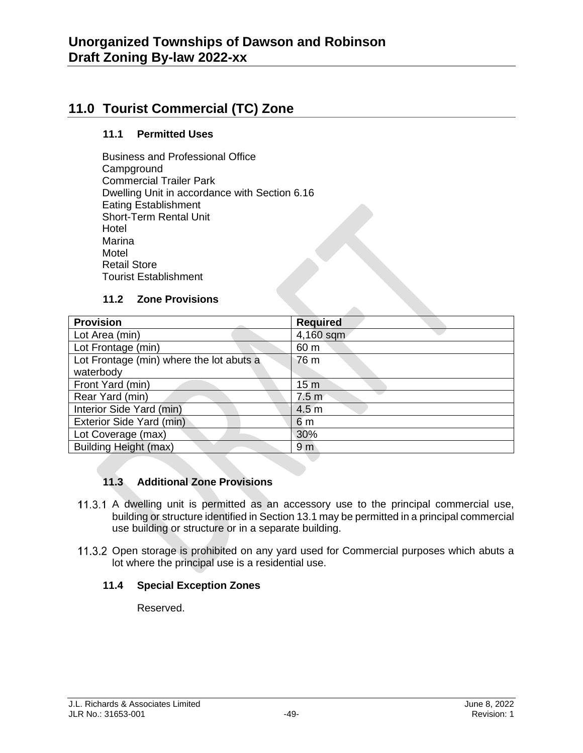# 11.0 Tourist Commercial (TC) Zone

## 11.1 Permitted Uses

Business and Professional Office
Campground
Commercial Trailer Park
Dwelling Unit in accordance with Section 6.16
Eating Establishment
Short-Term Rental Unit
Hotel
Marina
Motel
Retail Store
Tourist Establishment

## 11.2 Zone Provisions

| Provision | Required |
|---|---|
| Lot Area (min) | 4,160 sqm |
| Lot Frontage (min) | 60 m |
| Lot Frontage (min) where the lot abuts a waterbody | 76 m |
| Front Yard (min) | 15 m |
| Rear Yard (min) | 7.5 m |
| Interior Side Yard (min) | 4.5 m |
| Exterior Side Yard (min) | 6 m |
| Lot Coverage (max) | 30% |
| Building Height (max) | 9 m |

## 11.3 Additional Zone Provisions

11.3.1 A dwelling unit is permitted as an accessory use to the principal commercial use, building or structure identified in Section 13.1 may be permitted in a principal commercial use building or structure or in a separate building.

11.3.2 Open storage is prohibited on any yard used for Commercial purposes which abuts a lot where the principal use is a residential use.

## 11.4 Special Exception Zones

Reserved.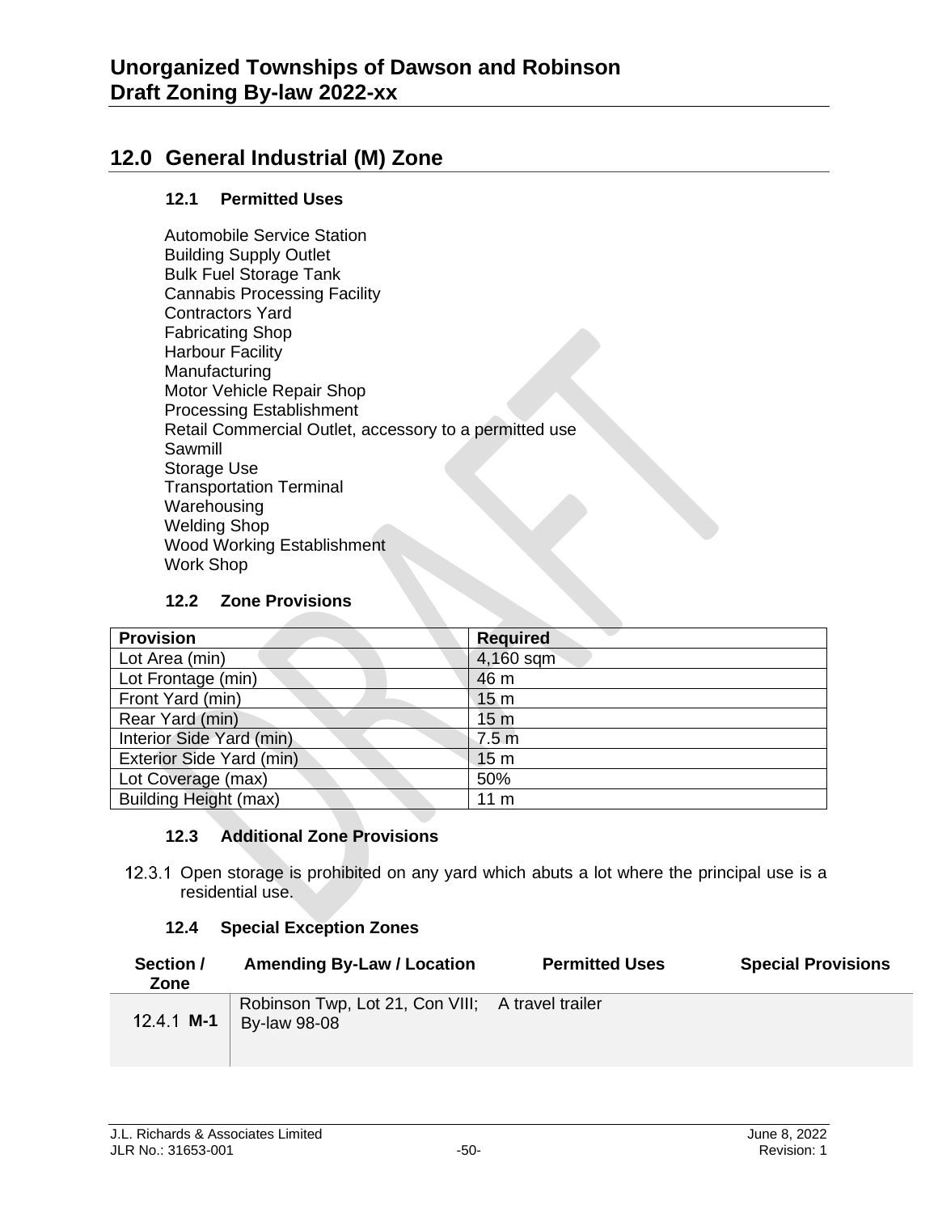## 12.0 General Industrial (M) Zone

### 12.1 Permitted Uses

Automobile Service Station
Building Supply Outlet
Bulk Fuel Storage Tank
Cannabis Processing Facility
Contractors Yard
Fabricating Shop
Harbour Facility
Manufacturing
Motor Vehicle Repair Shop
Processing Establishment
Retail Commercial Outlet, accessory to a permitted use
Sawmill
Storage Use
Transportation Terminal
Warehousing
Welding Shop
Wood Working Establishment
Work Shop

### 12.2 Zone Provisions

| Provision | Required |
|---|---|
| Lot Area (min) | 4,160 sqm |
| Lot Frontage (min) | 46 m |
| Front Yard (min) | 15 m |
| Rear Yard (min) | 15 m |
| Interior Side Yard (min) | 7.5 m |
| Exterior Side Yard (min) | 15 m |
| Lot Coverage (max) | 50% |
| Building Height (max) | 11 m |

### 12.3 Additional Zone Provisions

12.3.1 Open storage is prohibited on any yard which abuts a lot where the principal use is a residential use.

### 12.4 Special Exception Zones

| Section / Zone | Amending By-Law / Location | Permitted Uses | Special Provisions |
|---|---|---|---|
| 12.4.1 **M-1** | Robinson Twp, Lot 21, Con VIII; By-law 98-08 | A travel trailer | |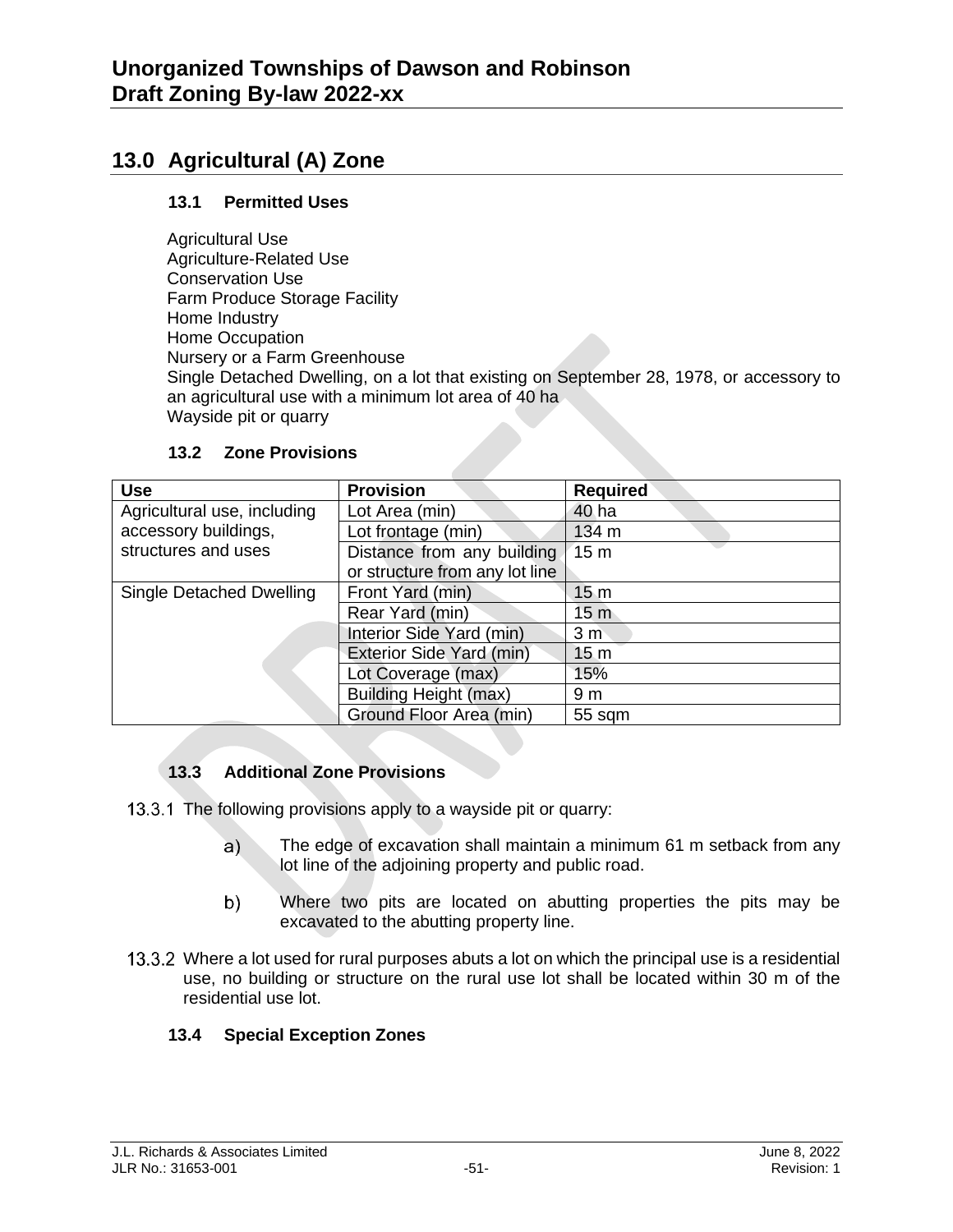# 13.0 Agricultural (A) Zone

### 13.1 Permitted Uses

Agricultural Use
Agriculture-Related Use
Conservation Use
Farm Produce Storage Facility
Home Industry
Home Occupation
Nursery or a Farm Greenhouse
Single Detached Dwelling, on a lot that existing on September 28, 1978, or accessory to an agricultural use with a minimum lot area of 40 ha
Wayside pit or quarry

### 13.2 Zone Provisions

| Use | Provision | Required |
|---|---|---|
| Agricultural use, including accessory buildings, structures and uses | Lot Area (min) | 40 ha |
| | Lot frontage (min) | 134 m |
| | Distance from any building or structure from any lot line | 15 m |
| Single Detached Dwelling | Front Yard (min) | 15 m |
| | Rear Yard (min) | 15 m |
| | Interior Side Yard (min) | 3 m |
| | Exterior Side Yard (min) | 15 m |
| | Lot Coverage (max) | 15% |
| | Building Height (max) | 9 m |
| | Ground Floor Area (min) | 55 sqm |

### 13.3 Additional Zone Provisions

13.3.1 The following provisions apply to a wayside pit or quarry:

a) The edge of excavation shall maintain a minimum 61 m setback from any lot line of the adjoining property and public road.

b) Where two pits are located on abutting properties the pits may be excavated to the abutting property line.

13.3.2 Where a lot used for rural purposes abuts a lot on which the principal use is a residential use, no building or structure on the rural use lot shall be located within 30 m of the residential use lot.

### 13.4 Special Exception Zones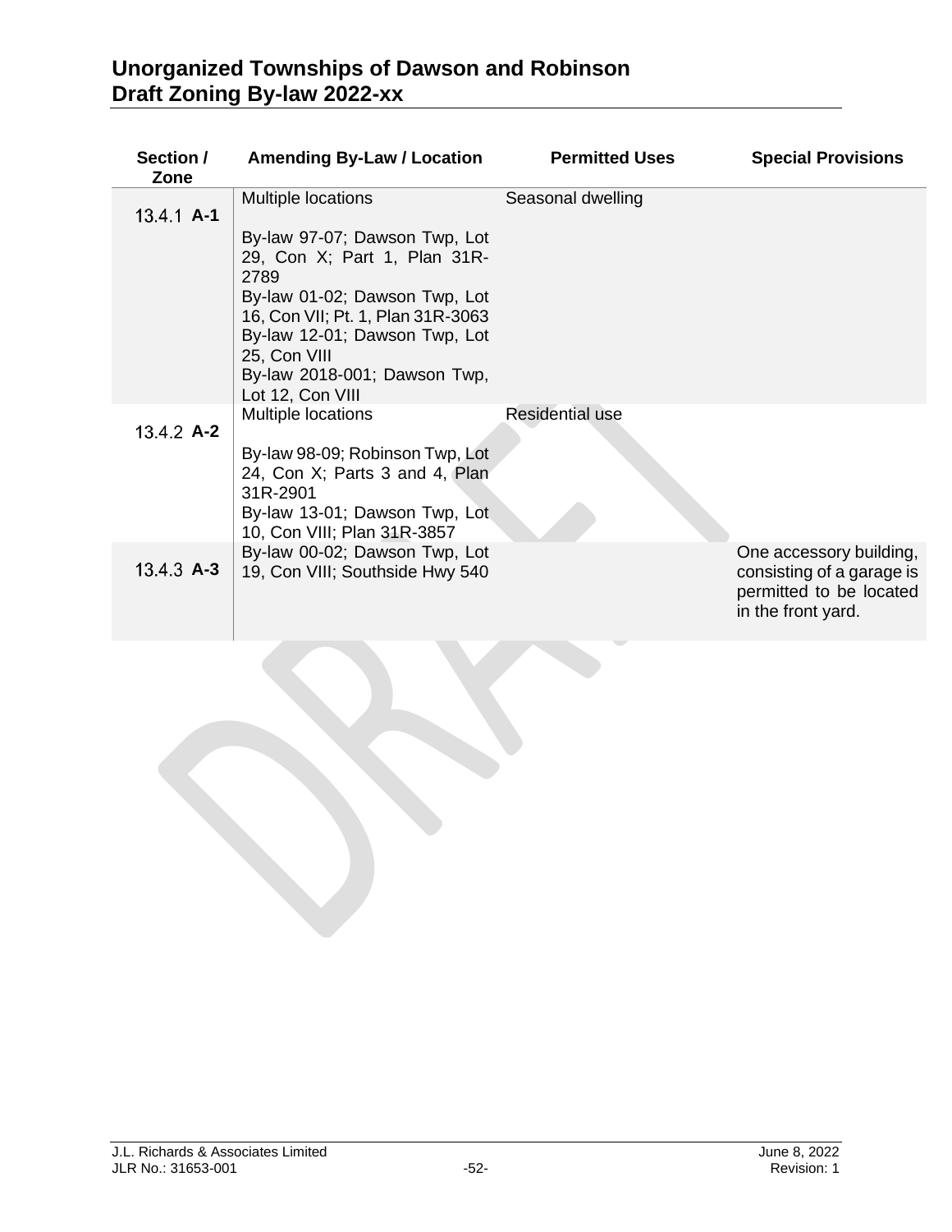| Section / Zone | Amending By-Law / Location | Permitted Uses | Special Provisions |
|---|---|---|---|
| 13.4.1 **A-1** | Multiple locations<br><br>By-law 97-07; Dawson Twp, Lot 29, Con X; Part 1, Plan 31R-2789<br>By-law 01-02; Dawson Twp, Lot 16, Con VII; Pt. 1, Plan 31R-3063<br>By-law 12-01; Dawson Twp, Lot 25, Con VIII<br>By-law 2018-001; Dawson Twp, Lot 12, Con VIII | Seasonal dwelling | |
| 13.4.2 **A-2** | Multiple locations<br><br>By-law 98-09; Robinson Twp, Lot 24, Con X; Parts 3 and 4, Plan 31R-2901<br>By-law 13-01; Dawson Twp, Lot 10, Con VIII; Plan 31R-3857 | Residential use | |
| 13.4.3 **A-3** | By-law 00-02; Dawson Twp, Lot 19, Con VIII; Southside Hwy 540 | | One accessory building, consisting of a garage is permitted to be located in the front yard. |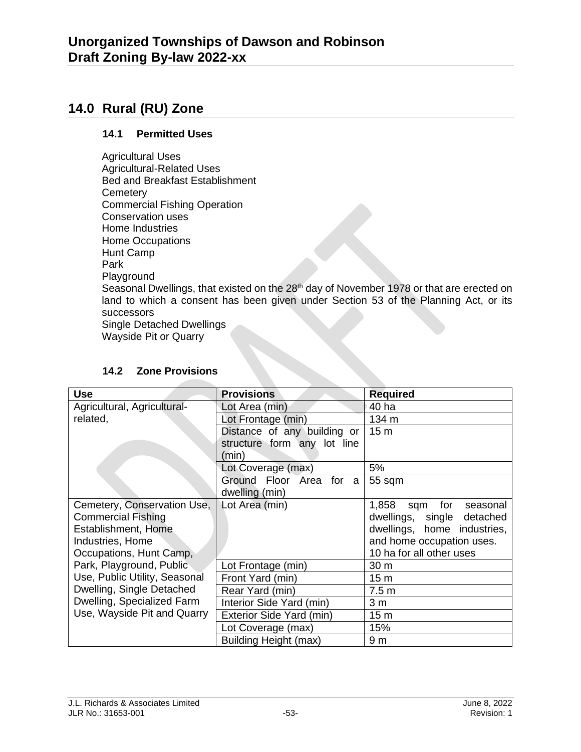## 14.0 Rural (RU) Zone

### 14.1 Permitted Uses

Agricultural Uses
Agricultural-Related Uses
Bed and Breakfast Establishment
Cemetery
Commercial Fishing Operation
Conservation uses
Home Industries
Home Occupations
Hunt Camp
Park
Playground
Seasonal Dwellings, that existed on the 28th day of November 1978 or that are erected on land to which a consent has been given under Section 53 of the Planning Act, or its successors
Single Detached Dwellings
Wayside Pit or Quarry

### 14.2 Zone Provisions

| Use | Provisions | Required |
|---|---|---|
| Agricultural, Agricultural-related, | Lot Area (min) | 40 ha |
| | Lot Frontage (min) | 134 m |
| | Distance of any building or structure form any lot line (min) | 15 m |
| | Lot Coverage (max) | 5% |
| | Ground Floor Area for a dwelling (min) | 55 sqm |
| Cemetery, Conservation Use, Commercial Fishing Establishment, Home Industries, Home Occupations, Hunt Camp, Park, Playground, Public Use, Public Utility, Seasonal Dwelling, Single Detached Dwelling, Specialized Farm Use, Wayside Pit and Quarry | Lot Area (min) | 1,858 sqm for seasonal dwellings, single detached dwellings, home industries, and home occupation uses. 10 ha for all other uses |
| | Lot Frontage (min) | 30 m |
| | Front Yard (min) | 15 m |
| | Rear Yard (min) | 7.5 m |
| | Interior Side Yard (min) | 3 m |
| | Exterior Side Yard (min) | 15 m |
| | Lot Coverage (max) | 15% |
| | Building Height (max) | 9 m |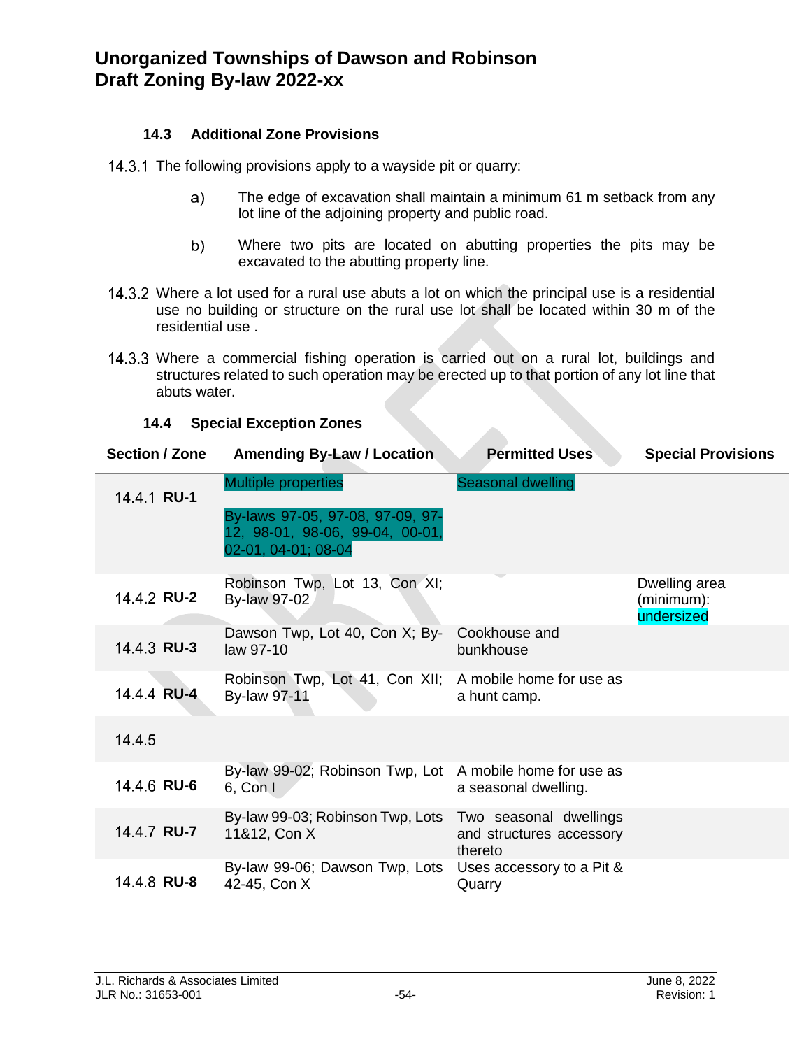### 14.3 Additional Zone Provisions

14.3.1 The following provisions apply to a wayside pit or quarry:

a) The edge of excavation shall maintain a minimum 61 m setback from any lot line of the adjoining property and public road.

b) Where two pits are located on abutting properties the pits may be excavated to the abutting property line.

14.3.2 Where a lot used for a rural use abuts a lot on which the principal use is a residential use no building or structure on the rural use lot shall be located within 30 m of the residential use .

14.3.3 Where a commercial fishing operation is carried out on a rural lot, buildings and structures related to such operation may be erected up to that portion of any lot line that abuts water.

### 14.4 Special Exception Zones

| Section / Zone | Amending By-Law / Location | Permitted Uses | Special Provisions |
|---|---|---|---|
| 14.4.1 **RU-1** | Multiple properties<br><br>By-laws 97-05, 97-08, 97-09, 97-12, 98-01, 98-06, 99-04, 00-01, 02-01, 04-01; 08-04 | Seasonal dwelling | |
| 14.4.2 **RU-2** | Robinson Twp, Lot 13, Con XI; By-law 97-02 | | Dwelling area (minimum): undersized |
| 14.4.3 **RU-3** | Dawson Twp, Lot 40, Con X; By-law 97-10 | Cookhouse and bunkhouse | |
| 14.4.4 **RU-4** | Robinson Twp, Lot 41, Con XII; By-law 97-11 | A mobile home for use as a hunt camp. | |
| 14.4.5 | | | |
| 14.4.6 **RU-6** | By-law 99-02; Robinson Twp, Lot 6, Con I | A mobile home for use as a seasonal dwelling. | |
| 14.4.7 **RU-7** | By-law 99-03; Robinson Twp, Lots 11&12, Con X | Two seasonal dwellings and structures accessory thereto | |
| 14.4.8 **RU-8** | By-law 99-06; Dawson Twp, Lots 42-45, Con X | Uses accessory to a Pit & Quarry | |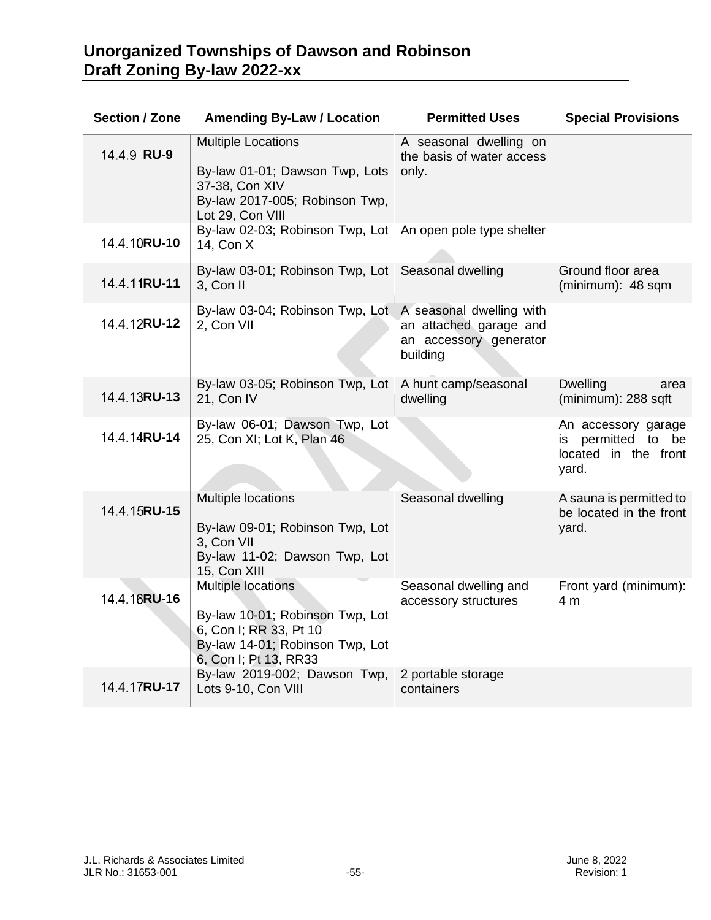| Section / Zone | Amending By-Law / Location | Permitted Uses | Special Provisions |
|---|---|---|---|
| 14.4.9 **RU-9** | Multiple Locations<br><br>By-law 01-01; Dawson Twp, Lots 37-38, Con XIV<br>By-law 2017-005; Robinson Twp, Lot 29, Con VIII | A seasonal dwelling on the basis of water access only. | |
| 14.4.10 **RU-10** | By-law 02-03; Robinson Twp, Lot 14, Con X | An open pole type shelter | |
| 14.4.11 **RU-11** | By-law 03-01; Robinson Twp, Lot 3, Con II | Seasonal dwelling | Ground floor area (minimum): 48 sqm |
| 14.4.12 **RU-12** | By-law 03-04; Robinson Twp, Lot 2, Con VII | A seasonal dwelling with an attached garage and an accessory generator building | |
| 14.4.13 **RU-13** | By-law 03-05; Robinson Twp, Lot 21, Con IV | A hunt camp/seasonal dwelling | Dwelling area (minimum): 288 sqft |
| 14.4.14 **RU-14** | By-law 06-01; Dawson Twp, Lot 25, Con XI; Lot K, Plan 46 | | An accessory garage is permitted to be located in the front yard. |
| 14.4.15 **RU-15** | Multiple locations<br><br>By-law 09-01; Robinson Twp, Lot 3, Con VII<br>By-law 11-02; Dawson Twp, Lot 15, Con XIII | Seasonal dwelling | A sauna is permitted to be located in the front yard. |
| 14.4.16 **RU-16** | Multiple locations<br><br>By-law 10-01; Robinson Twp, Lot 6, Con I; RR 33, Pt 10<br>By-law 14-01; Robinson Twp, Lot 6, Con I; Pt 13, RR33 | Seasonal dwelling and accessory structures | Front yard (minimum): 4 m |
| 14.4.17 **RU-17** | By-law 2019-002; Dawson Twp, Lots 9-10, Con VIII | 2 portable storage containers | |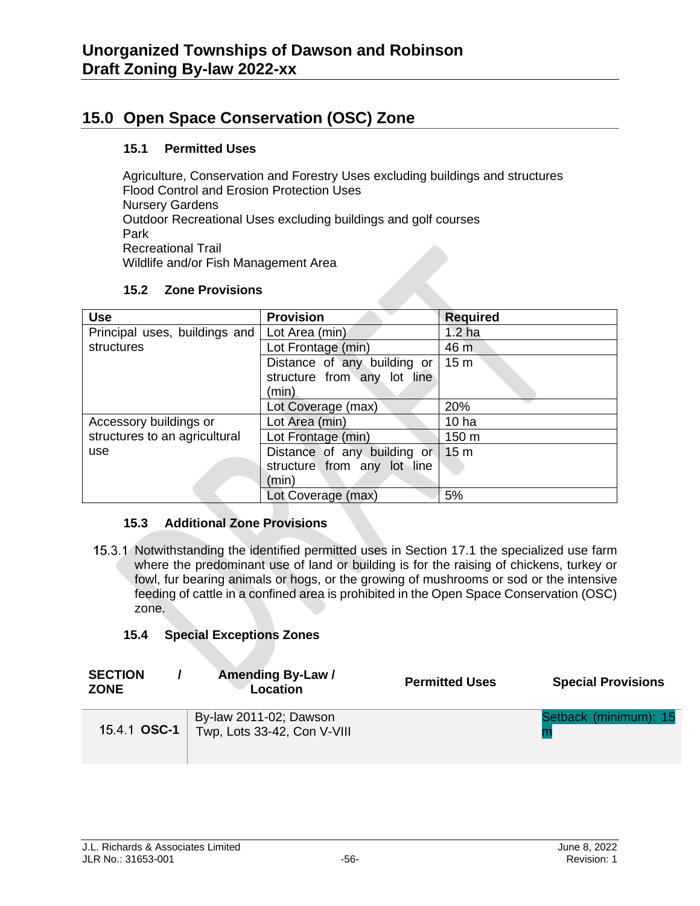# 15.0 Open Space Conservation (OSC) Zone

### 15.1 Permitted Uses

Agriculture, Conservation and Forestry Uses excluding buildings and structures
Flood Control and Erosion Protection Uses
Nursery Gardens
Outdoor Recreational Uses excluding buildings and golf courses
Park
Recreational Trail
Wildlife and/or Fish Management Area

### 15.2 Zone Provisions

| Use | Provision | Required |
|---|---|---|
| Principal uses, buildings and structures | Lot Area (min) | 1.2 ha |
| | Lot Frontage (min) | 46 m |
| | Distance of any building or structure from any lot line (min) | 15 m |
| | Lot Coverage (max) | 20% |
| Accessory buildings or structures to an agricultural use | Lot Area (min) | 10 ha |
| | Lot Frontage (min) | 150 m |
| | Distance of any building or structure from any lot line (min) | 15 m |
| | Lot Coverage (max) | 5% |

### 15.3 Additional Zone Provisions

15.3.1 Notwithstanding the identified permitted uses in Section 17.1 the specialized use farm where the predominant use of land or building is for the raising of chickens, turkey or fowl, fur bearing animals or hogs, or the growing of mushrooms or sod or the intensive feeding of cattle in a confined area is prohibited in the Open Space Conservation (OSC) zone.

### 15.4 Special Exceptions Zones

| SECTION / ZONE | Amending By-Law / Location | Permitted Uses | Special Provisions |
|---|---|---|---|
| 15.4.1 **OSC-1** | By-law 2011-02; Dawson Twp, Lots 33-42, Con V-VIII | | Setback (minimum): 15 m |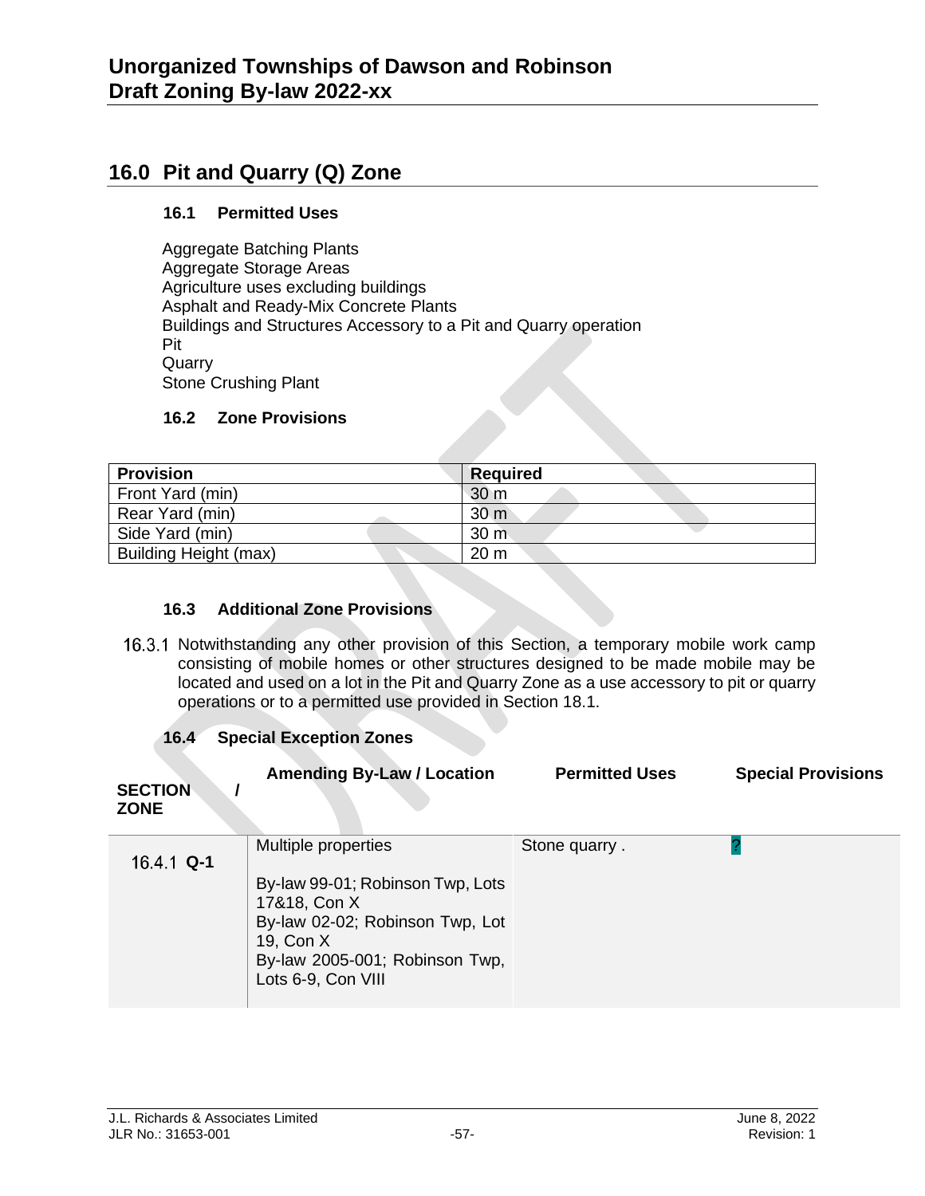# 16.0 Pit and Quarry (Q) Zone

### 16.1 Permitted Uses

Aggregate Batching Plants
Aggregate Storage Areas
Agriculture uses excluding buildings
Asphalt and Ready-Mix Concrete Plants
Buildings and Structures Accessory to a Pit and Quarry operation
Pit
Quarry
Stone Crushing Plant

### 16.2 Zone Provisions

| Provision | Required |
|---|---|
| Front Yard (min) | 30 m |
| Rear Yard (min) | 30 m |
| Side Yard (min) | 30 m |
| Building Height (max) | 20 m |

### 16.3 Additional Zone Provisions

16.3.1 Notwithstanding any other provision of this Section, a temporary mobile work camp consisting of mobile homes or other structures designed to be made mobile may be located and used on a lot in the Pit and Quarry Zone as a use accessory to pit or quarry operations or to a permitted use provided in Section 18.1.

### 16.4 Special Exception Zones

| SECTION / ZONE | Amending By-Law / Location | Permitted Uses | Special Provisions |
|---|---|---|---|
| 16.4.1 **Q-1** | Multiple properties<br><br>By-law 99-01; Robinson Twp, Lots 17&18, Con X<br>By-law 02-02; Robinson Twp, Lot 19, Con X<br>By-law 2005-001; Robinson Twp, Lots 6-9, Con VIII | Stone quarry . | ? |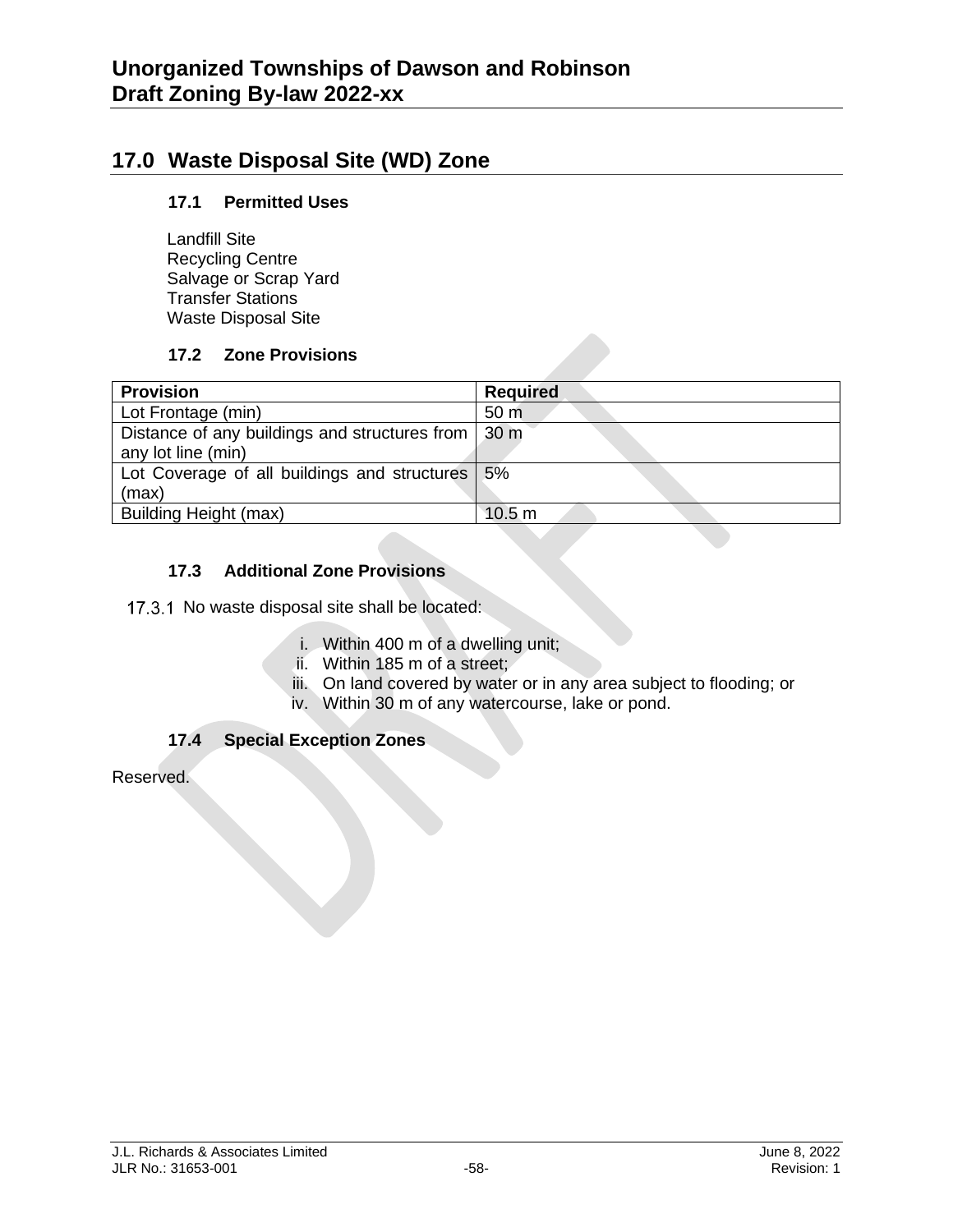## 17.0 Waste Disposal Site (WD) Zone

### 17.1 Permitted Uses

Landfill Site
Recycling Centre
Salvage or Scrap Yard
Transfer Stations
Waste Disposal Site

### 17.2 Zone Provisions

| Provision | Required |
|---|---|
| Lot Frontage (min) | 50 m |
| Distance of any buildings and structures from any lot line (min) | 30 m |
| Lot Coverage of all buildings and structures (max) | 5% |
| Building Height (max) | 10.5 m |

### 17.3 Additional Zone Provisions

17.3.1 No waste disposal site shall be located:

i. Within 400 m of a dwelling unit;
ii. Within 185 m of a street;
iii. On land covered by water or in any area subject to flooding; or
iv. Within 30 m of any watercourse, lake or pond.

### 17.4 Special Exception Zones

Reserved.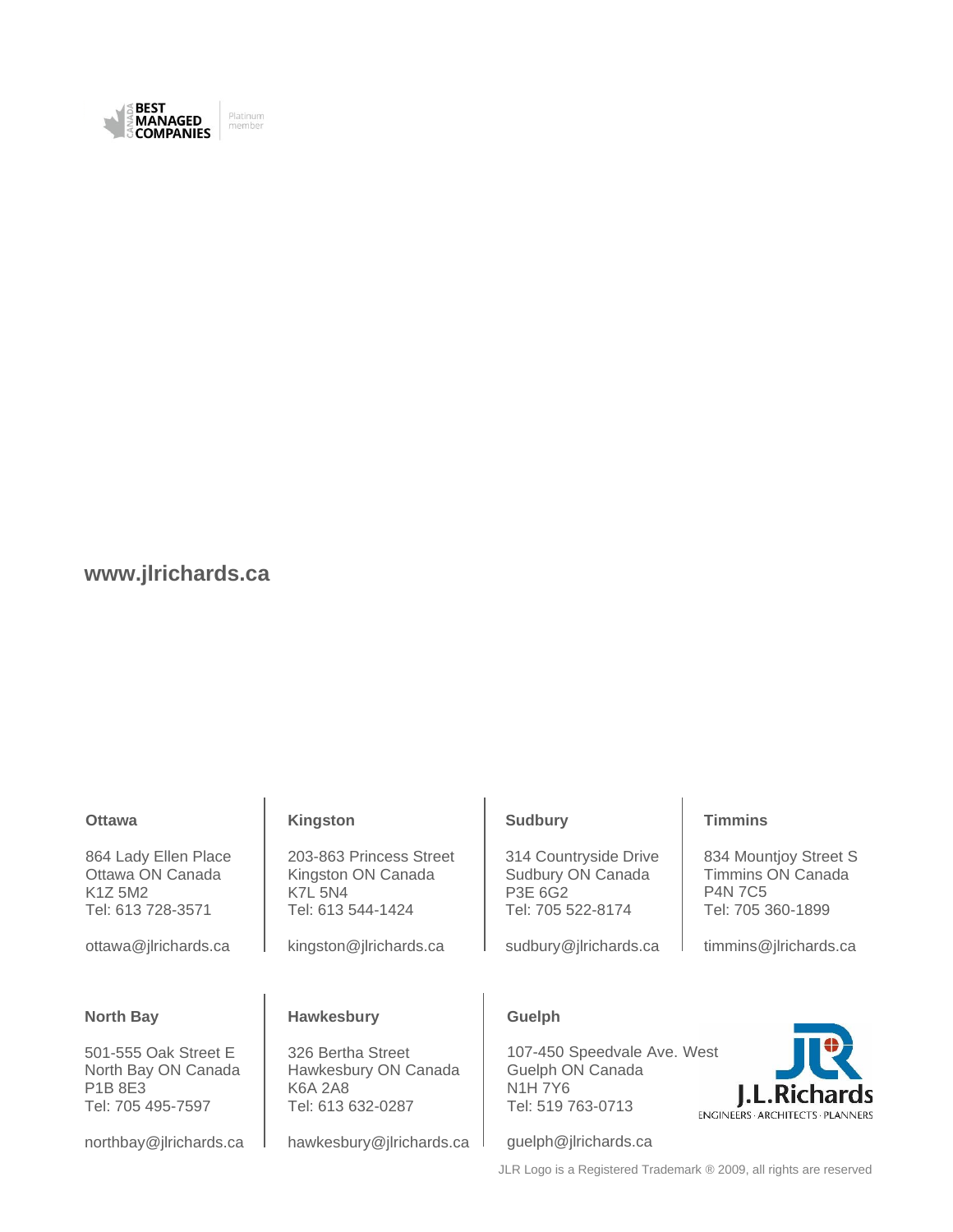BEST MANAGED COMPANIES
Platinum member

**www.jlrichards.ca**

**Ottawa**

864 Lady Ellen Place
Ottawa ON Canada
K1Z 5M2
Tel: 613 728-3571

ottawa@jlrichards.ca

**Kingston**

203-863 Princess Street
Kingston ON Canada
K7L 5N4
Tel: 613 544-1424

kingston@jlrichards.ca

**Sudbury**

314 Countryside Drive
Sudbury ON Canada
P3E 6G2
Tel: 705 522-8174

sudbury@jlrichards.ca

**Timmins**

834 Mountjoy Street S
Timmins ON Canada
P4N 7C5
Tel: 705 360-1899

timmins@jlrichards.ca

**North Bay**

501-555 Oak Street E
North Bay ON Canada
P1B 8E3
Tel: 705 495-7597

northbay@jlrichards.ca

**Hawkesbury**

326 Bertha Street
Hawkesbury ON Canada
K6A 2A8
Tel: 613 632-0287

hawkesbury@jlrichards.ca

**Guelph**

107-450 Speedvale Ave. West
Guelph ON Canada
N1H 7Y6
Tel: 519 763-0713

guelph@jlrichards.ca

J.L.Richards
ENGINEERS · ARCHITECTS · PLANNERS

JLR Logo is a Registered Trademark ® 2009, all rights are reserved